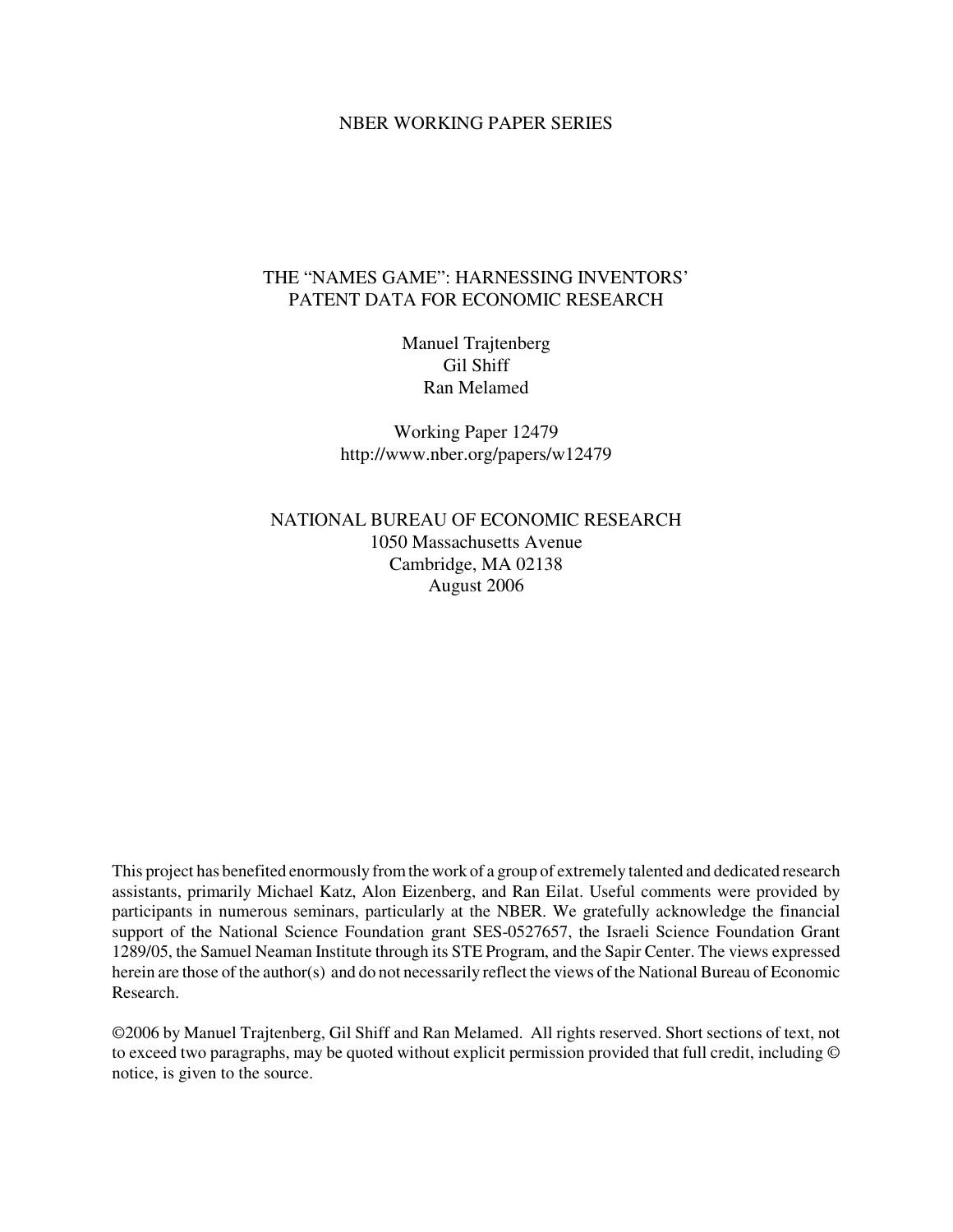NBER WORKING PAPER SERIES

# THE “NAMES GAME”: HARNESSING INVENTORS’ PATENT DATA FOR ECONOMIC RESEARCH

Manuel Trajtenberg
Gil Shiff
Ran Melamed

Working Paper 12479
http://www.nber.org/papers/w12479

NATIONAL BUREAU OF ECONOMIC RESEARCH
1050 Massachusetts Avenue
Cambridge, MA 02138
August 2006

This project has benefited enormously from the work of a group of extremely talented and dedicated research assistants, primarily Michael Katz, Alon Eizenberg, and Ran Eilat. Useful comments were provided by participants in numerous seminars, particularly at the NBER. We gratefully acknowledge the financial support of the National Science Foundation grant SES-0527657, the Israeli Science Foundation Grant 1289/05, the Samuel Neaman Institute through its STE Program, and the Sapir Center. The views expressed herein are those of the author(s) and do not necessarily reflect the views of the National Bureau of Economic Research.

©2006 by Manuel Trajtenberg, Gil Shiff and Ran Melamed. All rights reserved. Short sections of text, not to exceed two paragraphs, may be quoted without explicit permission provided that full credit, including © notice, is given to the source.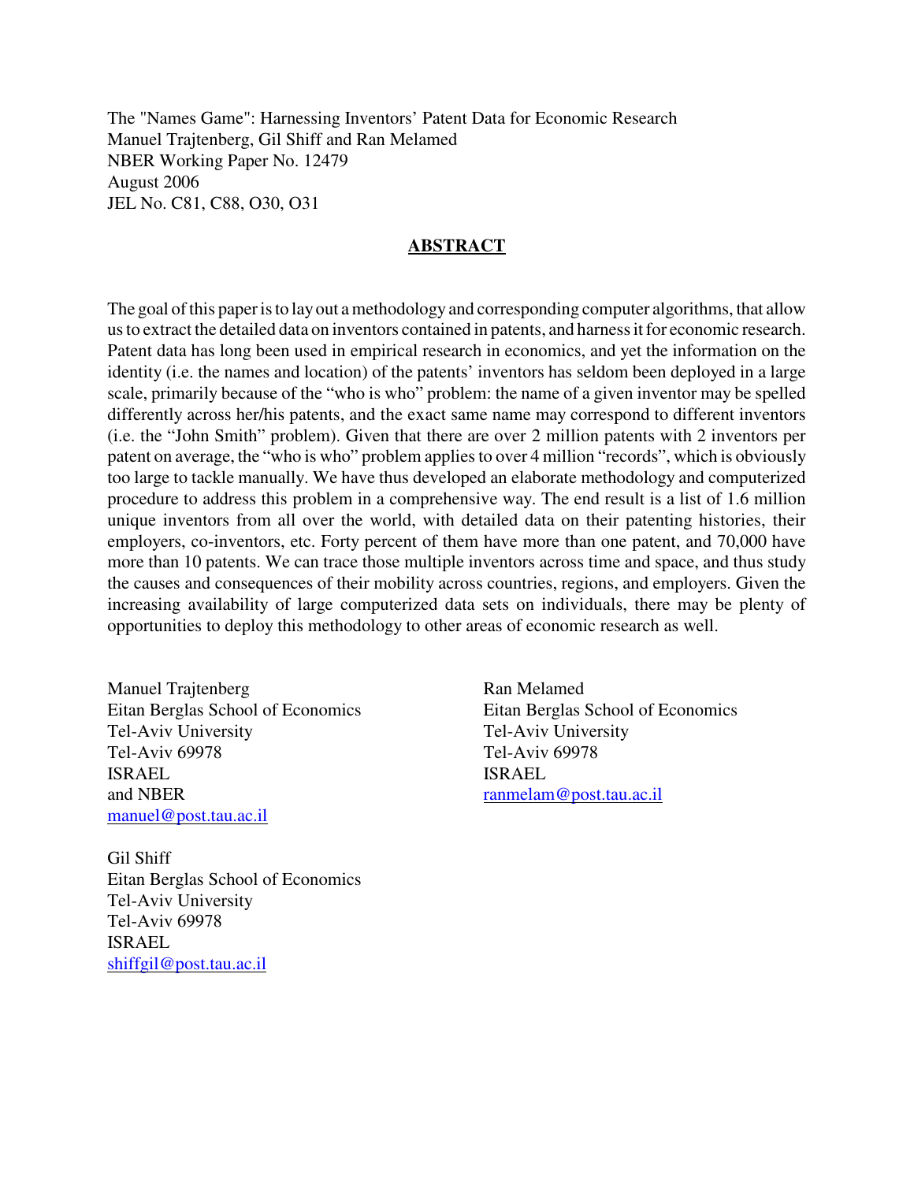The "Names Game": Harnessing Inventors' Patent Data for Economic Research
Manuel Trajtenberg, Gil Shiff and Ran Melamed
NBER Working Paper No. 12479
August 2006
JEL No. C81, C88, O30, O31

## ABSTRACT

The goal of this paper is to lay out a methodology and corresponding computer algorithms, that allow us to extract the detailed data on inventors contained in patents, and harness it for economic research. Patent data has long been used in empirical research in economics, and yet the information on the identity (i.e. the names and location) of the patents' inventors has seldom been deployed in a large scale, primarily because of the "who is who" problem: the name of a given inventor may be spelled differently across her/his patents, and the exact same name may correspond to different inventors (i.e. the "John Smith" problem). Given that there are over 2 million patents with 2 inventors per patent on average, the "who is who" problem applies to over 4 million "records", which is obviously too large to tackle manually. We have thus developed an elaborate methodology and computerized procedure to address this problem in a comprehensive way. The end result is a list of 1.6 million unique inventors from all over the world, with detailed data on their patenting histories, their employers, co-inventors, etc. Forty percent of them have more than one patent, and 70,000 have more than 10 patents. We can trace those multiple inventors across time and space, and thus study the causes and consequences of their mobility across countries, regions, and employers. Given the increasing availability of large computerized data sets on individuals, there may be plenty of opportunities to deploy this methodology to other areas of economic research as well.

Manuel Trajtenberg
Eitan Berglas School of Economics
Tel-Aviv University
Tel-Aviv 69978
ISRAEL
and NBER
manuel@post.tau.ac.il

Gil Shiff
Eitan Berglas School of Economics
Tel-Aviv University
Tel-Aviv 69978
ISRAEL
shiffgil@post.tau.ac.il

Ran Melamed
Eitan Berglas School of Economics
Tel-Aviv University
Tel-Aviv 69978
ISRAEL
ranmelam@post.tau.ac.il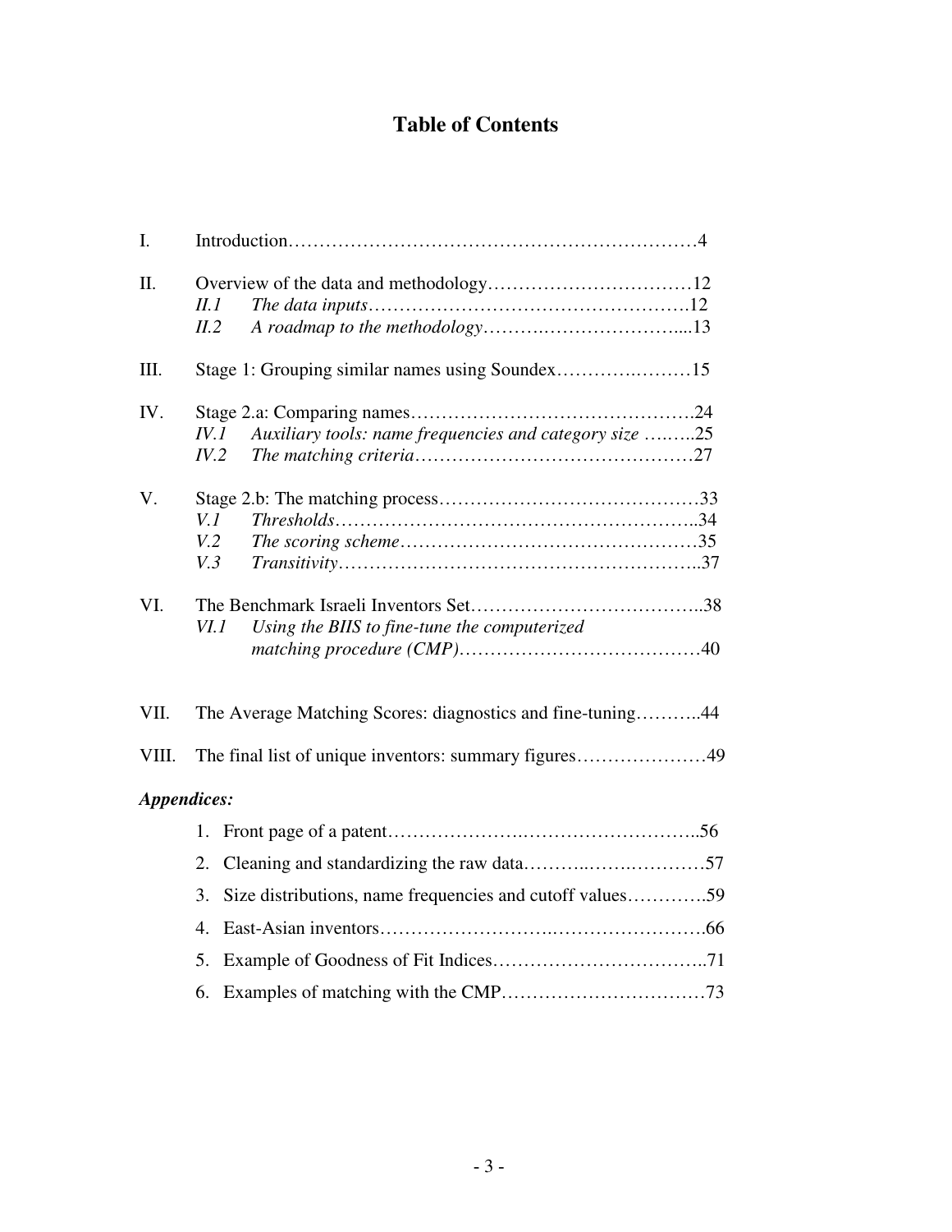# Table of Contents

I. Introduction……………………………………………………………4

II. Overview of the data and methodology……………………………12
- *II.1 The data inputs*……………………………………………….12
- *II.2 A roadmap to the methodology*……….…………………….....13

III. Stage 1: Grouping similar names using Soundex……….………15

IV. Stage 2.a: Comparing names……………………………………….24
- *IV.1 Auxiliary tools: name frequencies and category size* …..…..25
- *IV.2 The matching criteria*………………………………………27

V. Stage 2.b: The matching process……………………………………33
- *V.1 Thresholds*……………………….…………………………..34
- *V.2 The scoring scheme*…………………………………………35
- *V.3 Transitivity*…………………………………………………..37

VI. The Benchmark Israeli Inventors Set………………………………..38
- *VI.1 Using the BIIS to fine-tune the computerized matching procedure (CMP)*…………………………………40

VII. The Average Matching Scores: diagnostics and fine-tuning………..44

VIII. The final list of unique inventors: summary figures…………………49

***Appendices:***

1. Front page of a patent……………….………………………..56
2. Cleaning and standardizing the raw data………..…….…………57
3. Size distributions, name frequencies and cutoff values………….59
4. East-Asian inventors……………………….…………………….66
5. Example of Goodness of Fit Indices……………………………..71
6. Examples of matching with the CMP……………………………73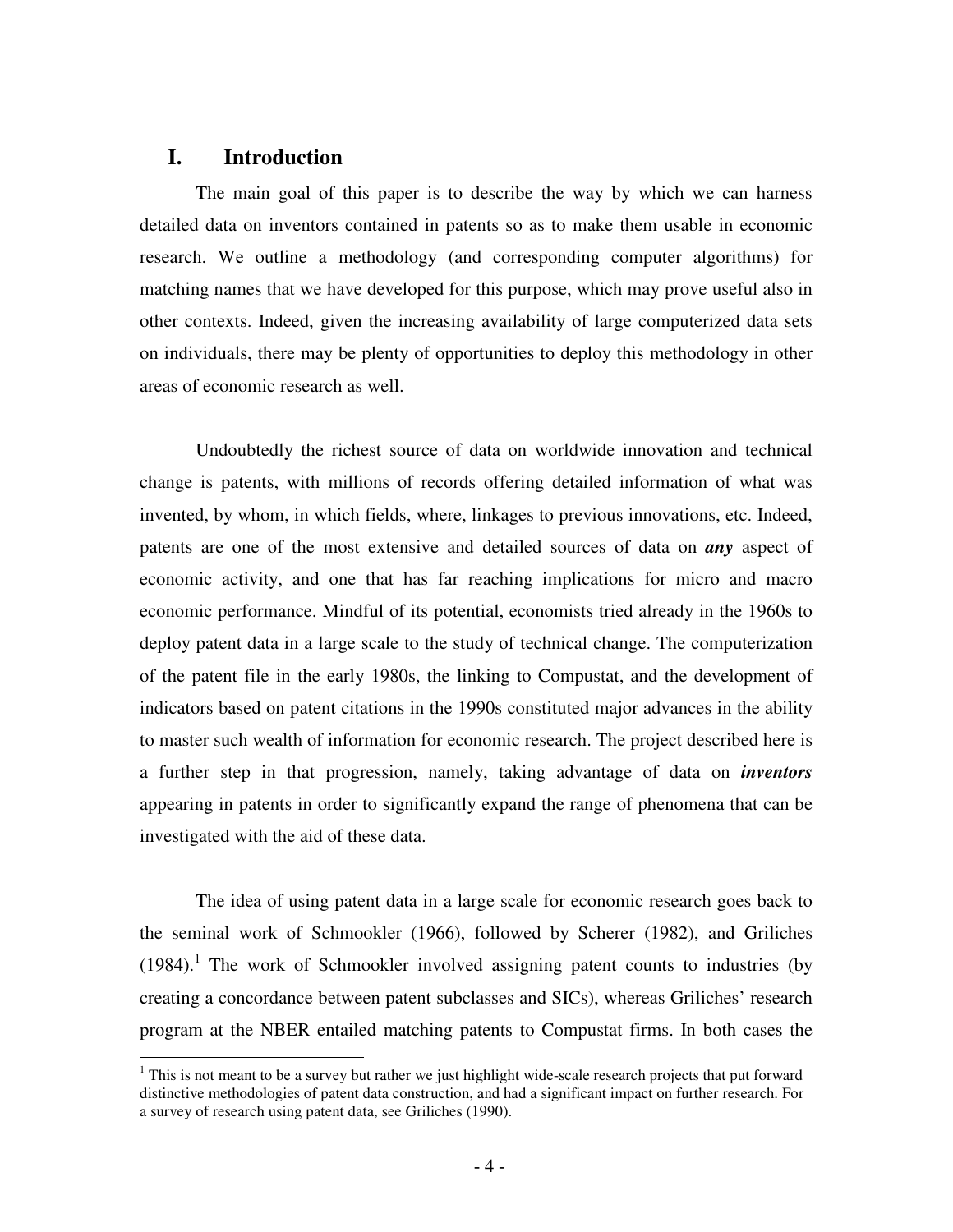## I. Introduction

The main goal of this paper is to describe the way by which we can harness detailed data on inventors contained in patents so as to make them usable in economic research. We outline a methodology (and corresponding computer algorithms) for matching names that we have developed for this purpose, which may prove useful also in other contexts. Indeed, given the increasing availability of large computerized data sets on individuals, there may be plenty of opportunities to deploy this methodology in other areas of economic research as well.

Undoubtedly the richest source of data on worldwide innovation and technical change is patents, with millions of records offering detailed information of what was invented, by whom, in which fields, where, linkages to previous innovations, etc. Indeed, patents are one of the most extensive and detailed sources of data on ***any*** aspect of economic activity, and one that has far reaching implications for micro and macro economic performance. Mindful of its potential, economists tried already in the 1960s to deploy patent data in a large scale to the study of technical change. The computerization of the patent file in the early 1980s, the linking to Compustat, and the development of indicators based on patent citations in the 1990s constituted major advances in the ability to master such wealth of information for economic research. The project described here is a further step in that progression, namely, taking advantage of data on ***inventors*** appearing in patents in order to significantly expand the range of phenomena that can be investigated with the aid of these data.

The idea of using patent data in a large scale for economic research goes back to the seminal work of Schmookler (1966), followed by Scherer (1982), and Griliches (1984).[1] The work of Schmookler involved assigning patent counts to industries (by creating a concordance between patent subclasses and SICs), whereas Griliches' research program at the NBER entailed matching patents to Compustat firms. In both cases the

[1] This is not meant to be a survey but rather we just highlight wide-scale research projects that put forward distinctive methodologies of patent data construction, and had a significant impact on further research. For a survey of research using patent data, see Griliches (1990).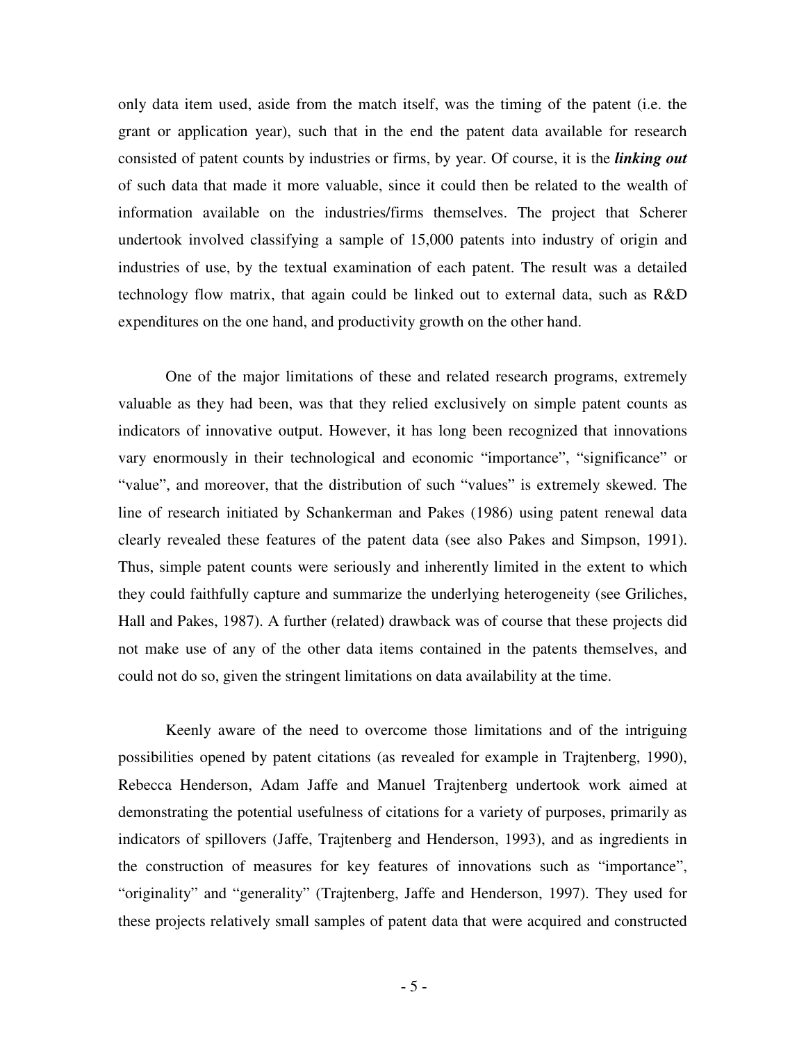only data item used, aside from the match itself, was the timing of the patent (i.e. the grant or application year), such that in the end the patent data available for research consisted of patent counts by industries or firms, by year. Of course, it is the ***linking out*** of such data that made it more valuable, since it could then be related to the wealth of information available on the industries/firms themselves. The project that Scherer undertook involved classifying a sample of 15,000 patents into industry of origin and industries of use, by the textual examination of each patent. The result was a detailed technology flow matrix, that again could be linked out to external data, such as R&D expenditures on the one hand, and productivity growth on the other hand.

One of the major limitations of these and related research programs, extremely valuable as they had been, was that they relied exclusively on simple patent counts as indicators of innovative output. However, it has long been recognized that innovations vary enormously in their technological and economic "importance", "significance" or "value", and moreover, that the distribution of such "values" is extremely skewed. The line of research initiated by Schankerman and Pakes (1986) using patent renewal data clearly revealed these features of the patent data (see also Pakes and Simpson, 1991). Thus, simple patent counts were seriously and inherently limited in the extent to which they could faithfully capture and summarize the underlying heterogeneity (see Griliches, Hall and Pakes, 1987). A further (related) drawback was of course that these projects did not make use of any of the other data items contained in the patents themselves, and could not do so, given the stringent limitations on data availability at the time.

Keenly aware of the need to overcome those limitations and of the intriguing possibilities opened by patent citations (as revealed for example in Trajtenberg, 1990), Rebecca Henderson, Adam Jaffe and Manuel Trajtenberg undertook work aimed at demonstrating the potential usefulness of citations for a variety of purposes, primarily as indicators of spillovers (Jaffe, Trajtenberg and Henderson, 1993), and as ingredients in the construction of measures for key features of innovations such as "importance", "originality" and "generality" (Trajtenberg, Jaffe and Henderson, 1997). They used for these projects relatively small samples of patent data that were acquired and constructed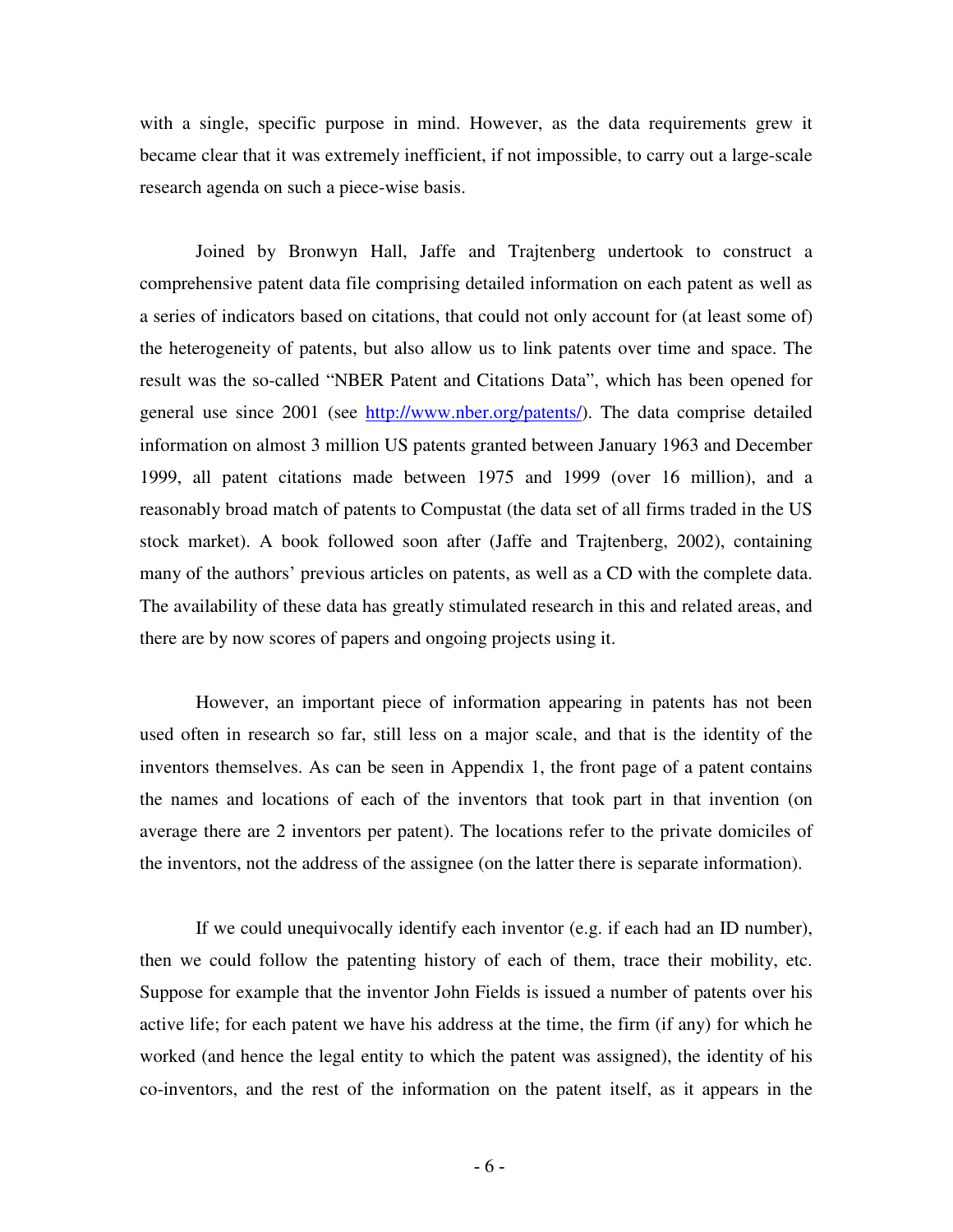with a single, specific purpose in mind. However, as the data requirements grew it became clear that it was extremely inefficient, if not impossible, to carry out a large-scale research agenda on such a piece-wise basis.

Joined by Bronwyn Hall, Jaffe and Trajtenberg undertook to construct a comprehensive patent data file comprising detailed information on each patent as well as a series of indicators based on citations, that could not only account for (at least some of) the heterogeneity of patents, but also allow us to link patents over time and space. The result was the so-called "NBER Patent and Citations Data", which has been opened for general use since 2001 (see [http://www.nber.org/patents/](http://www.nber.org/patents/)). The data comprise detailed information on almost 3 million US patents granted between January 1963 and December 1999, all patent citations made between 1975 and 1999 (over 16 million), and a reasonably broad match of patents to Compustat (the data set of all firms traded in the US stock market). A book followed soon after (Jaffe and Trajtenberg, 2002), containing many of the authors' previous articles on patents, as well as a CD with the complete data. The availability of these data has greatly stimulated research in this and related areas, and there are by now scores of papers and ongoing projects using it.

However, an important piece of information appearing in patents has not been used often in research so far, still less on a major scale, and that is the identity of the inventors themselves. As can be seen in Appendix 1, the front page of a patent contains the names and locations of each of the inventors that took part in that invention (on average there are 2 inventors per patent). The locations refer to the private domiciles of the inventors, not the address of the assignee (on the latter there is separate information).

If we could unequivocally identify each inventor (e.g. if each had an ID number), then we could follow the patenting history of each of them, trace their mobility, etc. Suppose for example that the inventor John Fields is issued a number of patents over his active life; for each patent we have his address at the time, the firm (if any) for which he worked (and hence the legal entity to which the patent was assigned), the identity of his co-inventors, and the rest of the information on the patent itself, as it appears in the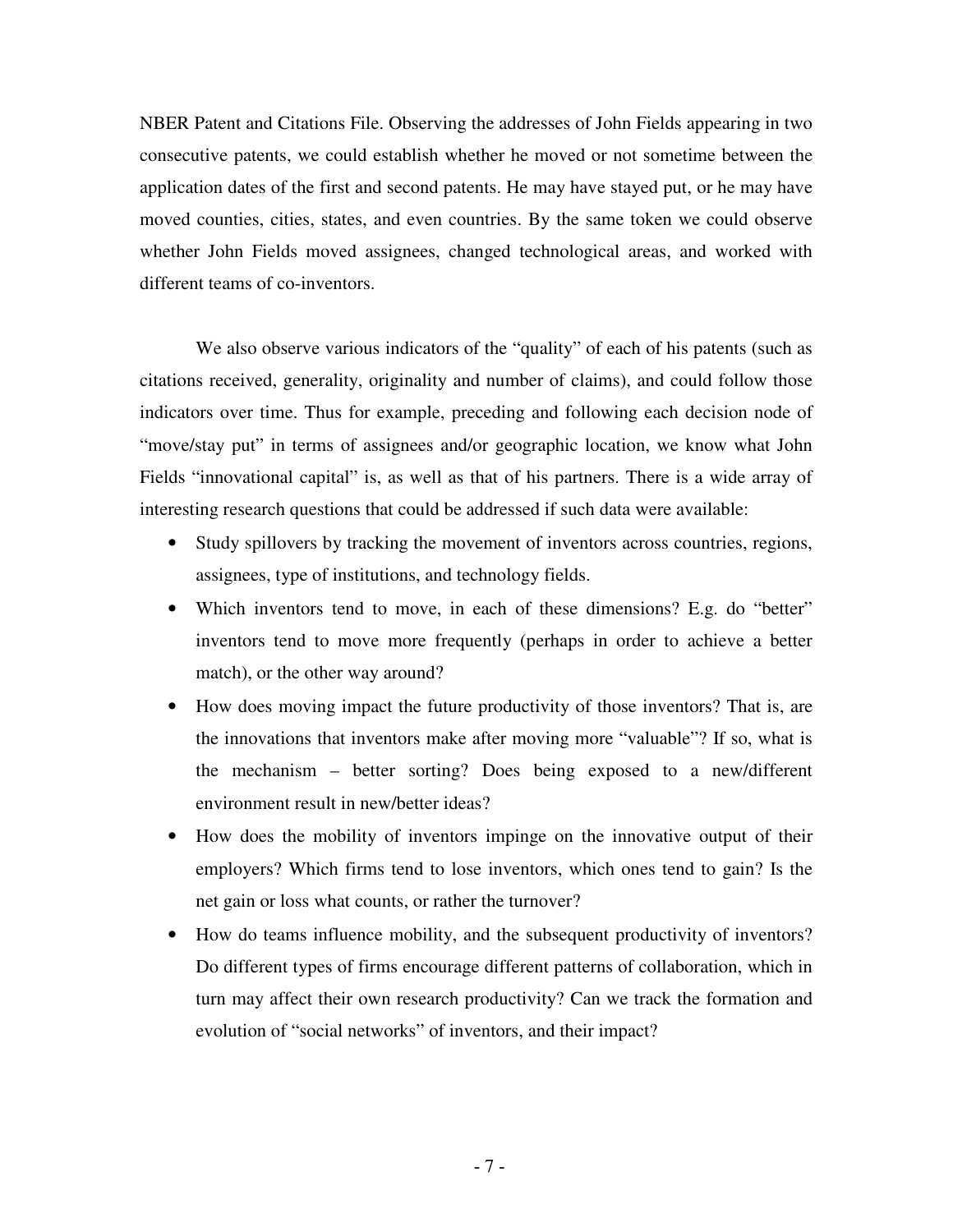NBER Patent and Citations File. Observing the addresses of John Fields appearing in two consecutive patents, we could establish whether he moved or not sometime between the application dates of the first and second patents. He may have stayed put, or he may have moved counties, cities, states, and even countries. By the same token we could observe whether John Fields moved assignees, changed technological areas, and worked with different teams of co-inventors.

We also observe various indicators of the "quality" of each of his patents (such as citations received, generality, originality and number of claims), and could follow those indicators over time. Thus for example, preceding and following each decision node of "move/stay put" in terms of assignees and/or geographic location, we know what John Fields "innovational capital" is, as well as that of his partners. There is a wide array of interesting research questions that could be addressed if such data were available:

- Study spillovers by tracking the movement of inventors across countries, regions, assignees, type of institutions, and technology fields.
- Which inventors tend to move, in each of these dimensions? E.g. do "better" inventors tend to move more frequently (perhaps in order to achieve a better match), or the other way around?
- How does moving impact the future productivity of those inventors? That is, are the innovations that inventors make after moving more "valuable"? If so, what is the mechanism – better sorting? Does being exposed to a new/different environment result in new/better ideas?
- How does the mobility of inventors impinge on the innovative output of their employers? Which firms tend to lose inventors, which ones tend to gain? Is the net gain or loss what counts, or rather the turnover?
- How do teams influence mobility, and the subsequent productivity of inventors? Do different types of firms encourage different patterns of collaboration, which in turn may affect their own research productivity? Can we track the formation and evolution of "social networks" of inventors, and their impact?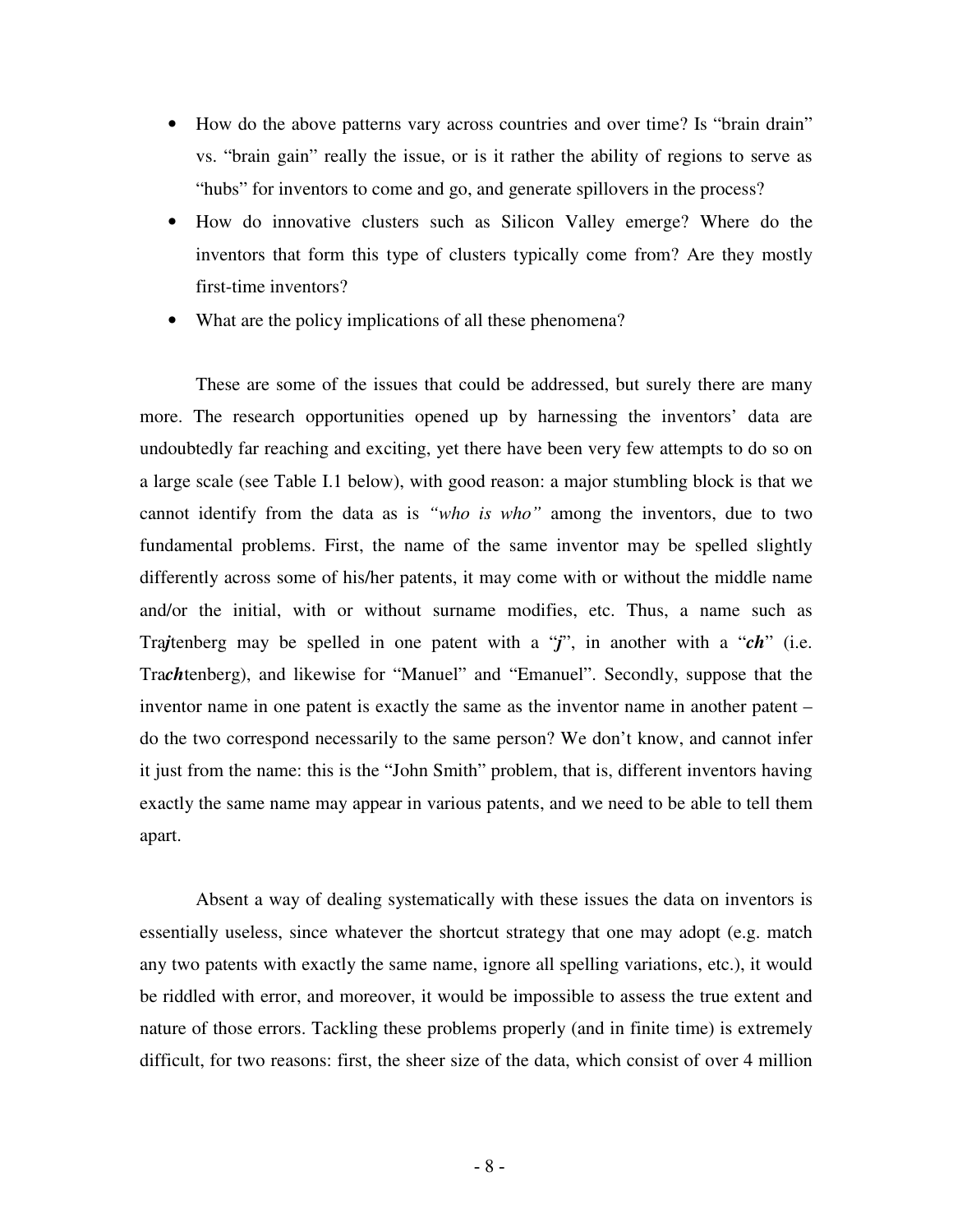- How do the above patterns vary across countries and over time? Is "brain drain" vs. "brain gain" really the issue, or is it rather the ability of regions to serve as "hubs" for inventors to come and go, and generate spillovers in the process?
- How do innovative clusters such as Silicon Valley emerge? Where do the inventors that form this type of clusters typically come from? Are they mostly first-time inventors?
- What are the policy implications of all these phenomena?

These are some of the issues that could be addressed, but surely there are many more. The research opportunities opened up by harnessing the inventors' data are undoubtedly far reaching and exciting, yet there have been very few attempts to do so on a large scale (see Table I.1 below), with good reason: a major stumbling block is that we cannot identify from the data as is *"who is who"* among the inventors, due to two fundamental problems. First, the name of the same inventor may be spelled slightly differently across some of his/her patents, it may come with or without the middle name and/or the initial, with or without surname modifies, etc. Thus, a name such as Tra***j***tenberg may be spelled in one patent with a "***j***", in another with a "***ch***" (i.e. Tra***ch***tenberg), and likewise for "Manuel" and "Emanuel". Secondly, suppose that the inventor name in one patent is exactly the same as the inventor name in another patent – do the two correspond necessarily to the same person? We don't know, and cannot infer it just from the name: this is the "John Smith" problem, that is, different inventors having exactly the same name may appear in various patents, and we need to be able to tell them apart.

Absent a way of dealing systematically with these issues the data on inventors is essentially useless, since whatever the shortcut strategy that one may adopt (e.g. match any two patents with exactly the same name, ignore all spelling variations, etc.), it would be riddled with error, and moreover, it would be impossible to assess the true extent and nature of those errors. Tackling these problems properly (and in finite time) is extremely difficult, for two reasons: first, the sheer size of the data, which consist of over 4 million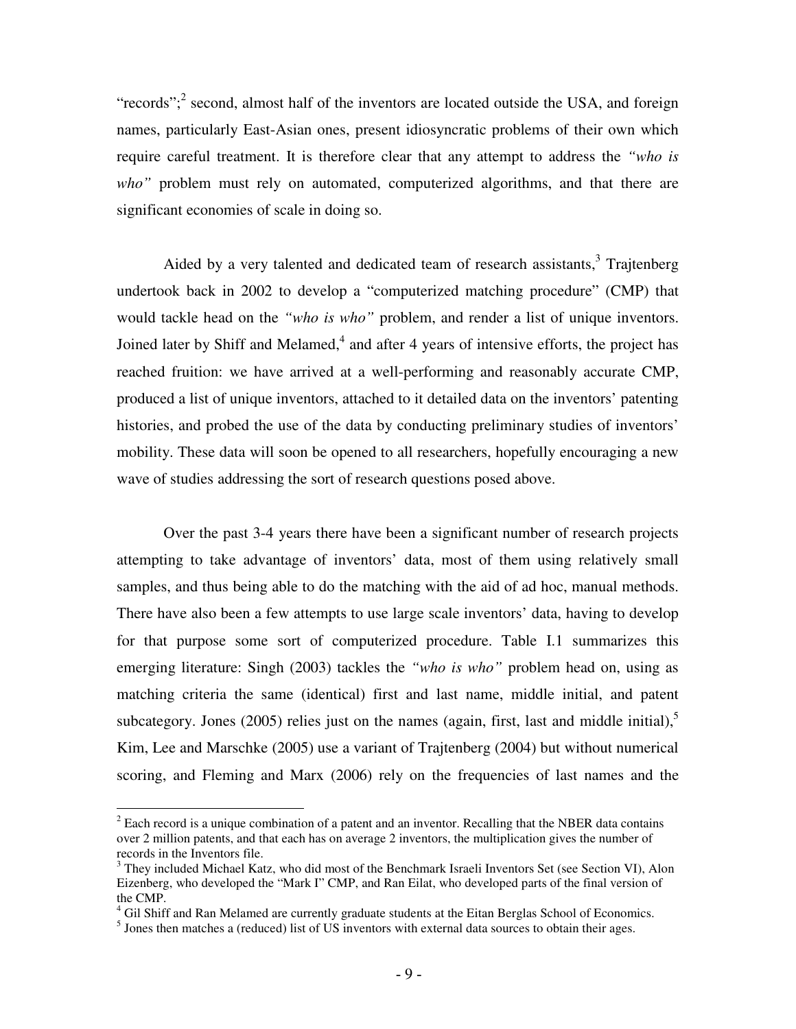"records";[2] second, almost half of the inventors are located outside the USA, and foreign names, particularly East-Asian ones, present idiosyncratic problems of their own which require careful treatment. It is therefore clear that any attempt to address the *"who is who"* problem must rely on automated, computerized algorithms, and that there are significant economies of scale in doing so.

Aided by a very talented and dedicated team of research assistants,[3] Trajtenberg undertook back in 2002 to develop a "computerized matching procedure" (CMP) that would tackle head on the *"who is who"* problem, and render a list of unique inventors. Joined later by Shiff and Melamed,[4] and after 4 years of intensive efforts, the project has reached fruition: we have arrived at a well-performing and reasonably accurate CMP, produced a list of unique inventors, attached to it detailed data on the inventors' patenting histories, and probed the use of the data by conducting preliminary studies of inventors' mobility. These data will soon be opened to all researchers, hopefully encouraging a new wave of studies addressing the sort of research questions posed above.

Over the past 3-4 years there have been a significant number of research projects attempting to take advantage of inventors' data, most of them using relatively small samples, and thus being able to do the matching with the aid of ad hoc, manual methods. There have also been a few attempts to use large scale inventors' data, having to develop for that purpose some sort of computerized procedure. Table I.1 summarizes this emerging literature: Singh (2003) tackles the *"who is who"* problem head on, using as matching criteria the same (identical) first and last name, middle initial, and patent subcategory. Jones (2005) relies just on the names (again, first, last and middle initial),[5] Kim, Lee and Marschke (2005) use a variant of Trajtenberg (2004) but without numerical scoring, and Fleming and Marx (2006) rely on the frequencies of last names and the

---

[2] Each record is a unique combination of a patent and an inventor. Recalling that the NBER data contains over 2 million patents, and that each has on average 2 inventors, the multiplication gives the number of records in the Inventors file.

[3] They included Michael Katz, who did most of the Benchmark Israeli Inventors Set (see Section VI), Alon Eizenberg, who developed the "Mark I" CMP, and Ran Eilat, who developed parts of the final version of the CMP.

[4] Gil Shiff and Ran Melamed are currently graduate students at the Eitan Berglas School of Economics.

[5] Jones then matches a (reduced) list of US inventors with external data sources to obtain their ages.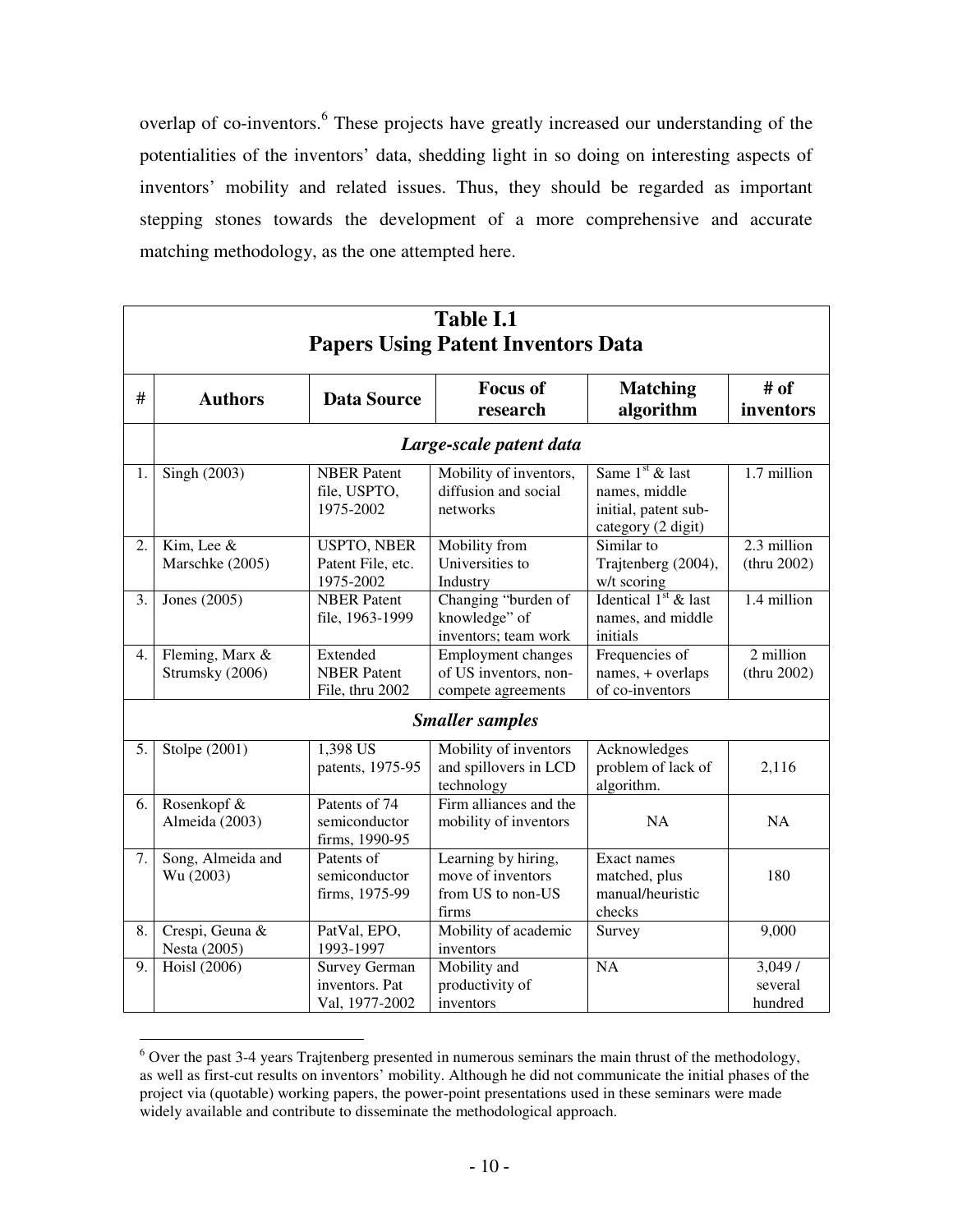overlap of co-inventors.[6] These projects have greatly increased our understanding of the potentialities of the inventors' data, shedding light in so doing on interesting aspects of inventors' mobility and related issues. Thus, they should be regarded as important stepping stones towards the development of a more comprehensive and accurate matching methodology, as the one attempted here.

**Table I.1**
**Papers Using Patent Inventors Data**

| # | Authors | Data Source | Focus of research | Matching algorithm | # of inventors |
|---|---|---|---|---|---|
| | ***Large-scale patent data*** | | | | |
| 1. | Singh (2003) | NBER Patent file, USPTO, 1975-2002 | Mobility of inventors, diffusion and social networks | Same 1st & last names, middle initial, patent sub-category (2 digit) | 1.7 million |
| 2. | Kim, Lee & Marschke (2005) | USPTO, NBER Patent File, etc. 1975-2002 | Mobility from Universities to Industry | Similar to Trajtenberg (2004), w/t scoring | 2.3 million (thru 2002) |
| 3. | Jones (2005) | NBER Patent file, 1963-1999 | Changing "burden of knowledge" of inventors; team work | Identical 1st & last names, and middle initials | 1.4 million |
| 4. | Fleming, Marx & Strumsky (2006) | Extended NBER Patent File, thru 2002 | Employment changes of US inventors, non-compete agreements | Frequencies of names, + overlaps of co-inventors | 2 million (thru 2002) |
| | ***Smaller samples*** | | | | |
| 5. | Stolpe (2001) | 1,398 US patents, 1975-95 | Mobility of inventors and spillovers in LCD technology | Acknowledges problem of lack of algorithm. | 2,116 |
| 6. | Rosenkopf & Almeida (2003) | Patents of 74 semiconductor firms, 1990-95 | Firm alliances and the mobility of inventors | NA | NA |
| 7. | Song, Almeida and Wu (2003) | Patents of semiconductor firms, 1975-99 | Learning by hiring, move of inventors from US to non-US firms | Exact names matched, plus manual/heuristic checks | 180 |
| 8. | Crespi, Geuna & Nesta (2005) | PatVal, EPO, 1993-1997 | Mobility of academic inventors | Survey | 9,000 |
| 9. | Hoisl (2006) | Survey German inventors. Pat Val, 1977-2002 | Mobility and productivity of inventors | NA | 3,049 / several hundred |

[6] Over the past 3-4 years Trajtenberg presented in numerous seminars the main thrust of the methodology, as well as first-cut results on inventors' mobility. Although he did not communicate the initial phases of the project via (quotable) working papers, the power-point presentations used in these seminars were made widely available and contribute to disseminate the methodological approach.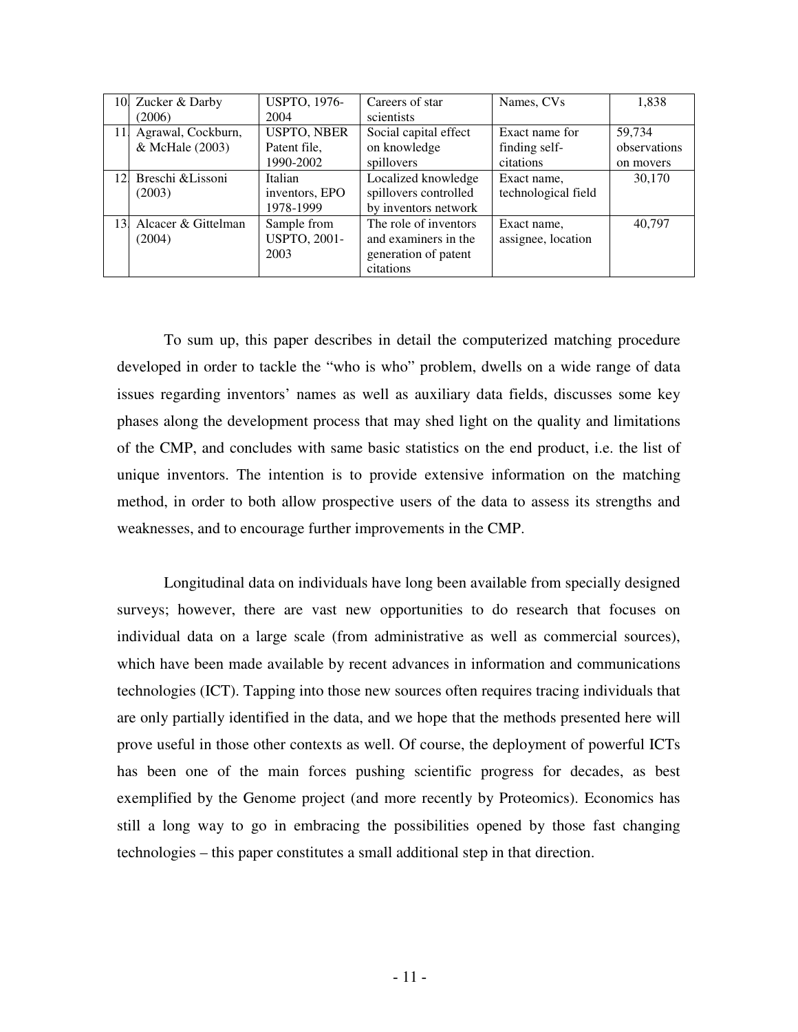| | | | | | |
|---|---|---|---|---|---|
| 10. | Zucker & Darby (2006) | USPTO, 1976-2004 | Careers of star scientists | Names, CVs | 1,838 |
| 11. | Agrawal, Cockburn, & McHale (2003) | USPTO, NBER Patent file, 1990-2002 | Social capital effect on knowledge spillovers | Exact name for finding self-citations | 59,734 observations on movers |
| 12. | Breschi &Lissoni (2003) | Italian inventors, EPO 1978-1999 | Localized knowledge spillovers controlled by inventors network | Exact name, technological field | 30,170 |
| 13. | Alcacer & Gittelman (2004) | Sample from USPTO, 2001-2003 | The role of inventors and examiners in the generation of patent citations | Exact name, assignee, location | 40,797 |

To sum up, this paper describes in detail the computerized matching procedure developed in order to tackle the "who is who" problem, dwells on a wide range of data issues regarding inventors' names as well as auxiliary data fields, discusses some key phases along the development process that may shed light on the quality and limitations of the CMP, and concludes with same basic statistics on the end product, i.e. the list of unique inventors. The intention is to provide extensive information on the matching method, in order to both allow prospective users of the data to assess its strengths and weaknesses, and to encourage further improvements in the CMP.

Longitudinal data on individuals have long been available from specially designed surveys; however, there are vast new opportunities to do research that focuses on individual data on a large scale (from administrative as well as commercial sources), which have been made available by recent advances in information and communications technologies (ICT). Tapping into those new sources often requires tracing individuals that are only partially identified in the data, and we hope that the methods presented here will prove useful in those other contexts as well. Of course, the deployment of powerful ICTs has been one of the main forces pushing scientific progress for decades, as best exemplified by the Genome project (and more recently by Proteomics). Economics has still a long way to go in embracing the possibilities opened by those fast changing technologies – this paper constitutes a small additional step in that direction.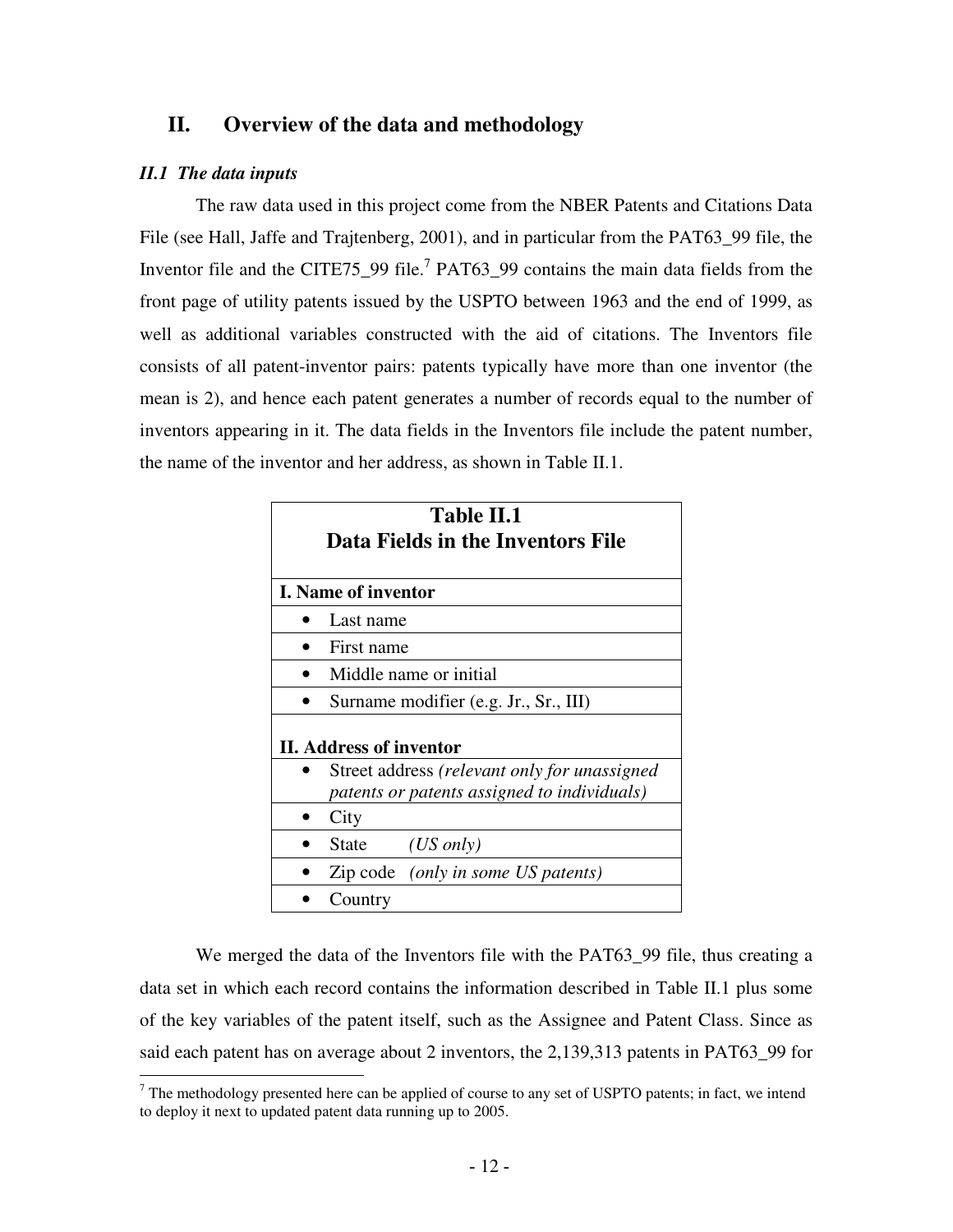## II. Overview of the data and methodology

### *II.1 The data inputs*

The raw data used in this project come from the NBER Patents and Citations Data File (see Hall, Jaffe and Trajtenberg, 2001), and in particular from the PAT63_99 file, the Inventor file and the CITE75_99 file.[7] PAT63_99 contains the main data fields from the front page of utility patents issued by the USPTO between 1963 and the end of 1999, as well as additional variables constructed with the aid of citations. The Inventors file consists of all patent-inventor pairs: patents typically have more than one inventor (the mean is 2), and hence each patent generates a number of records equal to the number of inventors appearing in it. The data fields in the Inventors file include the patent number, the name of the inventor and her address, as shown in Table II.1.

| **Table II.1 Data Fields in the Inventors File** |
|---|
| **I. Name of inventor** |
| • Last name |
| • First name |
| • Middle name or initial |
| • Surname modifier (e.g. Jr., Sr., III) |
| **II. Address of inventor** |
| • Street address *(relevant only for unassigned patents or patents assigned to individuals)* |
| • City |
| • State *(US only)* |
| • Zip code *(only in some US patents)* |
| • Country |

We merged the data of the Inventors file with the PAT63_99 file, thus creating a data set in which each record contains the information described in Table II.1 plus some of the key variables of the patent itself, such as the Assignee and Patent Class. Since as said each patent has on average about 2 inventors, the 2,139,313 patents in PAT63_99 for

[7] The methodology presented here can be applied of course to any set of USPTO patents; in fact, we intend to deploy it next to updated patent data running up to 2005.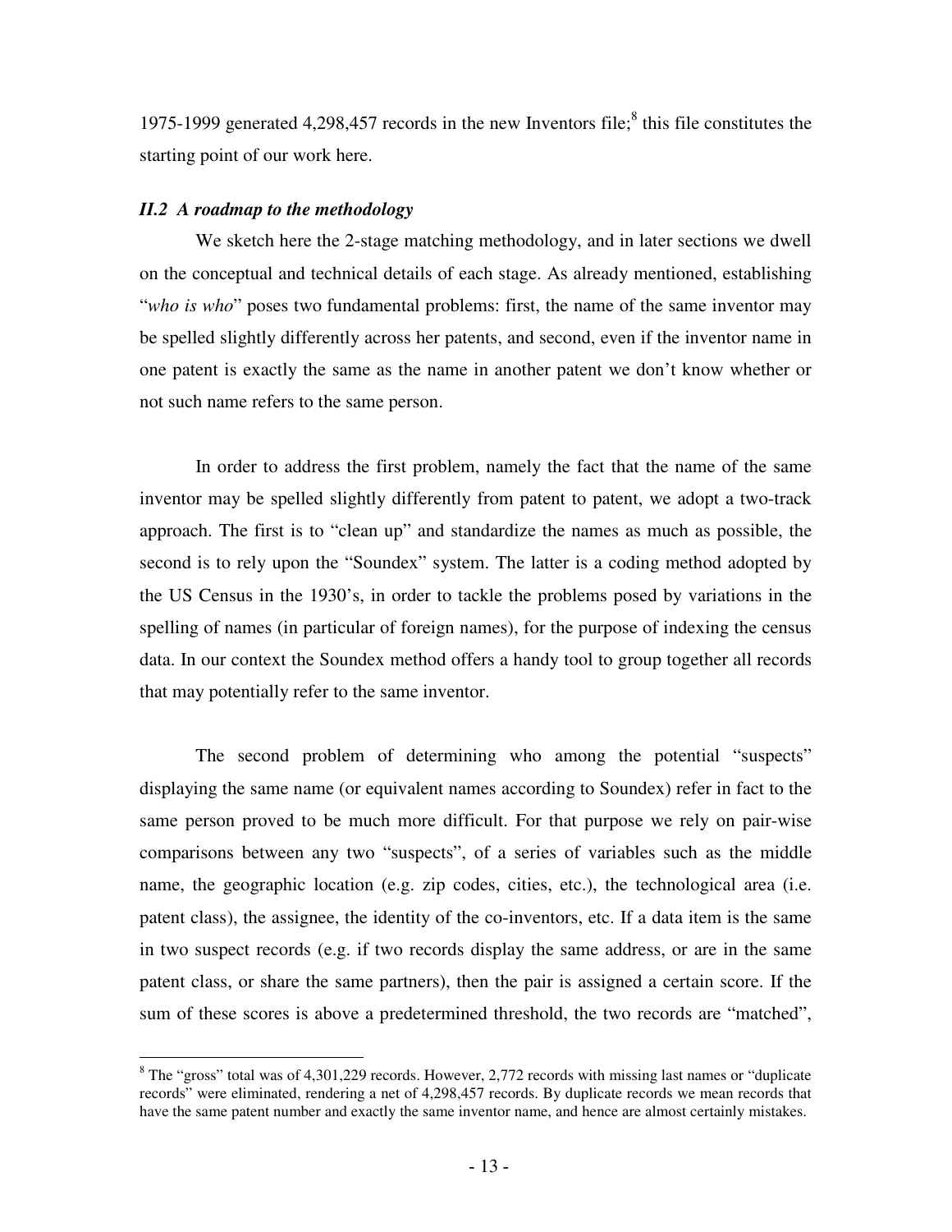1975-1999 generated 4,298,457 records in the new Inventors file;[8] this file constitutes the starting point of our work here.

### *II.2 A roadmap to the methodology*

We sketch here the 2-stage matching methodology, and in later sections we dwell on the conceptual and technical details of each stage. As already mentioned, establishing "*who is who*" poses two fundamental problems: first, the name of the same inventor may be spelled slightly differently across her patents, and second, even if the inventor name in one patent is exactly the same as the name in another patent we don't know whether or not such name refers to the same person.

In order to address the first problem, namely the fact that the name of the same inventor may be spelled slightly differently from patent to patent, we adopt a two-track approach. The first is to "clean up" and standardize the names as much as possible, the second is to rely upon the "Soundex" system. The latter is a coding method adopted by the US Census in the 1930's, in order to tackle the problems posed by variations in the spelling of names (in particular of foreign names), for the purpose of indexing the census data. In our context the Soundex method offers a handy tool to group together all records that may potentially refer to the same inventor.

The second problem of determining who among the potential "suspects" displaying the same name (or equivalent names according to Soundex) refer in fact to the same person proved to be much more difficult. For that purpose we rely on pair-wise comparisons between any two "suspects", of a series of variables such as the middle name, the geographic location (e.g. zip codes, cities, etc.), the technological area (i.e. patent class), the assignee, the identity of the co-inventors, etc. If a data item is the same in two suspect records (e.g. if two records display the same address, or are in the same patent class, or share the same partners), then the pair is assigned a certain score. If the sum of these scores is above a predetermined threshold, the two records are "matched",

---

[8] The "gross" total was of 4,301,229 records. However, 2,772 records with missing last names or "duplicate records" were eliminated, rendering a net of 4,298,457 records. By duplicate records we mean records that have the same patent number and exactly the same inventor name, and hence are almost certainly mistakes.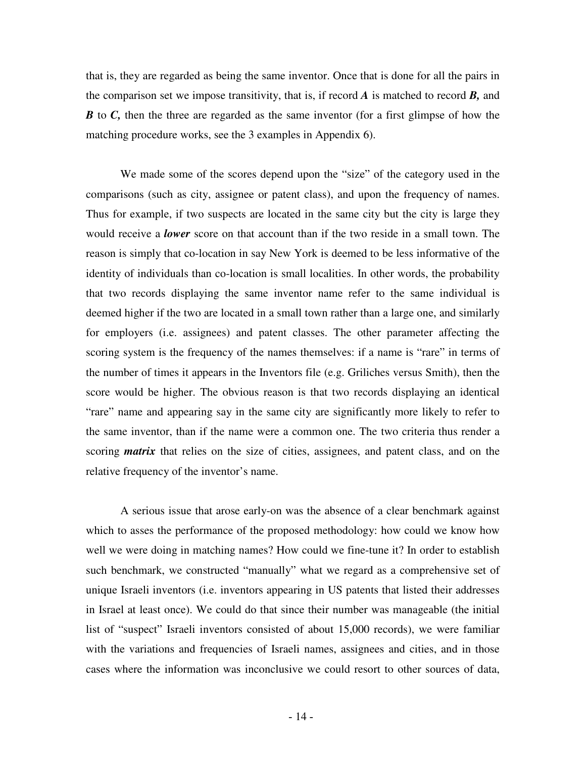that is, they are regarded as being the same inventor. Once that is done for all the pairs in the comparison set we impose transitivity, that is, if record ***A*** is matched to record ***B,*** and ***B*** to ***C,*** then the three are regarded as the same inventor (for a first glimpse of how the matching procedure works, see the 3 examples in Appendix 6).

We made some of the scores depend upon the "size" of the category used in the comparisons (such as city, assignee or patent class), and upon the frequency of names. Thus for example, if two suspects are located in the same city but the city is large they would receive a ***lower*** score on that account than if the two reside in a small town. The reason is simply that co-location in say New York is deemed to be less informative of the identity of individuals than co-location is small localities. In other words, the probability that two records displaying the same inventor name refer to the same individual is deemed higher if the two are located in a small town rather than a large one, and similarly for employers (i.e. assignees) and patent classes. The other parameter affecting the scoring system is the frequency of the names themselves: if a name is "rare" in terms of the number of times it appears in the Inventors file (e.g. Griliches versus Smith), then the score would be higher. The obvious reason is that two records displaying an identical "rare" name and appearing say in the same city are significantly more likely to refer to the same inventor, than if the name were a common one. The two criteria thus render a scoring ***matrix*** that relies on the size of cities, assignees, and patent class, and on the relative frequency of the inventor's name.

A serious issue that arose early-on was the absence of a clear benchmark against which to asses the performance of the proposed methodology: how could we know how well we were doing in matching names? How could we fine-tune it? In order to establish such benchmark, we constructed "manually" what we regard as a comprehensive set of unique Israeli inventors (i.e. inventors appearing in US patents that listed their addresses in Israel at least once). We could do that since their number was manageable (the initial list of "suspect" Israeli inventors consisted of about 15,000 records), we were familiar with the variations and frequencies of Israeli names, assignees and cities, and in those cases where the information was inconclusive we could resort to other sources of data,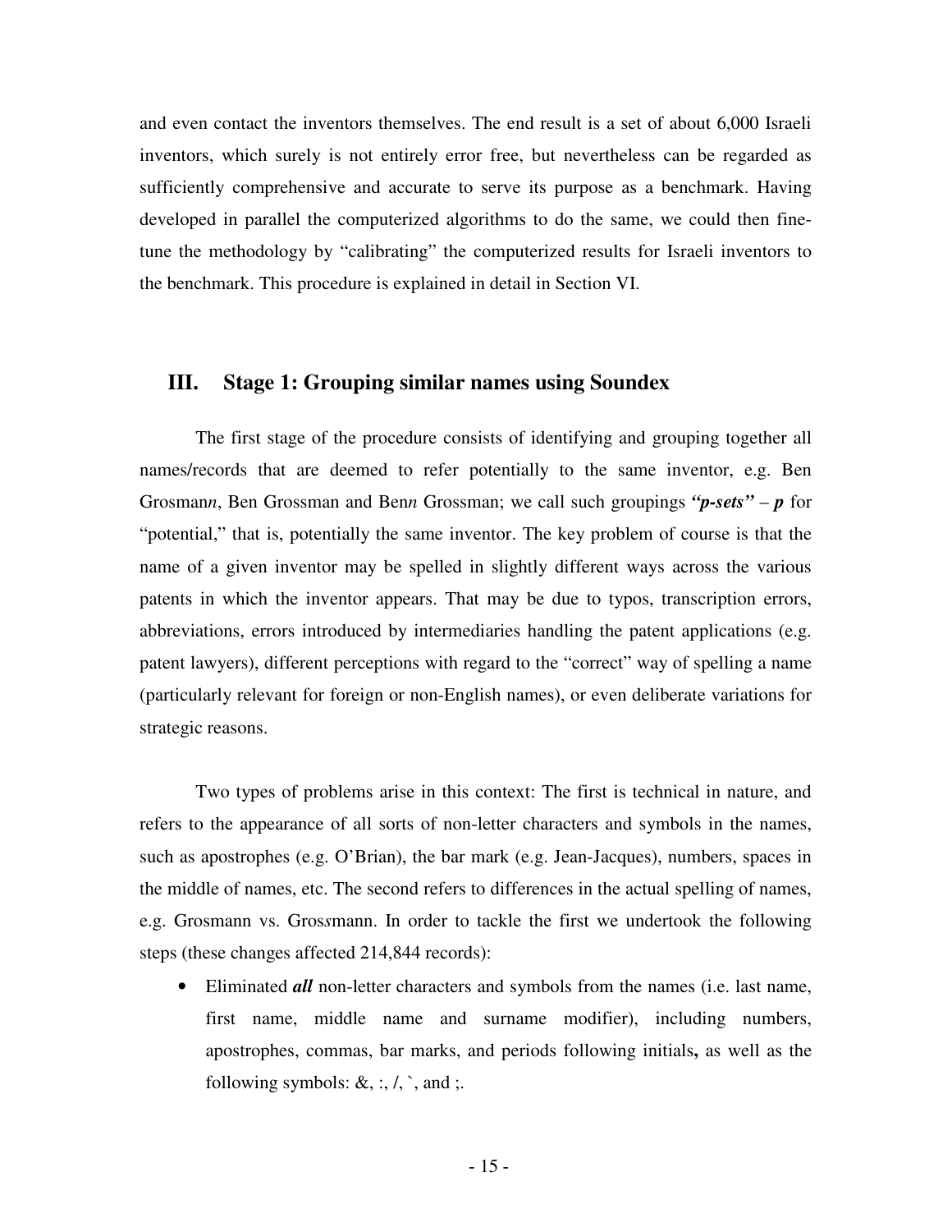and even contact the inventors themselves. The end result is a set of about 6,000 Israeli inventors, which surely is not entirely error free, but nevertheless can be regarded as sufficiently comprehensive and accurate to serve its purpose as a benchmark. Having developed in parallel the computerized algorithms to do the same, we could then fine-tune the methodology by "calibrating" the computerized results for Israeli inventors to the benchmark. This procedure is explained in detail in Section VI.

## III. Stage 1: Grouping similar names using Soundex

The first stage of the procedure consists of identifying and grouping together all names/records that are deemed to refer potentially to the same inventor, e.g. Ben Grosman*n*, Ben Grossman and Ben*n* Grossman; we call such groupings ***"p-sets"*** – ***p*** for "potential," that is, potentially the same inventor. The key problem of course is that the name of a given inventor may be spelled in slightly different ways across the various patents in which the inventor appears. That may be due to typos, transcription errors, abbreviations, errors introduced by intermediaries handling the patent applications (e.g. patent lawyers), different perceptions with regard to the "correct" way of spelling a name (particularly relevant for foreign or non-English names), or even deliberate variations for strategic reasons.

Two types of problems arise in this context: The first is technical in nature, and refers to the appearance of all sorts of non-letter characters and symbols in the names, such as apostrophes (e.g. O'Brian), the bar mark (e.g. Jean-Jacques), numbers, spaces in the middle of names, etc. The second refers to differences in the actual spelling of names, e.g. Grosmann vs. Gros*s*mann. In order to tackle the first we undertook the following steps (these changes affected 214,844 records):

- Eliminated ***all*** non-letter characters and symbols from the names (i.e. last name, first name, middle name and surname modifier), including numbers, apostrophes, commas, bar marks, and periods following initials**,** as well as the following symbols: &, :, /, `, and ;.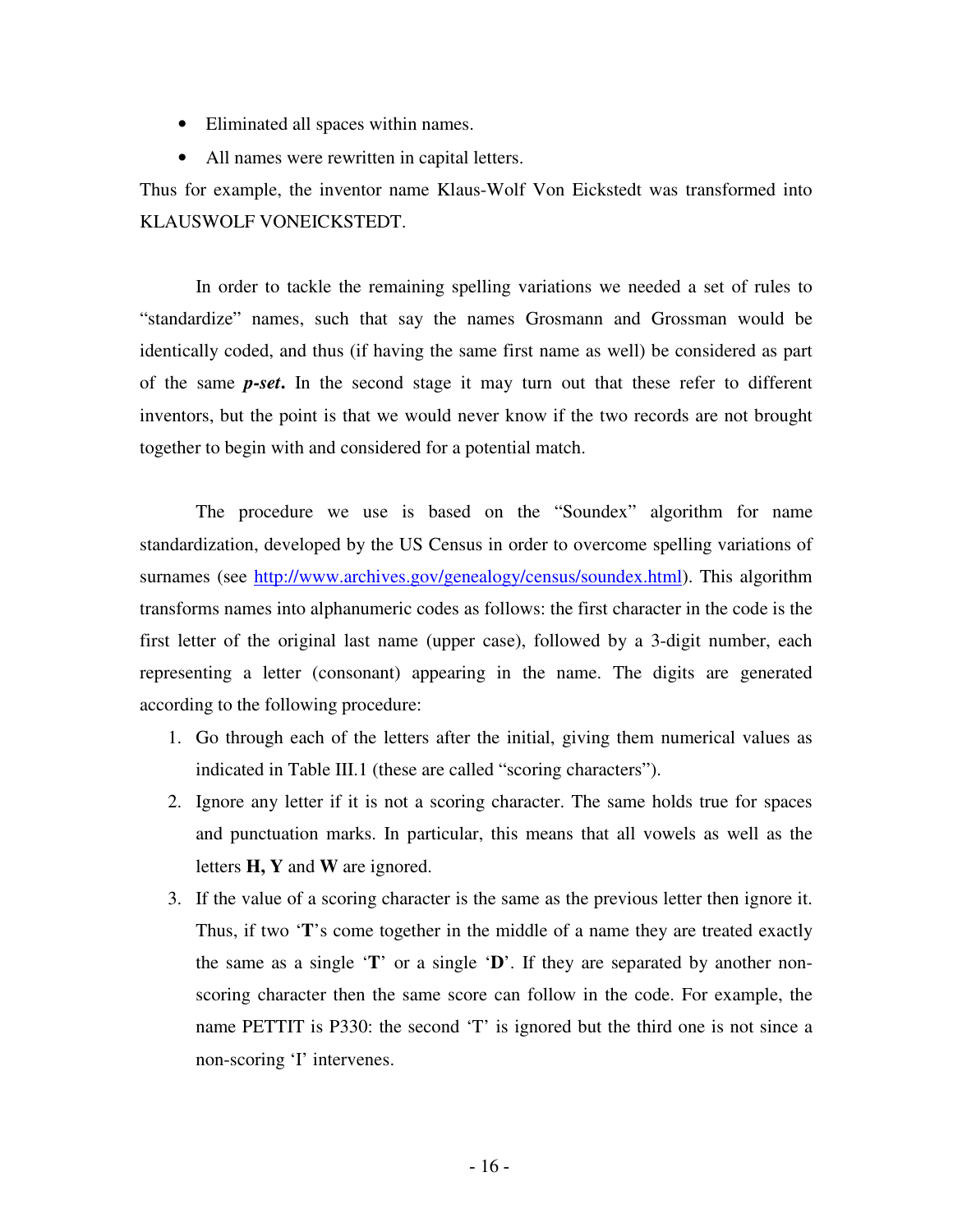- Eliminated all spaces within names.
- All names were rewritten in capital letters.

Thus for example, the inventor name Klaus-Wolf Von Eickstedt was transformed into KLAUSWOLF VONEICKSTEDT.

In order to tackle the remaining spelling variations we needed a set of rules to "standardize" names, such that say the names Grosmann and Grossman would be identically coded, and thus (if having the same first name as well) be considered as part of the same ***p-set***. In the second stage it may turn out that these refer to different inventors, but the point is that we would never know if the two records are not brought together to begin with and considered for a potential match.

The procedure we use is based on the "Soundex" algorithm for name standardization, developed by the US Census in order to overcome spelling variations of surnames (see http://www.archives.gov/genealogy/census/soundex.html). This algorithm transforms names into alphanumeric codes as follows: the first character in the code is the first letter of the original last name (upper case), followed by a 3-digit number, each representing a letter (consonant) appearing in the name. The digits are generated according to the following procedure:

1. Go through each of the letters after the initial, giving them numerical values as indicated in Table III.1 (these are called "scoring characters").
2. Ignore any letter if it is not a scoring character. The same holds true for spaces and punctuation marks. In particular, this means that all vowels as well as the letters **H, Y** and **W** are ignored.
3. If the value of a scoring character is the same as the previous letter then ignore it. Thus, if two '**T**'s come together in the middle of a name they are treated exactly the same as a single '**T**' or a single '**D**'. If they are separated by another non-scoring character then the same score can follow in the code. For example, the name PETTIT is P330: the second 'T' is ignored but the third one is not since a non-scoring 'I' intervenes.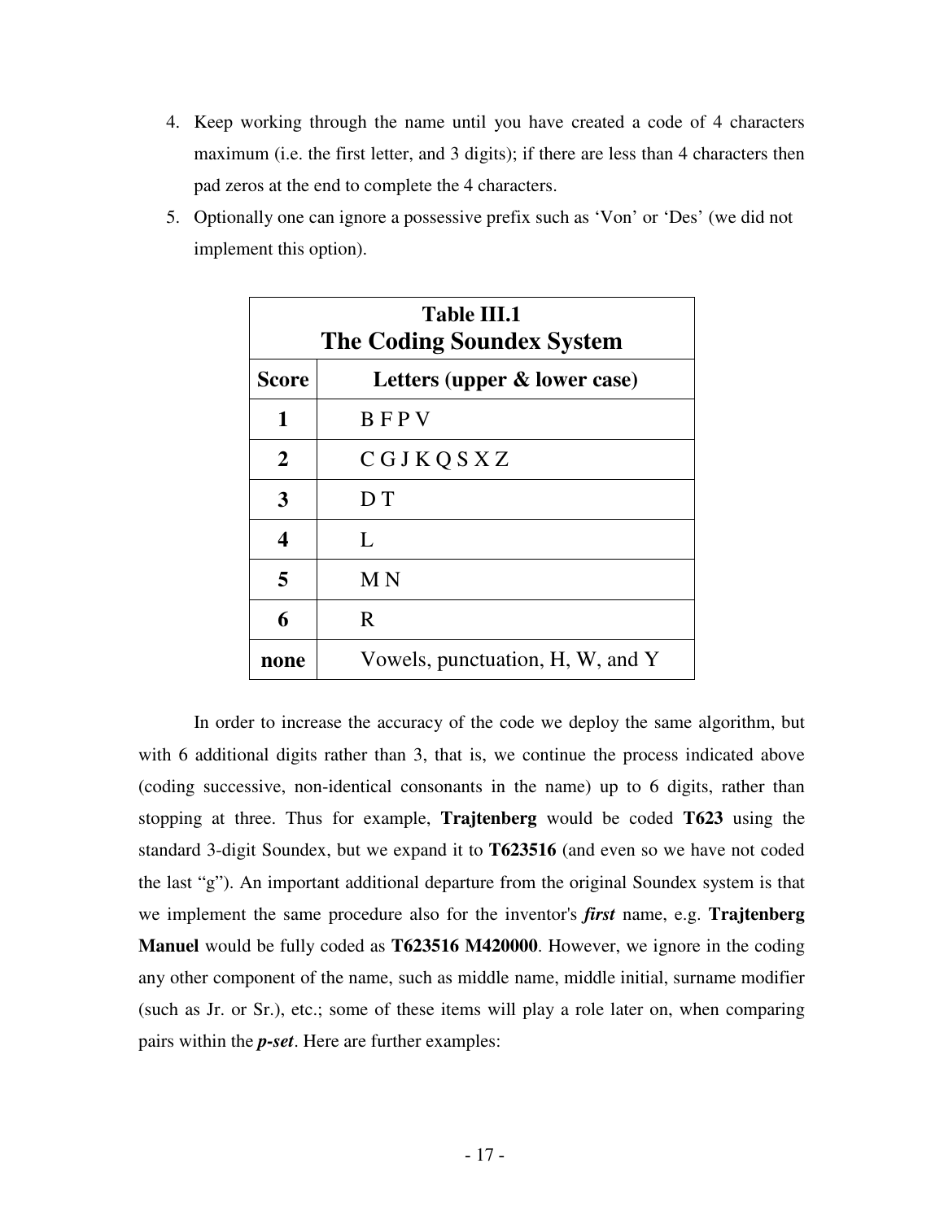4. Keep working through the name until you have created a code of 4 characters maximum (i.e. the first letter, and 3 digits); if there are less than 4 characters then pad zeros at the end to complete the 4 characters.
5. Optionally one can ignore a possessive prefix such as 'Von' or 'Des' (we did not implement this option).

**Table III.1**
**The Coding Soundex System**

| Score | Letters (upper & lower case) |
|---|---|
| **1** | B F P V |
| **2** | C G J K Q S X Z |
| **3** | D T |
| **4** | L |
| **5** | M N |
| **6** | R |
| **none** | Vowels, punctuation, H, W, and Y |

In order to increase the accuracy of the code we deploy the same algorithm, but with 6 additional digits rather than 3, that is, we continue the process indicated above (coding successive, non-identical consonants in the name) up to 6 digits, rather than stopping at three. Thus for example, **Trajtenberg** would be coded **T623** using the standard 3-digit Soundex, but we expand it to **T623516** (and even so we have not coded the last "g"). An important additional departure from the original Soundex system is that we implement the same procedure also for the inventor's ***first*** name, e.g. **Trajtenberg Manuel** would be fully coded as **T623516 M420000**. However, we ignore in the coding any other component of the name, such as middle name, middle initial, surname modifier (such as Jr. or Sr.), etc.; some of these items will play a role later on, when comparing pairs within the ***p-set***. Here are further examples: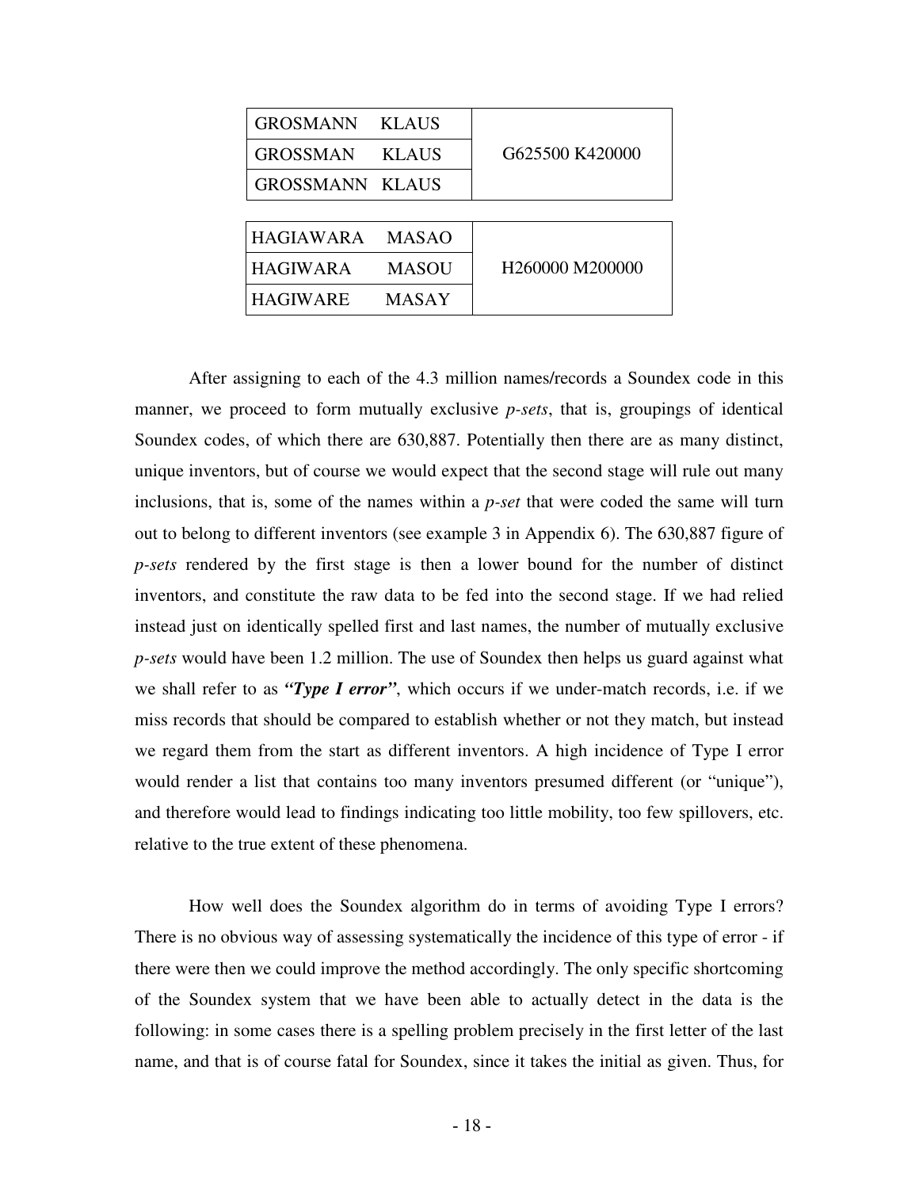| | | |
|---|---|---|
| GROSMANN | KLAUS | G625500 K420000 |
| GROSSMAN | KLAUS | |
| GROSSMANN | KLAUS | |

| | | |
|---|---|---|
| HAGIAWARA | MASAO | H260000 M200000 |
| HAGIWARA | MASOU | |
| HAGIWARE | MASAY | |

After assigning to each of the 4.3 million names/records a Soundex code in this manner, we proceed to form mutually exclusive *p-sets*, that is, groupings of identical Soundex codes, of which there are 630,887. Potentially then there are as many distinct, unique inventors, but of course we would expect that the second stage will rule out many inclusions, that is, some of the names within a *p-set* that were coded the same will turn out to belong to different inventors (see example 3 in Appendix 6). The 630,887 figure of *p-sets* rendered by the first stage is then a lower bound for the number of distinct inventors, and constitute the raw data to be fed into the second stage. If we had relied instead just on identically spelled first and last names, the number of mutually exclusive *p-sets* would have been 1.2 million. The use of Soundex then helps us guard against what we shall refer to as ***"Type I error"***, which occurs if we under-match records, i.e. if we miss records that should be compared to establish whether or not they match, but instead we regard them from the start as different inventors. A high incidence of Type I error would render a list that contains too many inventors presumed different (or "unique"), and therefore would lead to findings indicating too little mobility, too few spillovers, etc. relative to the true extent of these phenomena.

How well does the Soundex algorithm do in terms of avoiding Type I errors? There is no obvious way of assessing systematically the incidence of this type of error - if there were then we could improve the method accordingly. The only specific shortcoming of the Soundex system that we have been able to actually detect in the data is the following: in some cases there is a spelling problem precisely in the first letter of the last name, and that is of course fatal for Soundex, since it takes the initial as given. Thus, for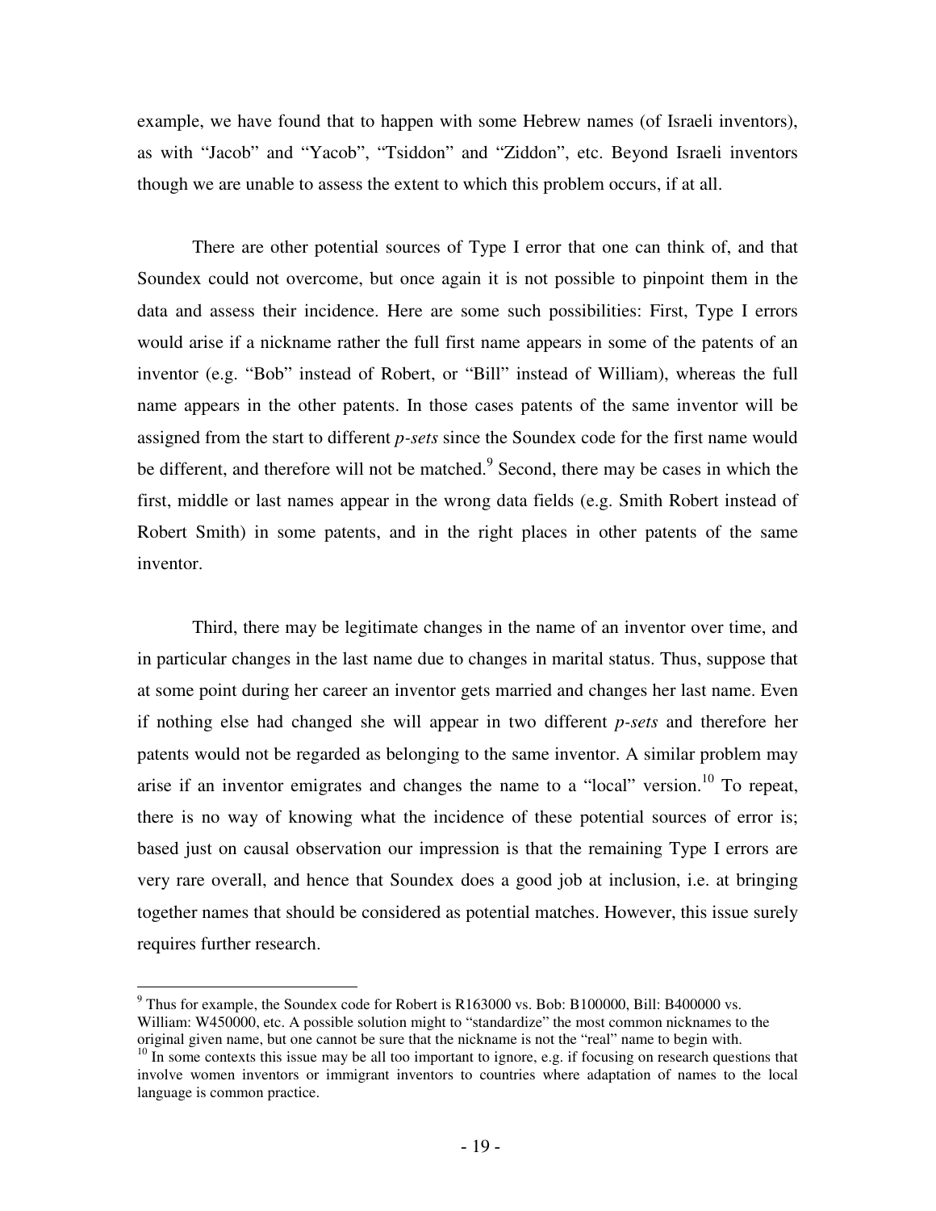example, we have found that to happen with some Hebrew names (of Israeli inventors), as with "Jacob" and "Yacob", "Tsiddon" and "Ziddon", etc. Beyond Israeli inventors though we are unable to assess the extent to which this problem occurs, if at all.

There are other potential sources of Type I error that one can think of, and that Soundex could not overcome, but once again it is not possible to pinpoint them in the data and assess their incidence. Here are some such possibilities: First, Type I errors would arise if a nickname rather the full first name appears in some of the patents of an inventor (e.g. "Bob" instead of Robert, or "Bill" instead of William), whereas the full name appears in the other patents. In those cases patents of the same inventor will be assigned from the start to different *p-sets* since the Soundex code for the first name would be different, and therefore will not be matched.[9] Second, there may be cases in which the first, middle or last names appear in the wrong data fields (e.g. Smith Robert instead of Robert Smith) in some patents, and in the right places in other patents of the same inventor.

Third, there may be legitimate changes in the name of an inventor over time, and in particular changes in the last name due to changes in marital status. Thus, suppose that at some point during her career an inventor gets married and changes her last name. Even if nothing else had changed she will appear in two different *p-sets* and therefore her patents would not be regarded as belonging to the same inventor. A similar problem may arise if an inventor emigrates and changes the name to a "local" version.[10] To repeat, there is no way of knowing what the incidence of these potential sources of error is; based just on causal observation our impression is that the remaining Type I errors are very rare overall, and hence that Soundex does a good job at inclusion, i.e. at bringing together names that should be considered as potential matches. However, this issue surely requires further research.

---

[9] Thus for example, the Soundex code for Robert is R163000 vs. Bob: B100000, Bill: B400000 vs. William: W450000, etc. A possible solution might to "standardize" the most common nicknames to the original given name, but one cannot be sure that the nickname is not the "real" name to begin with.

[10] In some contexts this issue may be all too important to ignore, e.g. if focusing on research questions that involve women inventors or immigrant inventors to countries where adaptation of names to the local language is common practice.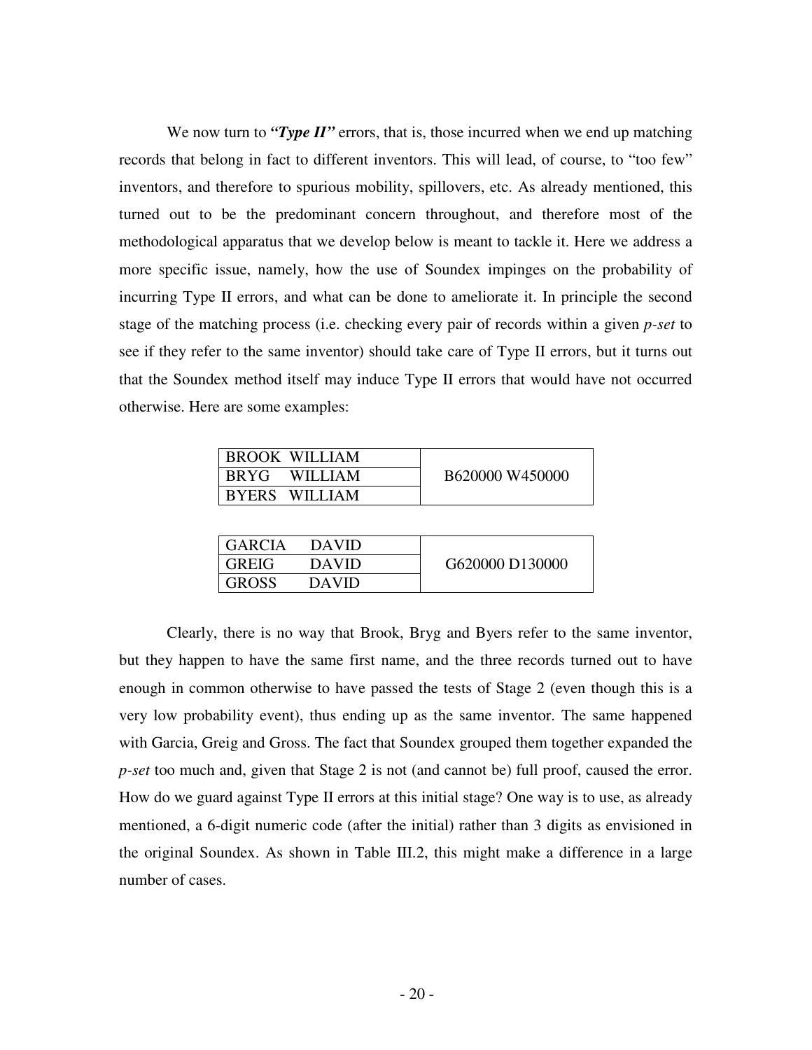We now turn to ***"Type II"*** errors, that is, those incurred when we end up matching records that belong in fact to different inventors. This will lead, of course, to "too few" inventors, and therefore to spurious mobility, spillovers, etc. As already mentioned, this turned out to be the predominant concern throughout, and therefore most of the methodological apparatus that we develop below is meant to tackle it. Here we address a more specific issue, namely, how the use of Soundex impinges on the probability of incurring Type II errors, and what can be done to ameliorate it. In principle the second stage of the matching process (i.e. checking every pair of records within a given *p-set* to see if they refer to the same inventor) should take care of Type II errors, but it turns out that the Soundex method itself may induce Type II errors that would have not occurred otherwise. Here are some examples:

| Name | Code |
|---|---|
| BROOK WILLIAM | B620000 W450000 |
| BRYG WILLIAM | |
| BYERS WILLIAM | |

| Name | Code |
|---|---|
| GARCIA DAVID | G620000 D130000 |
| GREIG DAVID | |
| GROSS DAVID | |

Clearly, there is no way that Brook, Bryg and Byers refer to the same inventor, but they happen to have the same first name, and the three records turned out to have enough in common otherwise to have passed the tests of Stage 2 (even though this is a very low probability event), thus ending up as the same inventor. The same happened with Garcia, Greig and Gross. The fact that Soundex grouped them together expanded the *p-set* too much and, given that Stage 2 is not (and cannot be) full proof, caused the error. How do we guard against Type II errors at this initial stage? One way is to use, as already mentioned, a 6-digit numeric code (after the initial) rather than 3 digits as envisioned in the original Soundex. As shown in Table III.2, this might make a difference in a large number of cases.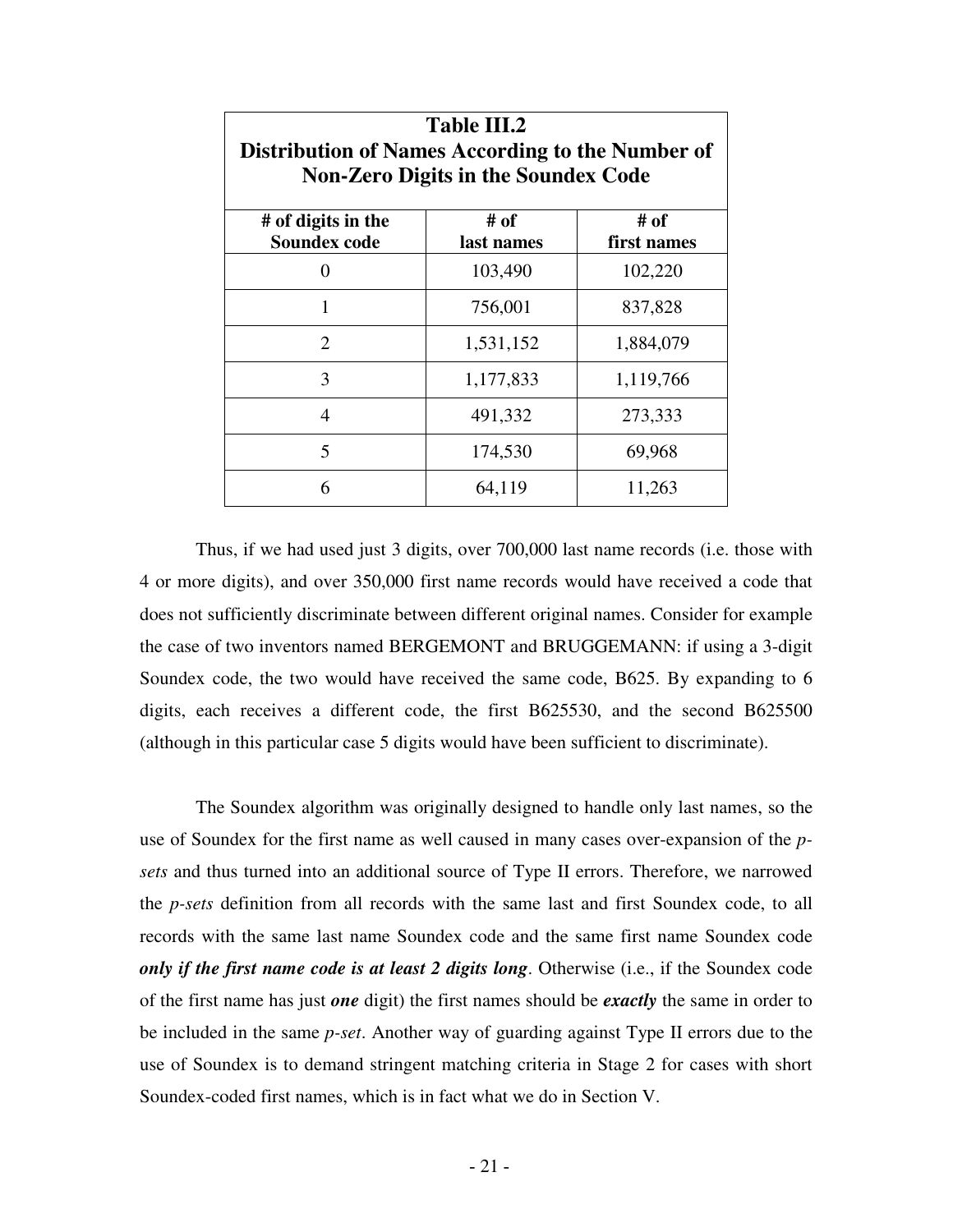**Table III.2**
**Distribution of Names According to the Number of Non-Zero Digits in the Soundex Code**

| # of digits in the Soundex code | # of last names | # of first names |
|---|---|---|
| 0 | 103,490 | 102,220 |
| 1 | 756,001 | 837,828 |
| 2 | 1,531,152 | 1,884,079 |
| 3 | 1,177,833 | 1,119,766 |
| 4 | 491,332 | 273,333 |
| 5 | 174,530 | 69,968 |
| 6 | 64,119 | 11,263 |

Thus, if we had used just 3 digits, over 700,000 last name records (i.e. those with 4 or more digits), and over 350,000 first name records would have received a code that does not sufficiently discriminate between different original names. Consider for example the case of two inventors named BERGEMONT and BRUGGEMANN: if using a 3-digit Soundex code, the two would have received the same code, B625. By expanding to 6 digits, each receives a different code, the first B625530, and the second B625500 (although in this particular case 5 digits would have been sufficient to discriminate).

The Soundex algorithm was originally designed to handle only last names, so the use of Soundex for the first name as well caused in many cases over-expansion of the *p-sets* and thus turned into an additional source of Type II errors. Therefore, we narrowed the *p-sets* definition from all records with the same last and first Soundex code, to all records with the same last name Soundex code and the same first name Soundex code ***only if the first name code is at least 2 digits long***. Otherwise (i.e., if the Soundex code of the first name has just ***one*** digit) the first names should be ***exactly*** the same in order to be included in the same *p-set*. Another way of guarding against Type II errors due to the use of Soundex is to demand stringent matching criteria in Stage 2 for cases with short Soundex-coded first names, which is in fact what we do in Section V.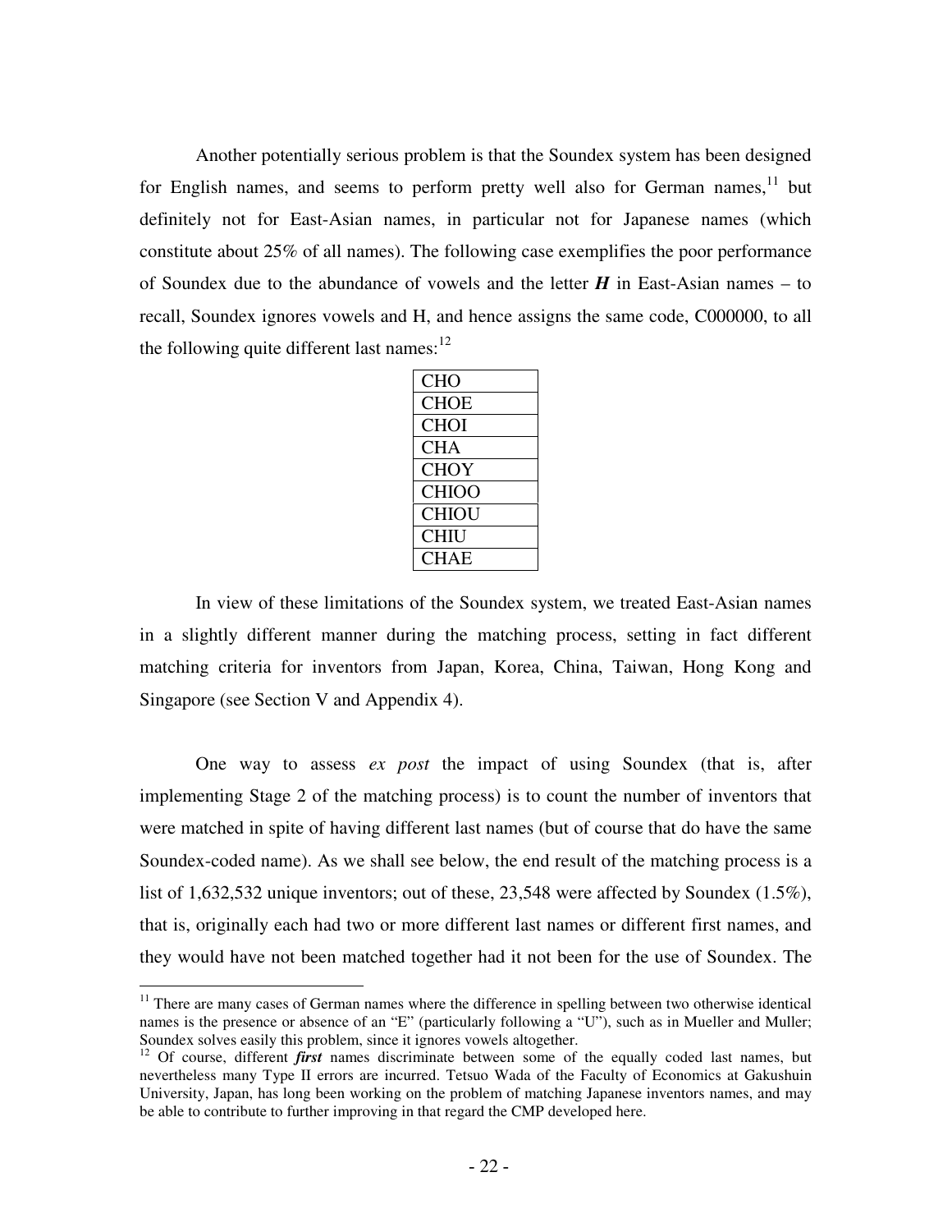Another potentially serious problem is that the Soundex system has been designed for English names, and seems to perform pretty well also for German names,[11] but definitely not for East-Asian names, in particular not for Japanese names (which constitute about 25% of all names). The following case exemplifies the poor performance of Soundex due to the abundance of vowels and the letter ***H*** in East-Asian names – to recall, Soundex ignores vowels and H, and hence assigns the same code, C000000, to all the following quite different last names:[12]

| CHO |
|---|
| CHOE |
| CHOI |
| CHA |
| CHOY |
| CHIOO |
| CHIOU |
| CHIU |
| CHAE |

In view of these limitations of the Soundex system, we treated East-Asian names in a slightly different manner during the matching process, setting in fact different matching criteria for inventors from Japan, Korea, China, Taiwan, Hong Kong and Singapore (see Section V and Appendix 4).

One way to assess *ex post* the impact of using Soundex (that is, after implementing Stage 2 of the matching process) is to count the number of inventors that were matched in spite of having different last names (but of course that do have the same Soundex-coded name). As we shall see below, the end result of the matching process is a list of 1,632,532 unique inventors; out of these, 23,548 were affected by Soundex (1.5%), that is, originally each had two or more different last names or different first names, and they would have not been matched together had it not been for the use of Soundex. The

---

[11] There are many cases of German names where the difference in spelling between two otherwise identical names is the presence or absence of an "E" (particularly following a "U"), such as in Mueller and Muller; Soundex solves easily this problem, since it ignores vowels altogether.

[12] Of course, different ***first*** names discriminate between some of the equally coded last names, but nevertheless many Type II errors are incurred. Tetsuo Wada of the Faculty of Economics at Gakushuin University, Japan, has long been working on the problem of matching Japanese inventors names, and may be able to contribute to further improving in that regard the CMP developed here.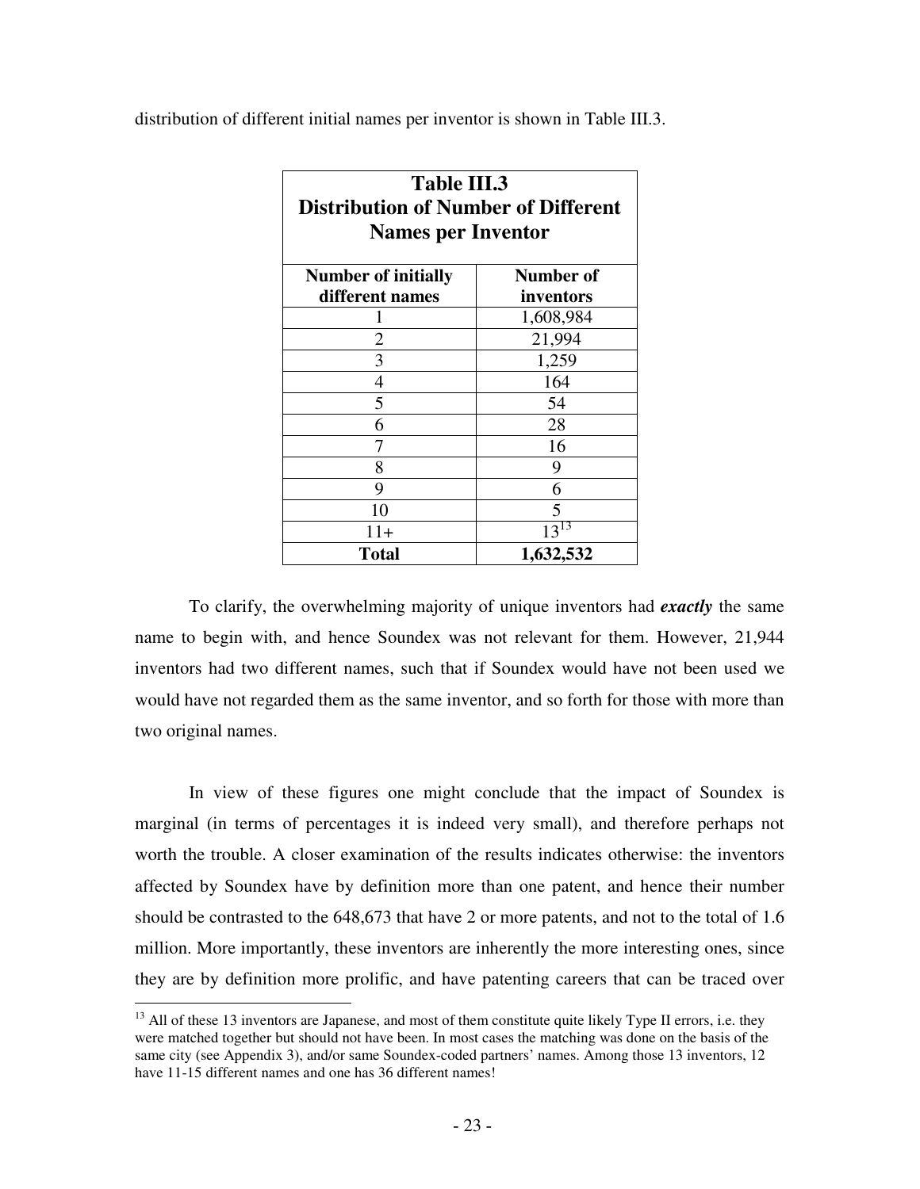distribution of different initial names per inventor is shown in Table III.3.

**Table III.3**
**Distribution of Number of Different Names per Inventor**

| Number of initially different names | Number of inventors |
|---|---|
| 1 | 1,608,984 |
| 2 | 21,994 |
| 3 | 1,259 |
| 4 | 164 |
| 5 | 54 |
| 6 | 28 |
| 7 | 16 |
| 8 | 9 |
| 9 | 6 |
| 10 | 5 |
| 11+ | 13[13] |
| **Total** | **1,632,532** |

To clarify, the overwhelming majority of unique inventors had ***exactly*** the same name to begin with, and hence Soundex was not relevant for them. However, 21,944 inventors had two different names, such that if Soundex would have not been used we would have not regarded them as the same inventor, and so forth for those with more than two original names.

In view of these figures one might conclude that the impact of Soundex is marginal (in terms of percentages it is indeed very small), and therefore perhaps not worth the trouble. A closer examination of the results indicates otherwise: the inventors affected by Soundex have by definition more than one patent, and hence their number should be contrasted to the 648,673 that have 2 or more patents, and not to the total of 1.6 million. More importantly, these inventors are inherently the more interesting ones, since they are by definition more prolific, and have patenting careers that can be traced over

[13] All of these 13 inventors are Japanese, and most of them constitute quite likely Type II errors, i.e. they were matched together but should not have been. In most cases the matching was done on the basis of the same city (see Appendix 3), and/or same Soundex-coded partners' names. Among those 13 inventors, 12 have 11-15 different names and one has 36 different names!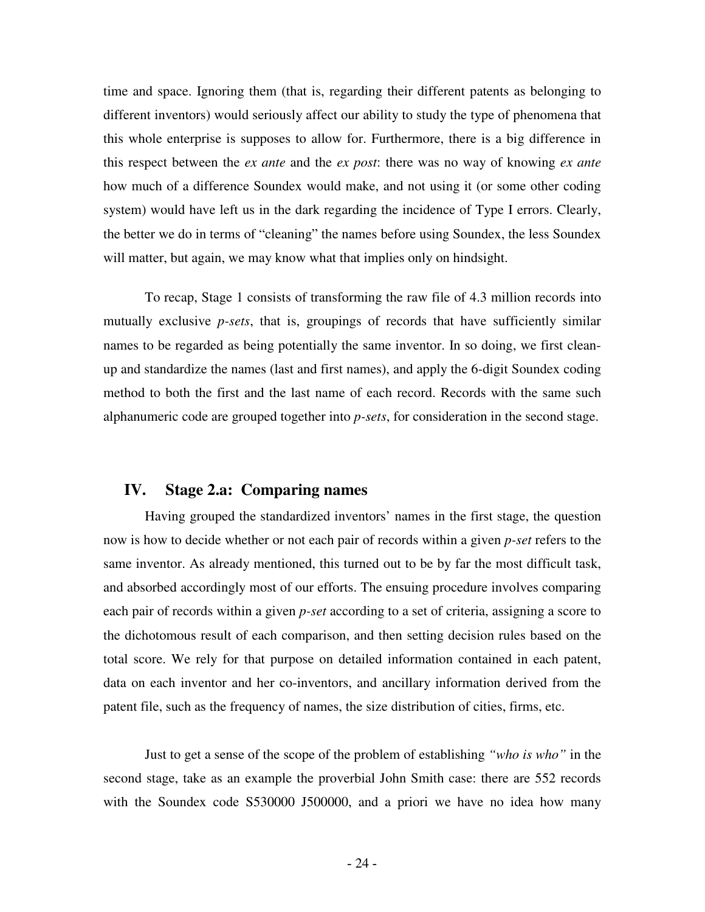time and space. Ignoring them (that is, regarding their different patents as belonging to different inventors) would seriously affect our ability to study the type of phenomena that this whole enterprise is supposes to allow for. Furthermore, there is a big difference in this respect between the *ex ante* and the *ex post*: there was no way of knowing *ex ante* how much of a difference Soundex would make, and not using it (or some other coding system) would have left us in the dark regarding the incidence of Type I errors. Clearly, the better we do in terms of "cleaning" the names before using Soundex, the less Soundex will matter, but again, we may know what that implies only on hindsight.

To recap, Stage 1 consists of transforming the raw file of 4.3 million records into mutually exclusive *p-sets*, that is, groupings of records that have sufficiently similar names to be regarded as being potentially the same inventor. In so doing, we first clean-up and standardize the names (last and first names), and apply the 6-digit Soundex coding method to both the first and the last name of each record. Records with the same such alphanumeric code are grouped together into *p-sets*, for consideration in the second stage.

## IV. Stage 2.a: Comparing names

Having grouped the standardized inventors' names in the first stage, the question now is how to decide whether or not each pair of records within a given *p-set* refers to the same inventor. As already mentioned, this turned out to be by far the most difficult task, and absorbed accordingly most of our efforts. The ensuing procedure involves comparing each pair of records within a given *p-set* according to a set of criteria, assigning a score to the dichotomous result of each comparison, and then setting decision rules based on the total score. We rely for that purpose on detailed information contained in each patent, data on each inventor and her co-inventors, and ancillary information derived from the patent file, such as the frequency of names, the size distribution of cities, firms, etc.

Just to get a sense of the scope of the problem of establishing *"who is who"* in the second stage, take as an example the proverbial John Smith case: there are 552 records with the Soundex code S530000 J500000, and a priori we have no idea how many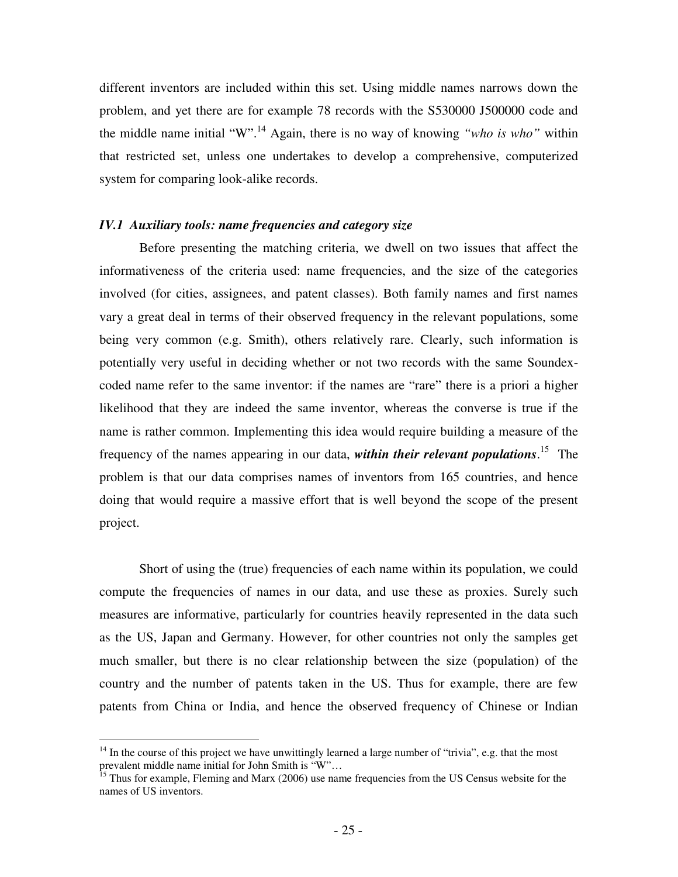different inventors are included within this set. Using middle names narrows down the problem, and yet there are for example 78 records with the S530000 J500000 code and the middle name initial "W".[14] Again, there is no way of knowing *"who is who"* within that restricted set, unless one undertakes to develop a comprehensive, computerized system for comparing look-alike records.

### *IV.1 Auxiliary tools: name frequencies and category size*

Before presenting the matching criteria, we dwell on two issues that affect the informativeness of the criteria used: name frequencies, and the size of the categories involved (for cities, assignees, and patent classes). Both family names and first names vary a great deal in terms of their observed frequency in the relevant populations, some being very common (e.g. Smith), others relatively rare. Clearly, such information is potentially very useful in deciding whether or not two records with the same Soundex-coded name refer to the same inventor: if the names are "rare" there is a priori a higher likelihood that they are indeed the same inventor, whereas the converse is true if the name is rather common. Implementing this idea would require building a measure of the frequency of the names appearing in our data, ***within their relevant populations***.[15] The problem is that our data comprises names of inventors from 165 countries, and hence doing that would require a massive effort that is well beyond the scope of the present project.

Short of using the (true) frequencies of each name within its population, we could compute the frequencies of names in our data, and use these as proxies. Surely such measures are informative, particularly for countries heavily represented in the data such as the US, Japan and Germany. However, for other countries not only the samples get much smaller, but there is no clear relationship between the size (population) of the country and the number of patents taken in the US. Thus for example, there are few patents from China or India, and hence the observed frequency of Chinese or Indian

---

[14] In the course of this project we have unwittingly learned a large number of "trivia", e.g. that the most prevalent middle name initial for John Smith is "W"…

[15] Thus for example, Fleming and Marx (2006) use name frequencies from the US Census website for the names of US inventors.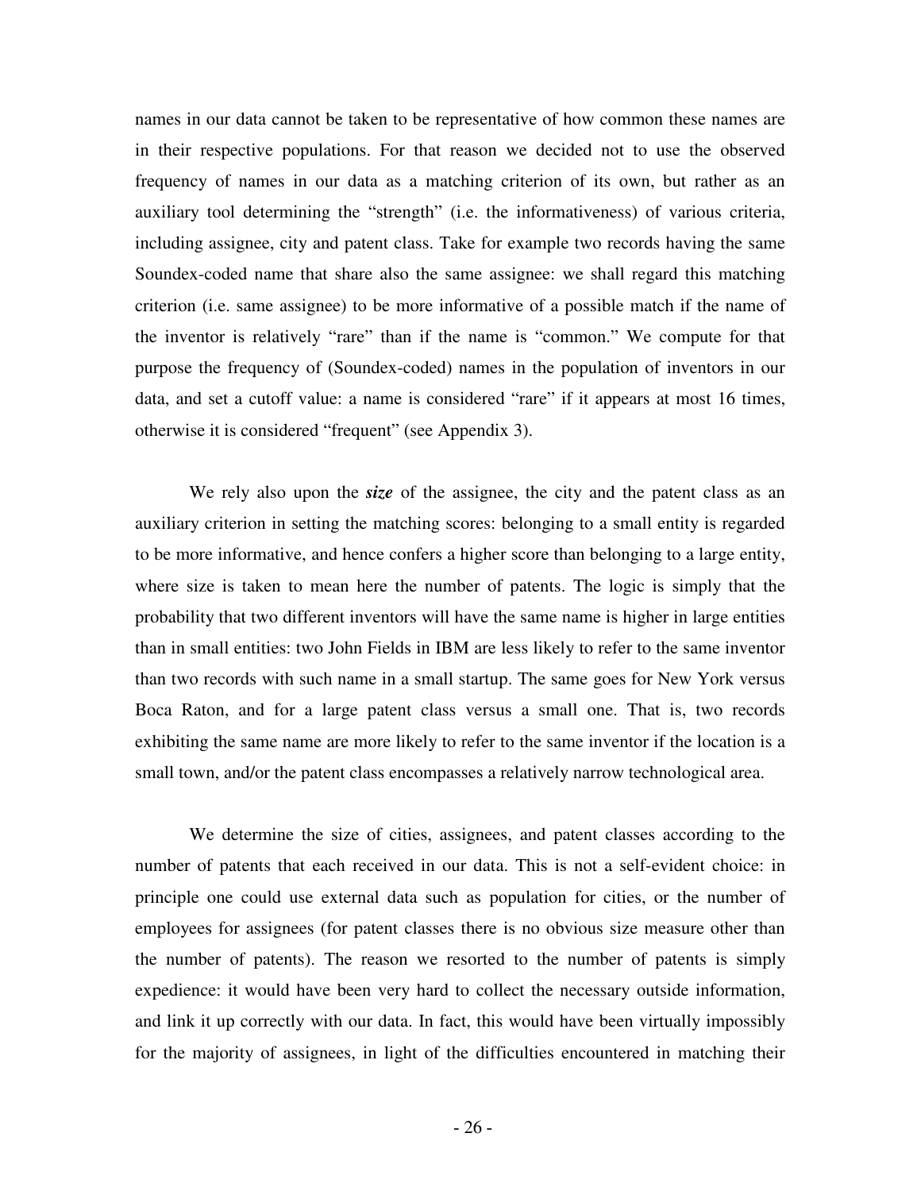names in our data cannot be taken to be representative of how common these names are in their respective populations. For that reason we decided not to use the observed frequency of names in our data as a matching criterion of its own, but rather as an auxiliary tool determining the "strength" (i.e. the informativeness) of various criteria, including assignee, city and patent class. Take for example two records having the same Soundex-coded name that share also the same assignee: we shall regard this matching criterion (i.e. same assignee) to be more informative of a possible match if the name of the inventor is relatively "rare" than if the name is "common." We compute for that purpose the frequency of (Soundex-coded) names in the population of inventors in our data, and set a cutoff value: a name is considered "rare" if it appears at most 16 times, otherwise it is considered "frequent" (see Appendix 3).

We rely also upon the ***size*** of the assignee, the city and the patent class as an auxiliary criterion in setting the matching scores: belonging to a small entity is regarded to be more informative, and hence confers a higher score than belonging to a large entity, where size is taken to mean here the number of patents. The logic is simply that the probability that two different inventors will have the same name is higher in large entities than in small entities: two John Fields in IBM are less likely to refer to the same inventor than two records with such name in a small startup. The same goes for New York versus Boca Raton, and for a large patent class versus a small one. That is, two records exhibiting the same name are more likely to refer to the same inventor if the location is a small town, and/or the patent class encompasses a relatively narrow technological area.

We determine the size of cities, assignees, and patent classes according to the number of patents that each received in our data. This is not a self-evident choice: in principle one could use external data such as population for cities, or the number of employees for assignees (for patent classes there is no obvious size measure other than the number of patents). The reason we resorted to the number of patents is simply expedience: it would have been very hard to collect the necessary outside information, and link it up correctly with our data. In fact, this would have been virtually impossibly for the majority of assignees, in light of the difficulties encountered in matching their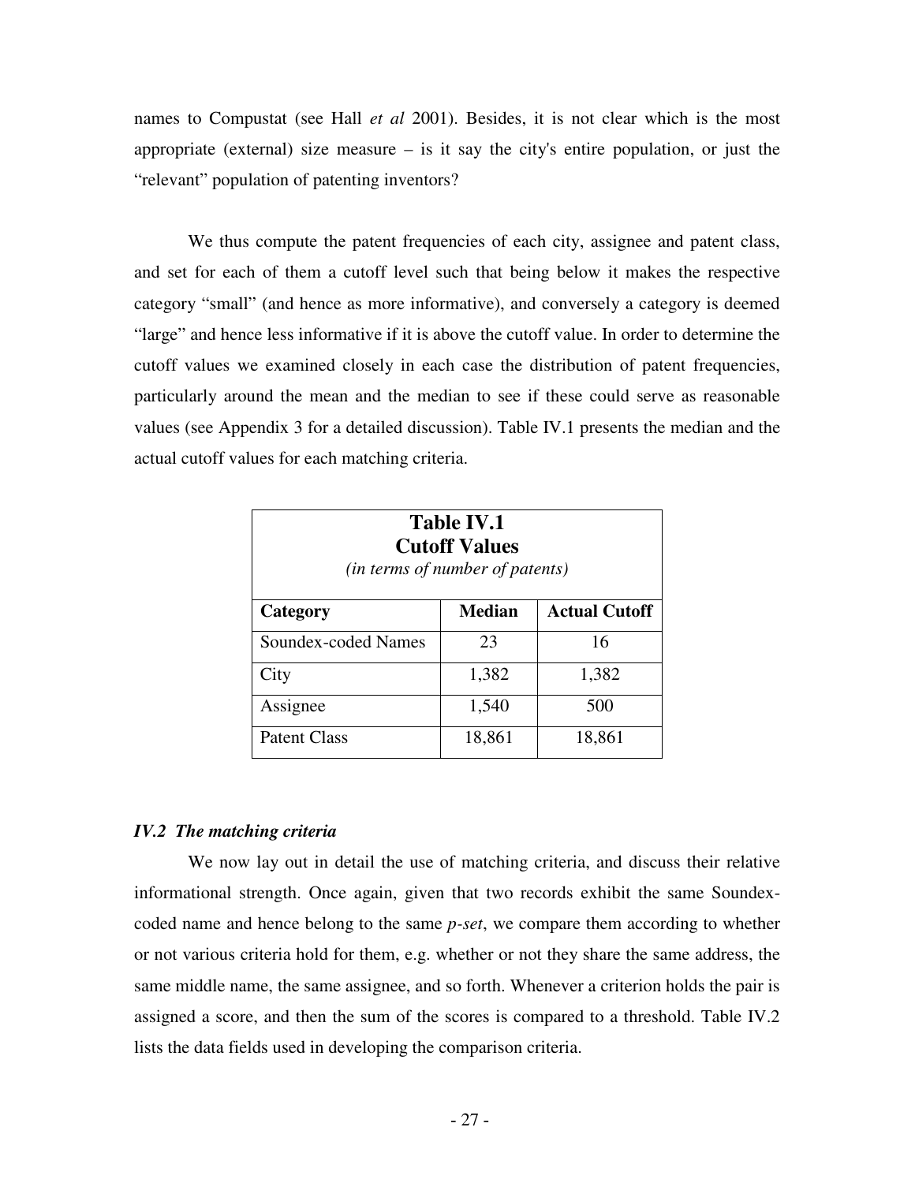names to Compustat (see Hall *et al* 2001). Besides, it is not clear which is the most appropriate (external) size measure – is it say the city's entire population, or just the "relevant" population of patenting inventors?

We thus compute the patent frequencies of each city, assignee and patent class, and set for each of them a cutoff level such that being below it makes the respective category "small" (and hence as more informative), and conversely a category is deemed "large" and hence less informative if it is above the cutoff value. In order to determine the cutoff values we examined closely in each case the distribution of patent frequencies, particularly around the mean and the median to see if these could serve as reasonable values (see Appendix 3 for a detailed discussion). Table IV.1 presents the median and the actual cutoff values for each matching criteria.

**Table IV.1**
**Cutoff Values**
*(in terms of number of patents)*

| Category | Median | Actual Cutoff |
|---|---|---|
| Soundex-coded Names | 23 | 16 |
| City | 1,382 | 1,382 |
| Assignee | 1,540 | 500 |
| Patent Class | 18,861 | 18,861 |

### *IV.2 The matching criteria*

We now lay out in detail the use of matching criteria, and discuss their relative informational strength. Once again, given that two records exhibit the same Soundex-coded name and hence belong to the same *p-set*, we compare them according to whether or not various criteria hold for them, e.g. whether or not they share the same address, the same middle name, the same assignee, and so forth. Whenever a criterion holds the pair is assigned a score, and then the sum of the scores is compared to a threshold. Table IV.2 lists the data fields used in developing the comparison criteria.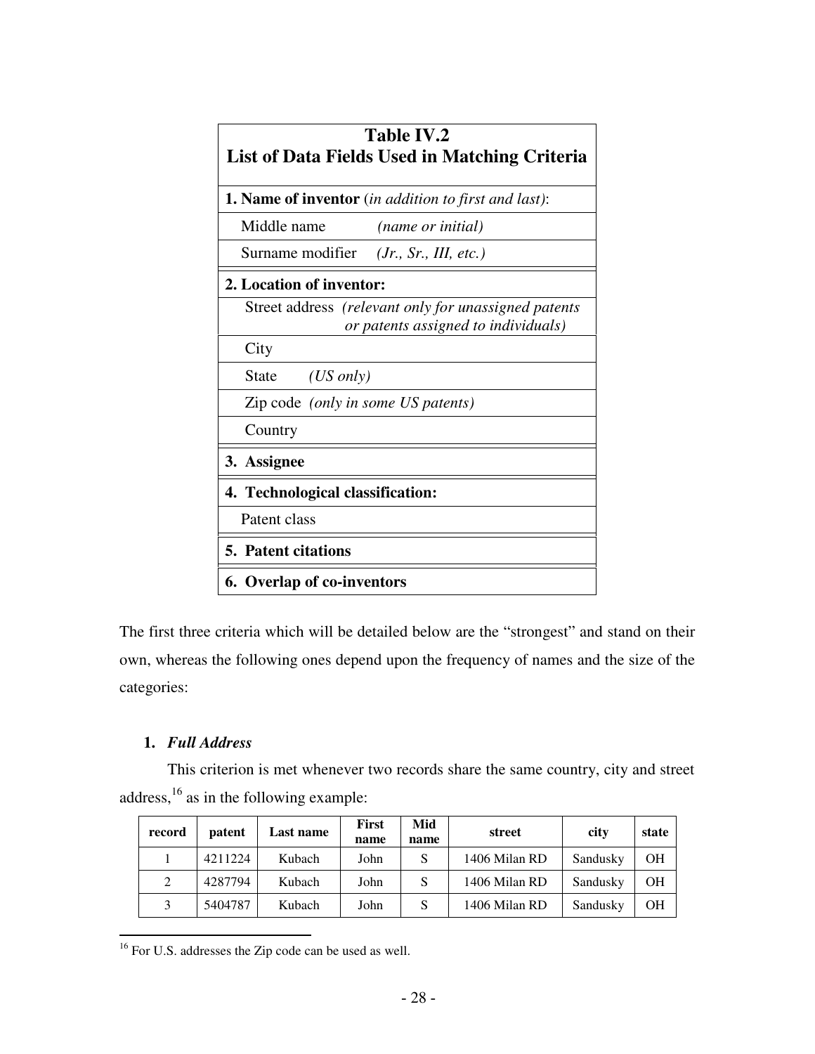| Table IV.2<br>List of Data Fields Used in Matching Criteria | |
|---|---|
| **1. Name of inventor** (*in addition to first and last)*: | |
| Middle name | *(name or initial)* |
| Surname modifier | *(Jr., Sr., III, etc.)* |
| **2. Location of inventor:** | |
| Street address | *(relevant only for unassigned patents or patents assigned to individuals)* |
| City | |
| State | *(US only)* |
| Zip code | *(only in some US patents)* |
| Country | |
| **3. Assignee** | |
| **4. Technological classification:** | |
| Patent class | |
| **5. Patent citations** | |
| **6. Overlap of co-inventors** | |

The first three criteria which will be detailed below are the "strongest" and stand on their own, whereas the following ones depend upon the frequency of names and the size of the categories:

1. ***Full Address***

This criterion is met whenever two records share the same country, city and street address,[16] as in the following example:

| record | patent | Last name | First name | Mid name | street | city | state |
|---|---|---|---|---|---|---|---|
| 1 | 4211224 | Kubach | John | S | 1406 Milan RD | Sandusky | OH |
| 2 | 4287794 | Kubach | John | S | 1406 Milan RD | Sandusky | OH |
| 3 | 5404787 | Kubach | John | S | 1406 Milan RD | Sandusky | OH |

[16] For U.S. addresses the Zip code can be used as well.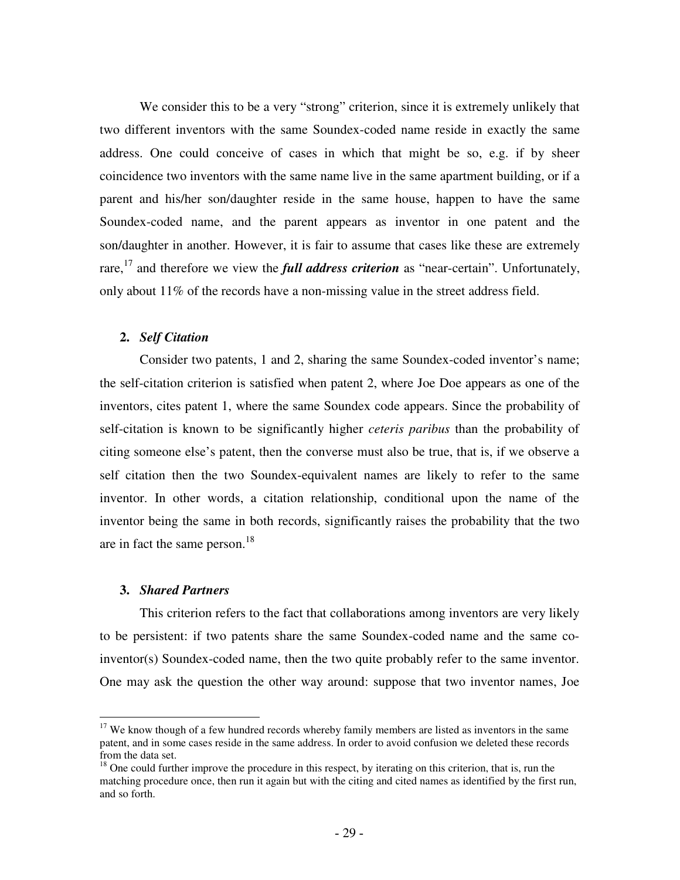We consider this to be a very "strong" criterion, since it is extremely unlikely that two different inventors with the same Soundex-coded name reside in exactly the same address. One could conceive of cases in which that might be so, e.g. if by sheer coincidence two inventors with the same name live in the same apartment building, or if a parent and his/her son/daughter reside in the same house, happen to have the same Soundex-coded name, and the parent appears as inventor in one patent and the son/daughter in another. However, it is fair to assume that cases like these are extremely rare,[17] and therefore we view the ***full address criterion*** as "near-certain". Unfortunately, only about 11% of the records have a non-missing value in the street address field.

**2.** ***Self Citation***

Consider two patents, 1 and 2, sharing the same Soundex-coded inventor's name; the self-citation criterion is satisfied when patent 2, where Joe Doe appears as one of the inventors, cites patent 1, where the same Soundex code appears. Since the probability of self-citation is known to be significantly higher *ceteris paribus* than the probability of citing someone else's patent, then the converse must also be true, that is, if we observe a self citation then the two Soundex-equivalent names are likely to refer to the same inventor. In other words, a citation relationship, conditional upon the name of the inventor being the same in both records, significantly raises the probability that the two are in fact the same person.[18]

**3.** ***Shared Partners***

This criterion refers to the fact that collaborations among inventors are very likely to be persistent: if two patents share the same Soundex-coded name and the same co-inventor(s) Soundex-coded name, then the two quite probably refer to the same inventor. One may ask the question the other way around: suppose that two inventor names, Joe

---

[17] We know though of a few hundred records whereby family members are listed as inventors in the same patent, and in some cases reside in the same address. In order to avoid confusion we deleted these records from the data set.

[18] One could further improve the procedure in this respect, by iterating on this criterion, that is, run the matching procedure once, then run it again but with the citing and cited names as identified by the first run, and so forth.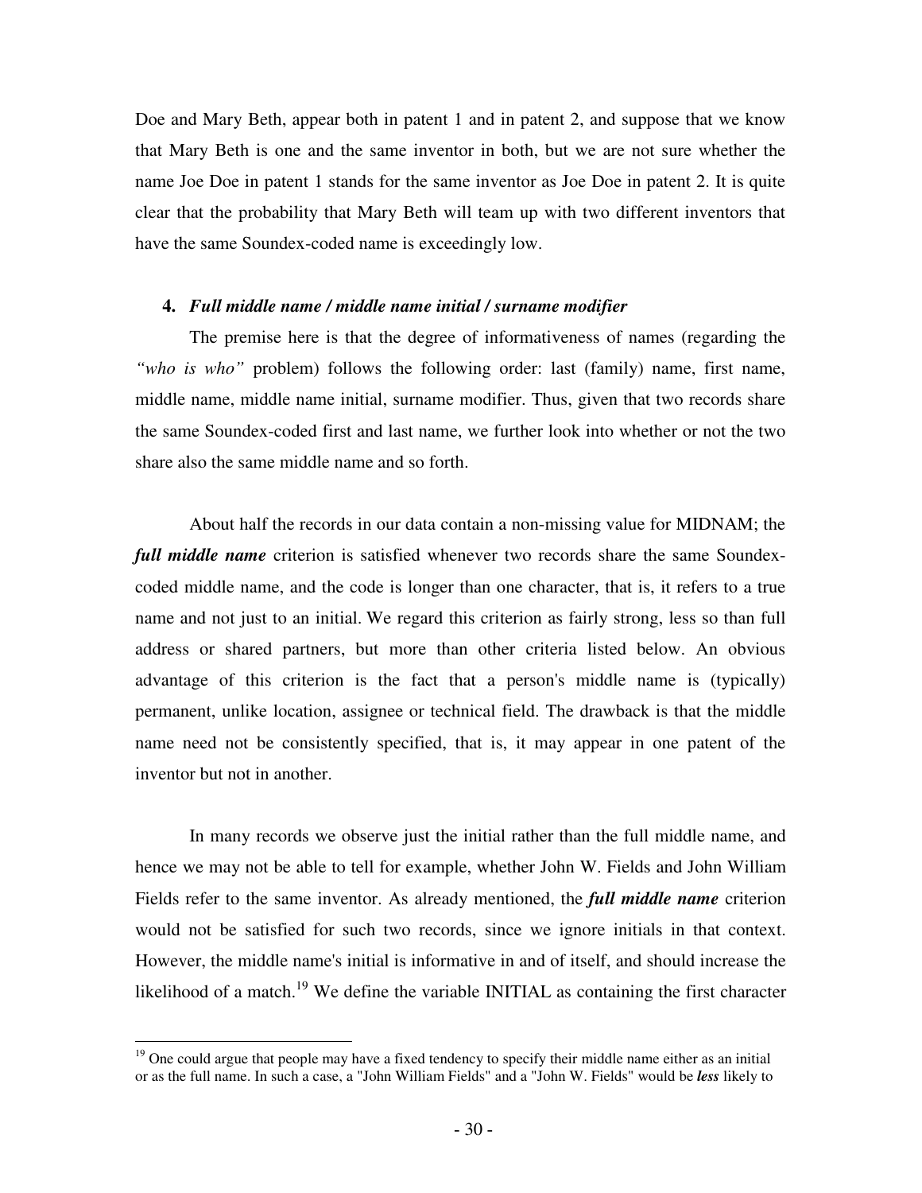Doe and Mary Beth, appear both in patent 1 and in patent 2, and suppose that we know that Mary Beth is one and the same inventor in both, but we are not sure whether the name Joe Doe in patent 1 stands for the same inventor as Joe Doe in patent 2. It is quite clear that the probability that Mary Beth will team up with two different inventors that have the same Soundex-coded name is exceedingly low.

**4. *Full middle name / middle name initial / surname modifier***

The premise here is that the degree of informativeness of names (regarding the *"who is who"* problem) follows the following order: last (family) name, first name, middle name, middle name initial, surname modifier. Thus, given that two records share the same Soundex-coded first and last name, we further look into whether or not the two share also the same middle name and so forth.

About half the records in our data contain a non-missing value for MIDNAM; the ***full middle name*** criterion is satisfied whenever two records share the same Soundex-coded middle name, and the code is longer than one character, that is, it refers to a true name and not just to an initial. We regard this criterion as fairly strong, less so than full address or shared partners, but more than other criteria listed below. An obvious advantage of this criterion is the fact that a person's middle name is (typically) permanent, unlike location, assignee or technical field. The drawback is that the middle name need not be consistently specified, that is, it may appear in one patent of the inventor but not in another.

In many records we observe just the initial rather than the full middle name, and hence we may not be able to tell for example, whether John W. Fields and John William Fields refer to the same inventor. As already mentioned, the ***full middle name*** criterion would not be satisfied for such two records, since we ignore initials in that context. However, the middle name's initial is informative in and of itself, and should increase the likelihood of a match.[19] We define the variable INITIAL as containing the first character

[19] One could argue that people may have a fixed tendency to specify their middle name either as an initial or as the full name. In such a case, a "John William Fields" and a "John W. Fields" would be ***less*** likely to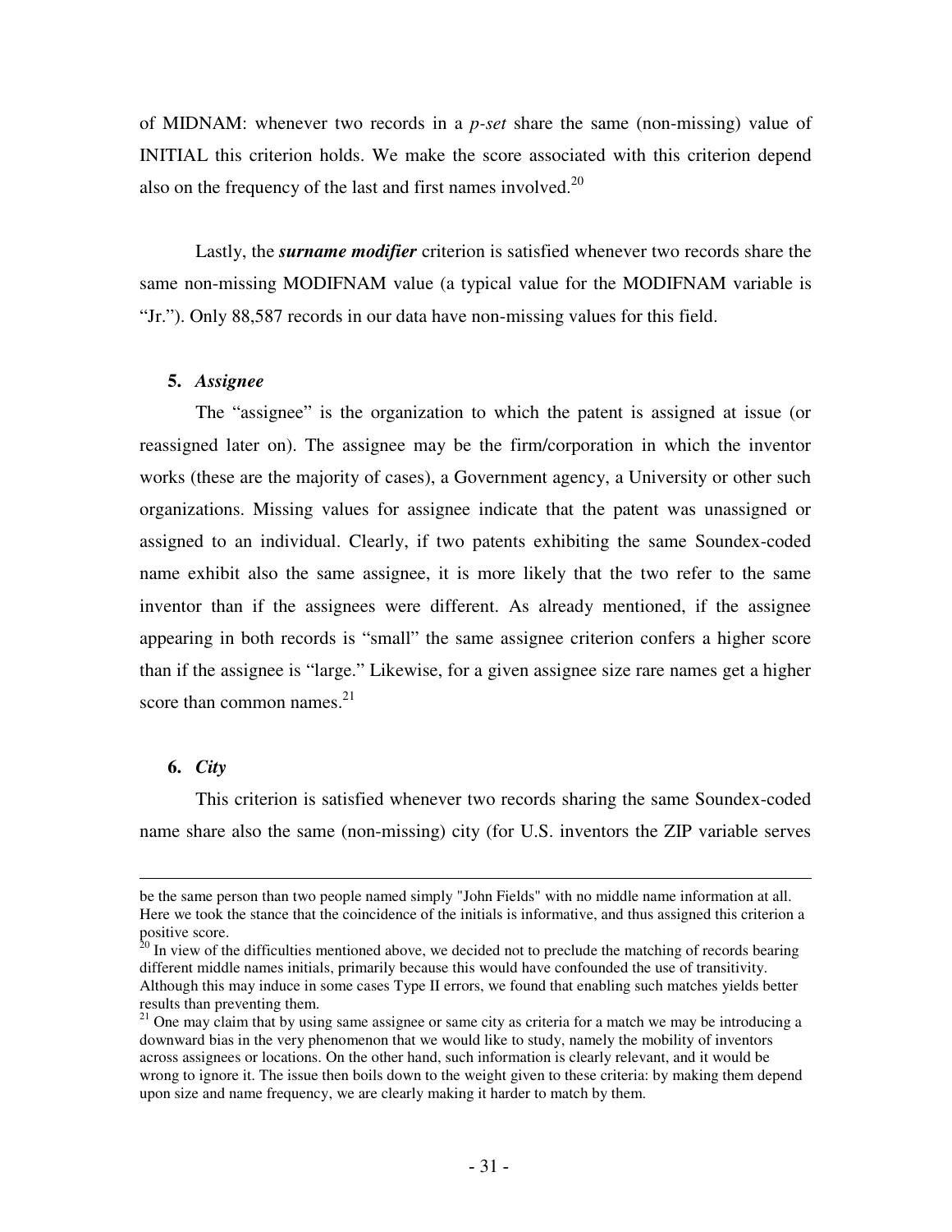of MIDNAM: whenever two records in a *p-set* share the same (non-missing) value of INITIAL this criterion holds. We make the score associated with this criterion depend also on the frequency of the last and first names involved.[20]

Lastly, the ***surname modifier*** criterion is satisfied whenever two records share the same non-missing MODIFNAM value (a typical value for the MODIFNAM variable is "Jr."). Only 88,587 records in our data have non-missing values for this field.

**5. *Assignee***

The "assignee" is the organization to which the patent is assigned at issue (or reassigned later on). The assignee may be the firm/corporation in which the inventor works (these are the majority of cases), a Government agency, a University or other such organizations. Missing values for assignee indicate that the patent was unassigned or assigned to an individual. Clearly, if two patents exhibiting the same Soundex-coded name exhibit also the same assignee, it is more likely that the two refer to the same inventor than if the assignees were different. As already mentioned, if the assignee appearing in both records is "small" the same assignee criterion confers a higher score than if the assignee is "large." Likewise, for a given assignee size rare names get a higher score than common names.[21]

**6. *City***

This criterion is satisfied whenever two records sharing the same Soundex-coded name share also the same (non-missing) city (for U.S. inventors the ZIP variable serves

---

be the same person than two people named simply "John Fields" with no middle name information at all. Here we took the stance that the coincidence of the initials is informative, and thus assigned this criterion a positive score.

[20] In view of the difficulties mentioned above, we decided not to preclude the matching of records bearing different middle names initials, primarily because this would have confounded the use of transitivity. Although this may induce in some cases Type II errors, we found that enabling such matches yields better results than preventing them.

[21] One may claim that by using same assignee or same city as criteria for a match we may be introducing a downward bias in the very phenomenon that we would like to study, namely the mobility of inventors across assignees or locations. On the other hand, such information is clearly relevant, and it would be wrong to ignore it. The issue then boils down to the weight given to these criteria: by making them depend upon size and name frequency, we are clearly making it harder to match by them.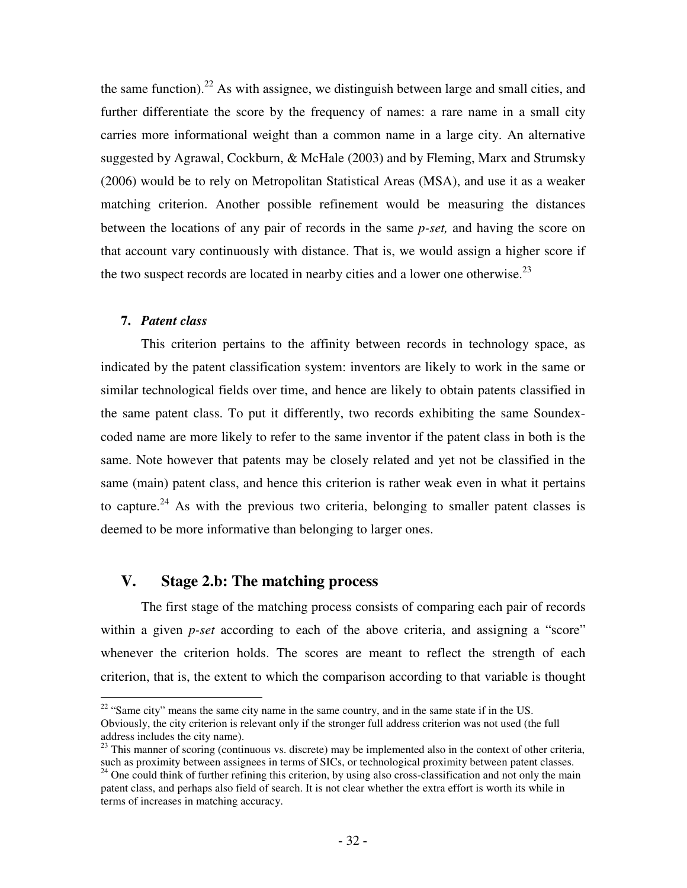the same function).[22] As with assignee, we distinguish between large and small cities, and further differentiate the score by the frequency of names: a rare name in a small city carries more informational weight than a common name in a large city. An alternative suggested by Agrawal, Cockburn, & McHale (2003) and by Fleming, Marx and Strumsky (2006) would be to rely on Metropolitan Statistical Areas (MSA), and use it as a weaker matching criterion. Another possible refinement would be measuring the distances between the locations of any pair of records in the same *p-set,* and having the score on that account vary continuously with distance. That is, we would assign a higher score if the two suspect records are located in nearby cities and a lower one otherwise.[23]

**7.** ***Patent class***

This criterion pertains to the affinity between records in technology space, as indicated by the patent classification system: inventors are likely to work in the same or similar technological fields over time, and hence are likely to obtain patents classified in the same patent class. To put it differently, two records exhibiting the same Soundex-coded name are more likely to refer to the same inventor if the patent class in both is the same. Note however that patents may be closely related and yet not be classified in the same (main) patent class, and hence this criterion is rather weak even in what it pertains to capture.[24] As with the previous two criteria, belonging to smaller patent classes is deemed to be more informative than belonging to larger ones.

## V. Stage 2.b: The matching process

The first stage of the matching process consists of comparing each pair of records within a given *p-set* according to each of the above criteria, and assigning a "score" whenever the criterion holds. The scores are meant to reflect the strength of each criterion, that is, the extent to which the comparison according to that variable is thought

---

[22] "Same city" means the same city name in the same country, and in the same state if in the US. Obviously, the city criterion is relevant only if the stronger full address criterion was not used (the full address includes the city name).

[23] This manner of scoring (continuous vs. discrete) may be implemented also in the context of other criteria, such as proximity between assignees in terms of SICs, or technological proximity between patent classes.

[24] One could think of further refining this criterion, by using also cross-classification and not only the main patent class, and perhaps also field of search. It is not clear whether the extra effort is worth its while in terms of increases in matching accuracy.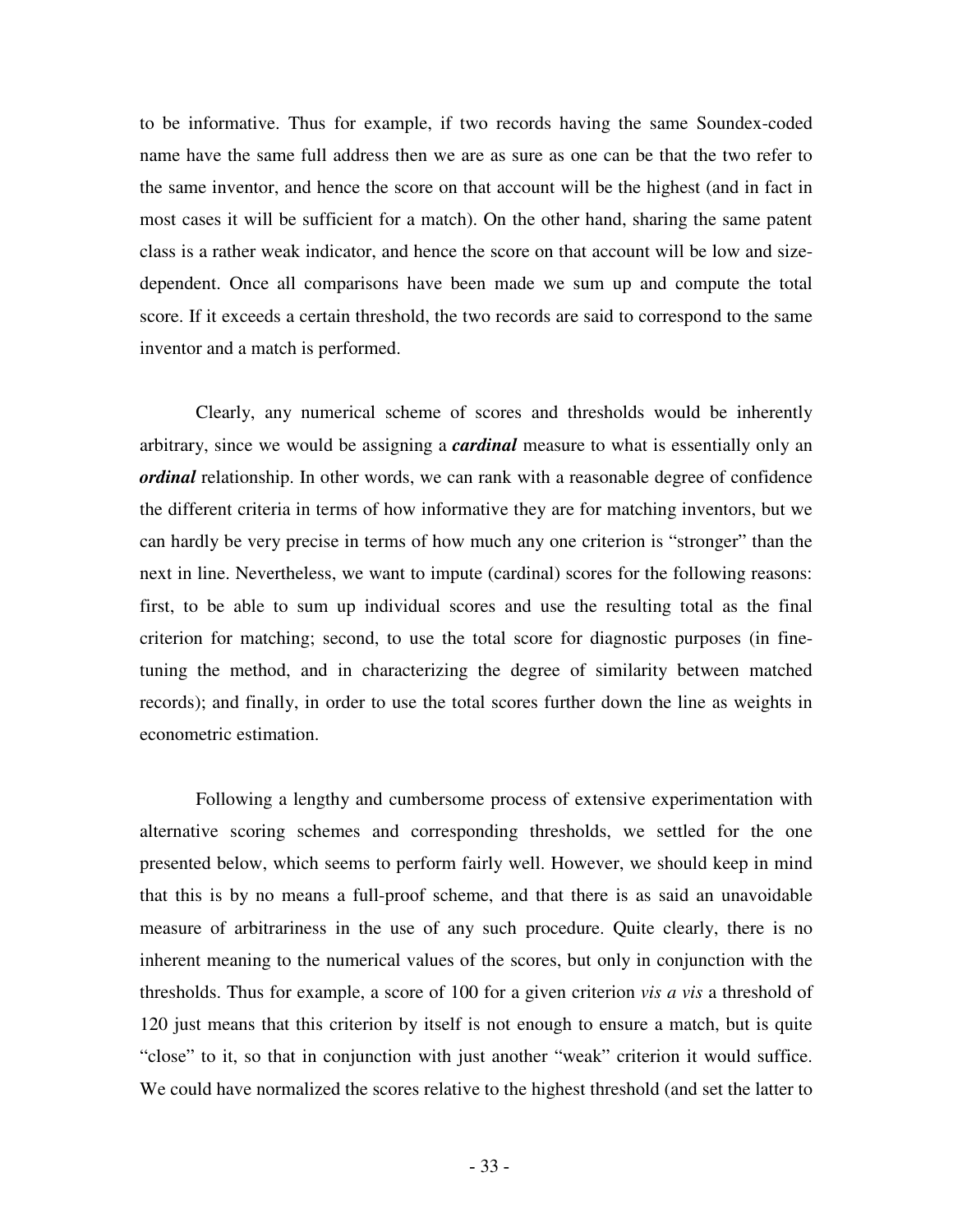to be informative. Thus for example, if two records having the same Soundex-coded name have the same full address then we are as sure as one can be that the two refer to the same inventor, and hence the score on that account will be the highest (and in fact in most cases it will be sufficient for a match). On the other hand, sharing the same patent class is a rather weak indicator, and hence the score on that account will be low and size-dependent. Once all comparisons have been made we sum up and compute the total score. If it exceeds a certain threshold, the two records are said to correspond to the same inventor and a match is performed.

Clearly, any numerical scheme of scores and thresholds would be inherently arbitrary, since we would be assigning a ***cardinal*** measure to what is essentially only an ***ordinal*** relationship. In other words, we can rank with a reasonable degree of confidence the different criteria in terms of how informative they are for matching inventors, but we can hardly be very precise in terms of how much any one criterion is "stronger" than the next in line. Nevertheless, we want to impute (cardinal) scores for the following reasons: first, to be able to sum up individual scores and use the resulting total as the final criterion for matching; second, to use the total score for diagnostic purposes (in fine-tuning the method, and in characterizing the degree of similarity between matched records); and finally, in order to use the total scores further down the line as weights in econometric estimation.

Following a lengthy and cumbersome process of extensive experimentation with alternative scoring schemes and corresponding thresholds, we settled for the one presented below, which seems to perform fairly well. However, we should keep in mind that this is by no means a full-proof scheme, and that there is as said an unavoidable measure of arbitrariness in the use of any such procedure. Quite clearly, there is no inherent meaning to the numerical values of the scores, but only in conjunction with the thresholds. Thus for example, a score of 100 for a given criterion *vis a vis* a threshold of 120 just means that this criterion by itself is not enough to ensure a match, but is quite "close" to it, so that in conjunction with just another "weak" criterion it would suffice. We could have normalized the scores relative to the highest threshold (and set the latter to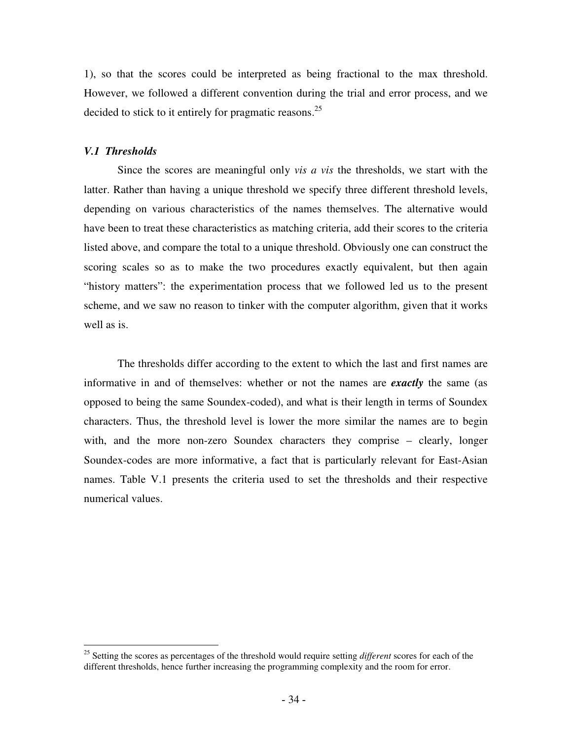1), so that the scores could be interpreted as being fractional to the max threshold. However, we followed a different convention during the trial and error process, and we decided to stick to it entirely for pragmatic reasons.[25]

### *V.1 Thresholds*

Since the scores are meaningful only *vis a vis* the thresholds, we start with the latter. Rather than having a unique threshold we specify three different threshold levels, depending on various characteristics of the names themselves. The alternative would have been to treat these characteristics as matching criteria, add their scores to the criteria listed above, and compare the total to a unique threshold. Obviously one can construct the scoring scales so as to make the two procedures exactly equivalent, but then again "history matters": the experimentation process that we followed led us to the present scheme, and we saw no reason to tinker with the computer algorithm, given that it works well as is.

The thresholds differ according to the extent to which the last and first names are informative in and of themselves: whether or not the names are ***exactly*** the same (as opposed to being the same Soundex-coded), and what is their length in terms of Soundex characters. Thus, the threshold level is lower the more similar the names are to begin with, and the more non-zero Soundex characters they comprise – clearly, longer Soundex-codes are more informative, a fact that is particularly relevant for East-Asian names. Table V.1 presents the criteria used to set the thresholds and their respective numerical values.

---

[25] Setting the scores as percentages of the threshold would require setting *different* scores for each of the different thresholds, hence further increasing the programming complexity and the room for error.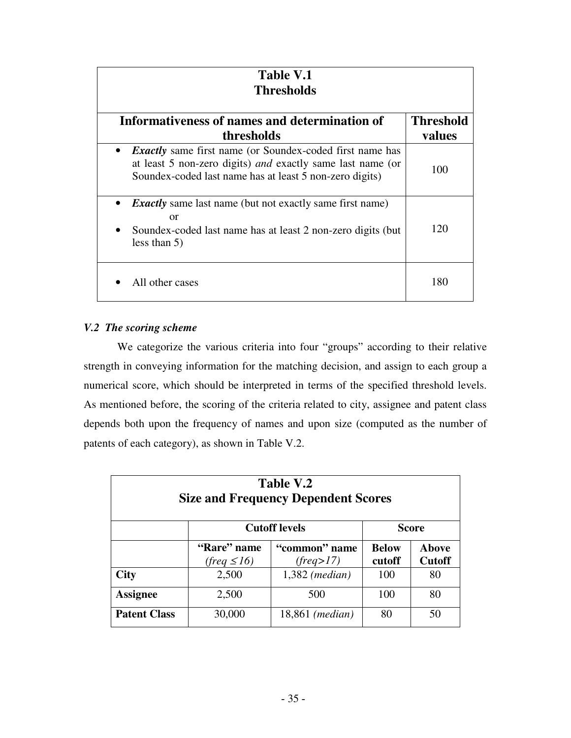**Table V.1**
**Thresholds**

| Informativeness of names and determination of thresholds | Threshold values |
|---|---|
| • ***Exactly*** same first name (or Soundex-coded first name has at least 5 non-zero digits) *and* exactly same last name (or Soundex-coded last name has at least 5 non-zero digits) | 100 |
| • ***Exactly*** same last name (but not exactly same first name) or • Soundex-coded last name has at least 2 non-zero digits (but less than 5) | 120 |
| • All other cases | 180 |

### *V.2 The scoring scheme*

We categorize the various criteria into four "groups" according to their relative strength in conveying information for the matching decision, and assign to each group a numerical score, which should be interpreted in terms of the specified threshold levels. As mentioned before, the scoring of the criteria related to city, assignee and patent class depends both upon the frequency of names and upon size (computed as the number of patents of each category), as shown in Table V.2.

**Table V.2**
**Size and Frequency Dependent Scores**

| | **Cutoff levels** | | **Score** | |
|---|---|---|---|---|
| | **"Rare" name** *(freq ≤16)* | **"common" name** *(freq>17)* | **Below cutoff** | **Above Cutoff** |
| **City** | 2,500 | 1,382 *(median)* | 100 | 80 |
| **Assignee** | 2,500 | 500 | 100 | 80 |
| **Patent Class** | 30,000 | 18,861 *(median)* | 80 | 50 |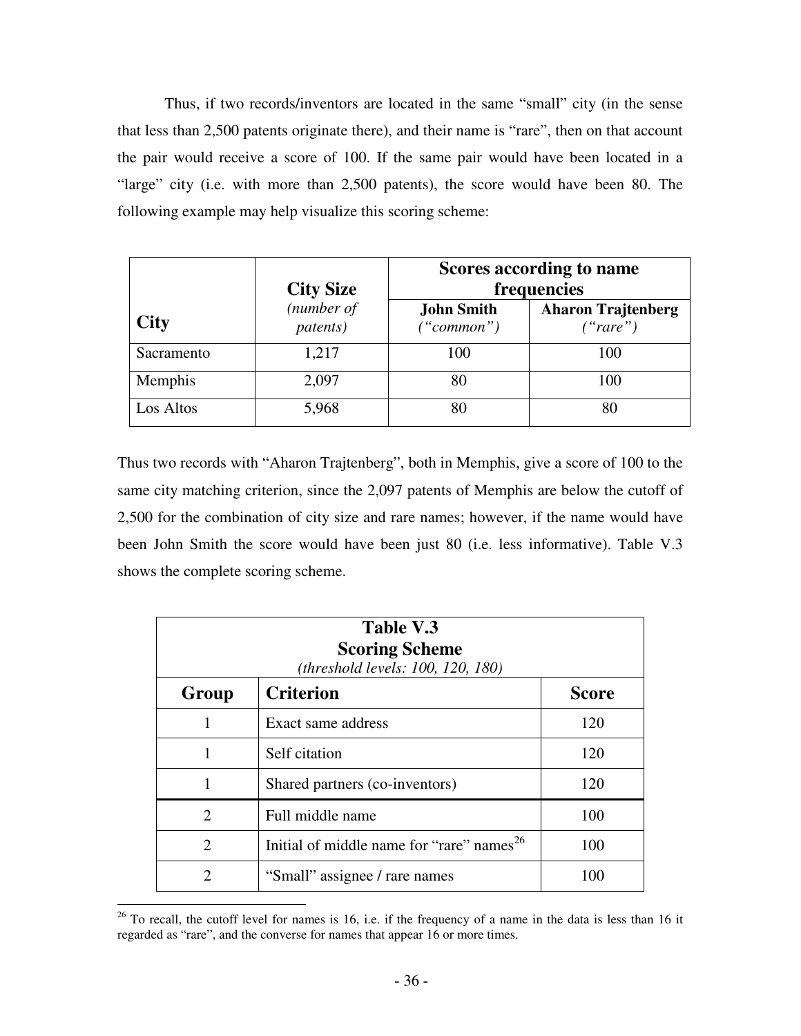Thus, if two records/inventors are located in the same "small" city (in the sense that less than 2,500 patents originate there), and their name is "rare", then on that account the pair would receive a score of 100. If the same pair would have been located in a "large" city (i.e. with more than 2,500 patents), the score would have been 80. The following example may help visualize this scoring scheme:

| **City** | **City Size** *(number of patents)* | **Scores according to name frequencies** | |
|---|---|---|---|
| | | **John Smith** *("common")* | **Aharon Trajtenberg** *("rare")* |
| Sacramento | 1,217 | 100 | 100 |
| Memphis | 2,097 | 80 | 100 |
| Los Altos | 5,968 | 80 | 80 |

Thus two records with "Aharon Trajtenberg", both in Memphis, give a score of 100 to the same city matching criterion, since the 2,097 patents of Memphis are below the cutoff of 2,500 for the combination of city size and rare names; however, if the name would have been John Smith the score would have been just 80 (i.e. less informative). Table V.3 shows the complete scoring scheme.

**Table V.3**
**Scoring Scheme**
*(threshold levels: 100, 120, 180)*

| Group | Criterion | Score |
|---|---|---|
| 1 | Exact same address | 120 |
| 1 | Self citation | 120 |
| 1 | Shared partners (co-inventors) | 120 |
| 2 | Full middle name | 100 |
| 2 | Initial of middle name for "rare" names[26] | 100 |
| 2 | "Small" assignee / rare names | 100 |

[26] To recall, the cutoff level for names is 16, i.e. if the frequency of a name in the data is less than 16 it regarded as "rare", and the converse for names that appear 16 or more times.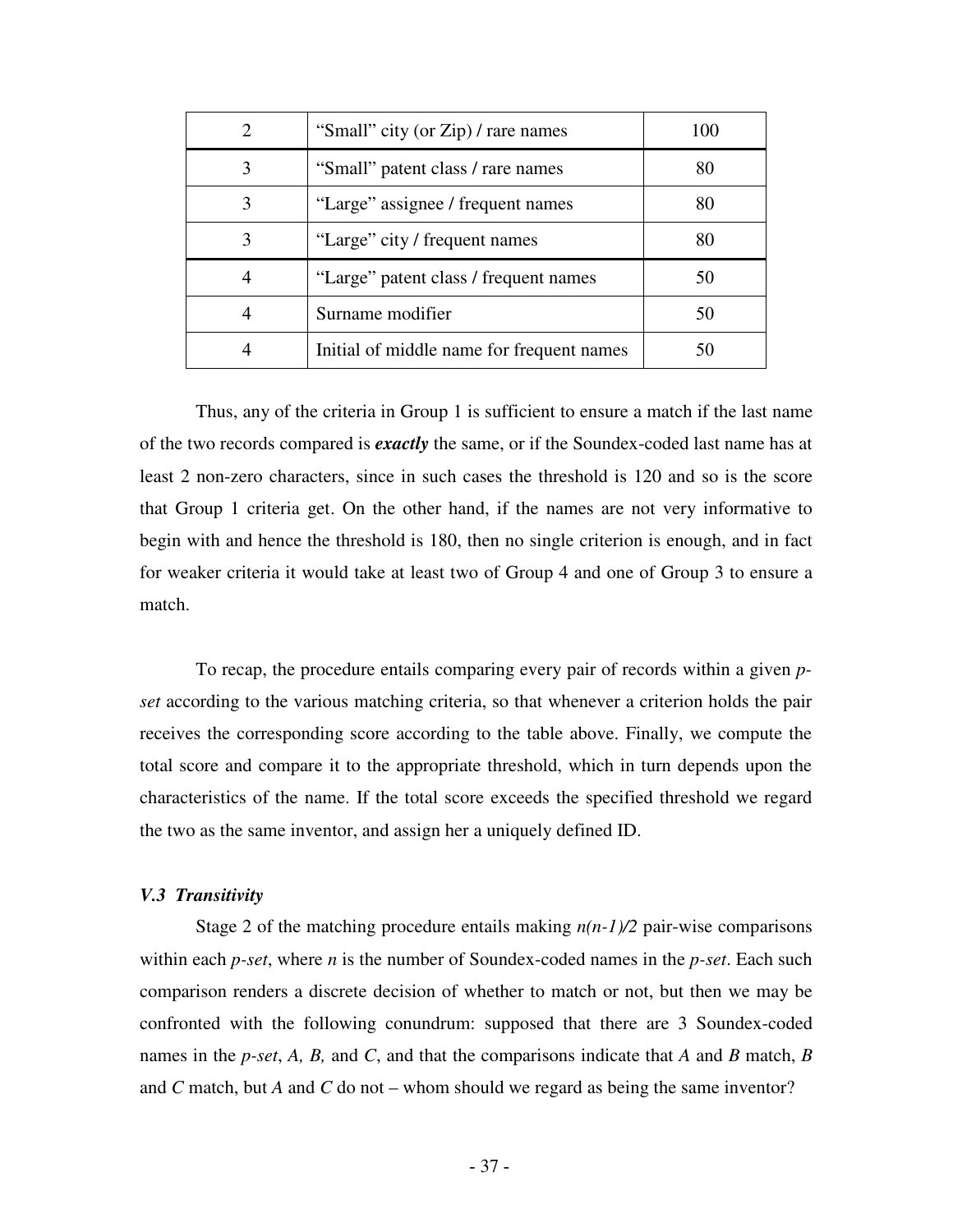| 2 | "Small" city (or Zip) / rare names | 100 |
|---|---|---|
| 3 | "Small" patent class / rare names | 80 |
| 3 | "Large" assignee / frequent names | 80 |
| 3 | "Large" city / frequent names | 80 |
| 4 | "Large" patent class / frequent names | 50 |
| 4 | Surname modifier | 50 |
| 4 | Initial of middle name for frequent names | 50 |

Thus, any of the criteria in Group 1 is sufficient to ensure a match if the last name of the two records compared is ***exactly*** the same, or if the Soundex-coded last name has at least 2 non-zero characters, since in such cases the threshold is 120 and so is the score that Group 1 criteria get. On the other hand, if the names are not very informative to begin with and hence the threshold is 180, then no single criterion is enough, and in fact for weaker criteria it would take at least two of Group 4 and one of Group 3 to ensure a match.

To recap, the procedure entails comparing every pair of records within a given *p-set* according to the various matching criteria, so that whenever a criterion holds the pair receives the corresponding score according to the table above. Finally, we compute the total score and compare it to the appropriate threshold, which in turn depends upon the characteristics of the name. If the total score exceeds the specified threshold we regard the two as the same inventor, and assign her a uniquely defined ID.

### *V.3 Transitivity*

Stage 2 of the matching procedure entails making $n(n-1)/2$ pair-wise comparisons within each *p-set*, where $n$ is the number of Soundex-coded names in the *p-set*. Each such comparison renders a discrete decision of whether to match or not, but then we may be confronted with the following conundrum: supposed that there are 3 Soundex-coded names in the *p-set*, *A, B,* and *C*, and that the comparisons indicate that *A* and *B* match, *B* and *C* match, but *A* and *C* do not – whom should we regard as being the same inventor?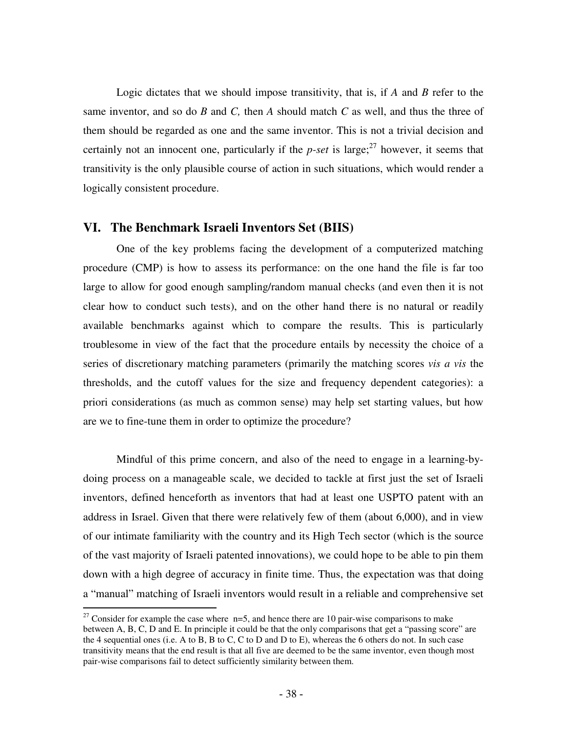Logic dictates that we should impose transitivity, that is, if *A* and *B* refer to the same inventor, and so do *B* and *C,* then *A* should match *C* as well, and thus the three of them should be regarded as one and the same inventor. This is not a trivial decision and certainly not an innocent one, particularly if the *p-set* is large;[27] however, it seems that transitivity is the only plausible course of action in such situations, which would render a logically consistent procedure.

## VI. The Benchmark Israeli Inventors Set (BIIS)

One of the key problems facing the development of a computerized matching procedure (CMP) is how to assess its performance: on the one hand the file is far too large to allow for good enough sampling/random manual checks (and even then it is not clear how to conduct such tests), and on the other hand there is no natural or readily available benchmarks against which to compare the results. This is particularly troublesome in view of the fact that the procedure entails by necessity the choice of a series of discretionary matching parameters (primarily the matching scores *vis a vis* the thresholds, and the cutoff values for the size and frequency dependent categories): a priori considerations (as much as common sense) may help set starting values, but how are we to fine-tune them in order to optimize the procedure?

Mindful of this prime concern, and also of the need to engage in a learning-by-doing process on a manageable scale, we decided to tackle at first just the set of Israeli inventors, defined henceforth as inventors that had at least one USPTO patent with an address in Israel. Given that there were relatively few of them (about 6,000), and in view of our intimate familiarity with the country and its High Tech sector (which is the source of the vast majority of Israeli patented innovations), we could hope to be able to pin them down with a high degree of accuracy in finite time. Thus, the expectation was that doing a "manual" matching of Israeli inventors would result in a reliable and comprehensive set

[27] Consider for example the case where n=5, and hence there are 10 pair-wise comparisons to make between A, B, C, D and E. In principle it could be that the only comparisons that get a "passing score" are the 4 sequential ones (i.e. A to B, B to C, C to D and D to E), whereas the 6 others do not. In such case transitivity means that the end result is that all five are deemed to be the same inventor, even though most pair-wise comparisons fail to detect sufficiently similarity between them.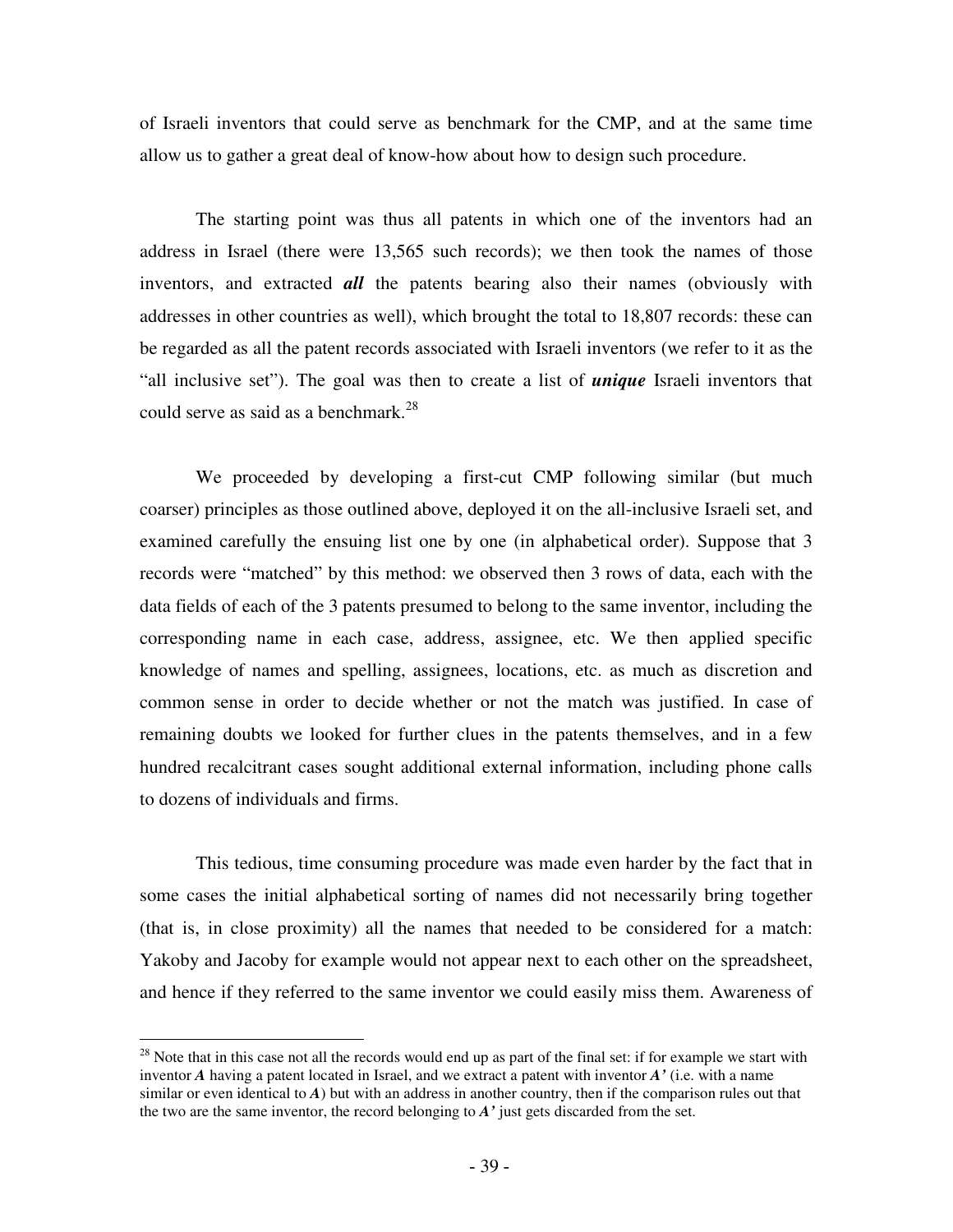of Israeli inventors that could serve as benchmark for the CMP, and at the same time allow us to gather a great deal of know-how about how to design such procedure.

The starting point was thus all patents in which one of the inventors had an address in Israel (there were 13,565 such records); we then took the names of those inventors, and extracted ***all*** the patents bearing also their names (obviously with addresses in other countries as well), which brought the total to 18,807 records: these can be regarded as all the patent records associated with Israeli inventors (we refer to it as the "all inclusive set"). The goal was then to create a list of ***unique*** Israeli inventors that could serve as said as a benchmark.[28]

We proceeded by developing a first-cut CMP following similar (but much coarser) principles as those outlined above, deployed it on the all-inclusive Israeli set, and examined carefully the ensuing list one by one (in alphabetical order). Suppose that 3 records were "matched" by this method: we observed then 3 rows of data, each with the data fields of each of the 3 patents presumed to belong to the same inventor, including the corresponding name in each case, address, assignee, etc. We then applied specific knowledge of names and spelling, assignees, locations, etc. as much as discretion and common sense in order to decide whether or not the match was justified. In case of remaining doubts we looked for further clues in the patents themselves, and in a few hundred recalcitrant cases sought additional external information, including phone calls to dozens of individuals and firms.

This tedious, time consuming procedure was made even harder by the fact that in some cases the initial alphabetical sorting of names did not necessarily bring together (that is, in close proximity) all the names that needed to be considered for a match: Yakoby and Jacoby for example would not appear next to each other on the spreadsheet, and hence if they referred to the same inventor we could easily miss them. Awareness of

[28] Note that in this case not all the records would end up as part of the final set: if for example we start with inventor ***A*** having a patent located in Israel, and we extract a patent with inventor ***A'*** (i.e. with a name similar or even identical to ***A***) but with an address in another country, then if the comparison rules out that the two are the same inventor, the record belonging to ***A'*** just gets discarded from the set.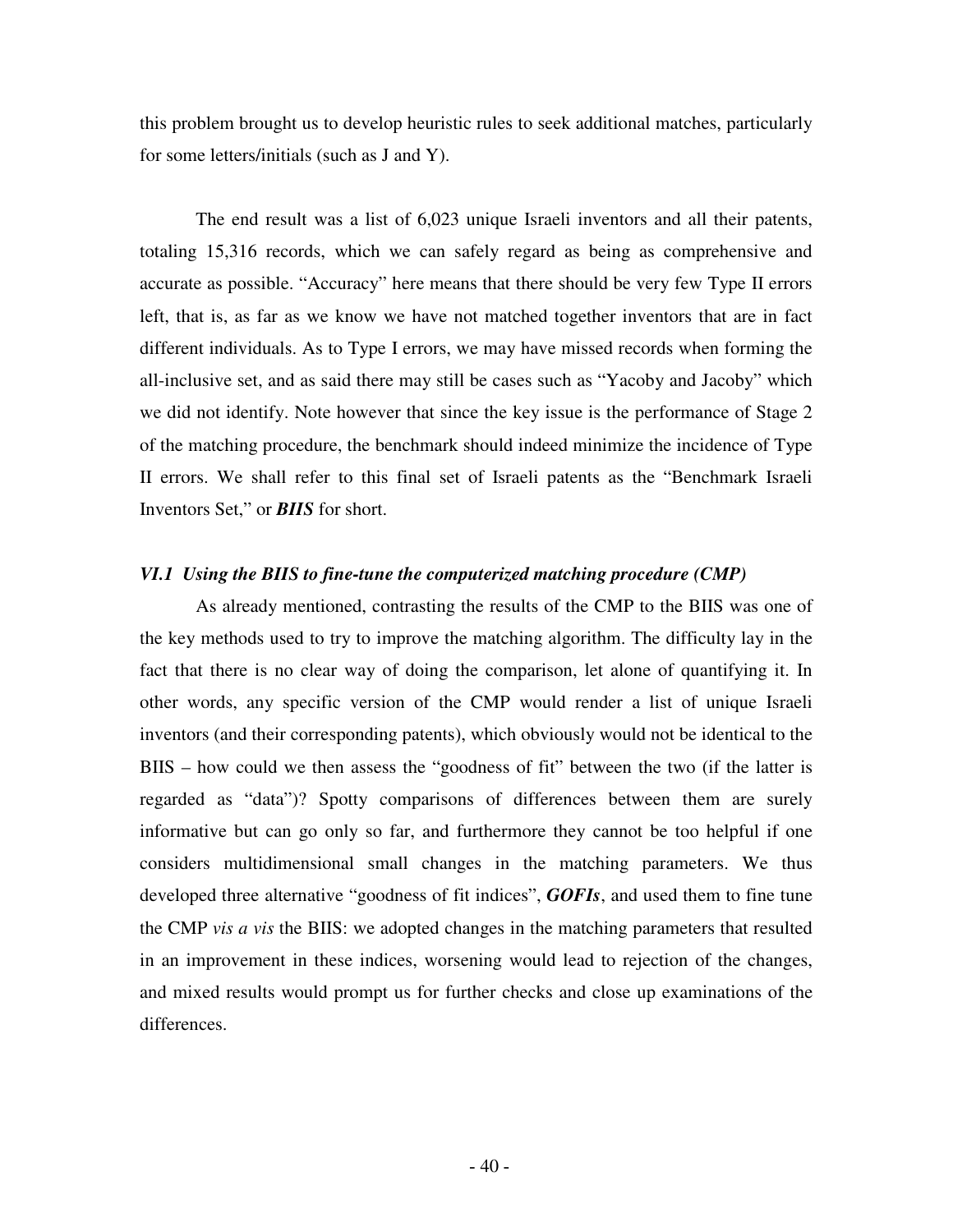this problem brought us to develop heuristic rules to seek additional matches, particularly for some letters/initials (such as J and Y).

The end result was a list of 6,023 unique Israeli inventors and all their patents, totaling 15,316 records, which we can safely regard as being as comprehensive and accurate as possible. "Accuracy" here means that there should be very few Type II errors left, that is, as far as we know we have not matched together inventors that are in fact different individuals. As to Type I errors, we may have missed records when forming the all-inclusive set, and as said there may still be cases such as "Yacoby and Jacoby" which we did not identify. Note however that since the key issue is the performance of Stage 2 of the matching procedure, the benchmark should indeed minimize the incidence of Type II errors. We shall refer to this final set of Israeli patents as the "Benchmark Israeli Inventors Set," or ***BIIS*** for short.

### *VI.1 Using the BIIS to fine-tune the computerized matching procedure (CMP)*

As already mentioned, contrasting the results of the CMP to the BIIS was one of the key methods used to try to improve the matching algorithm. The difficulty lay in the fact that there is no clear way of doing the comparison, let alone of quantifying it. In other words, any specific version of the CMP would render a list of unique Israeli inventors (and their corresponding patents), which obviously would not be identical to the BIIS – how could we then assess the "goodness of fit" between the two (if the latter is regarded as "data")? Spotty comparisons of differences between them are surely informative but can go only so far, and furthermore they cannot be too helpful if one considers multidimensional small changes in the matching parameters. We thus developed three alternative "goodness of fit indices", ***GOFIs***, and used them to fine tune the CMP *vis a vis* the BIIS: we adopted changes in the matching parameters that resulted in an improvement in these indices, worsening would lead to rejection of the changes, and mixed results would prompt us for further checks and close up examinations of the differences.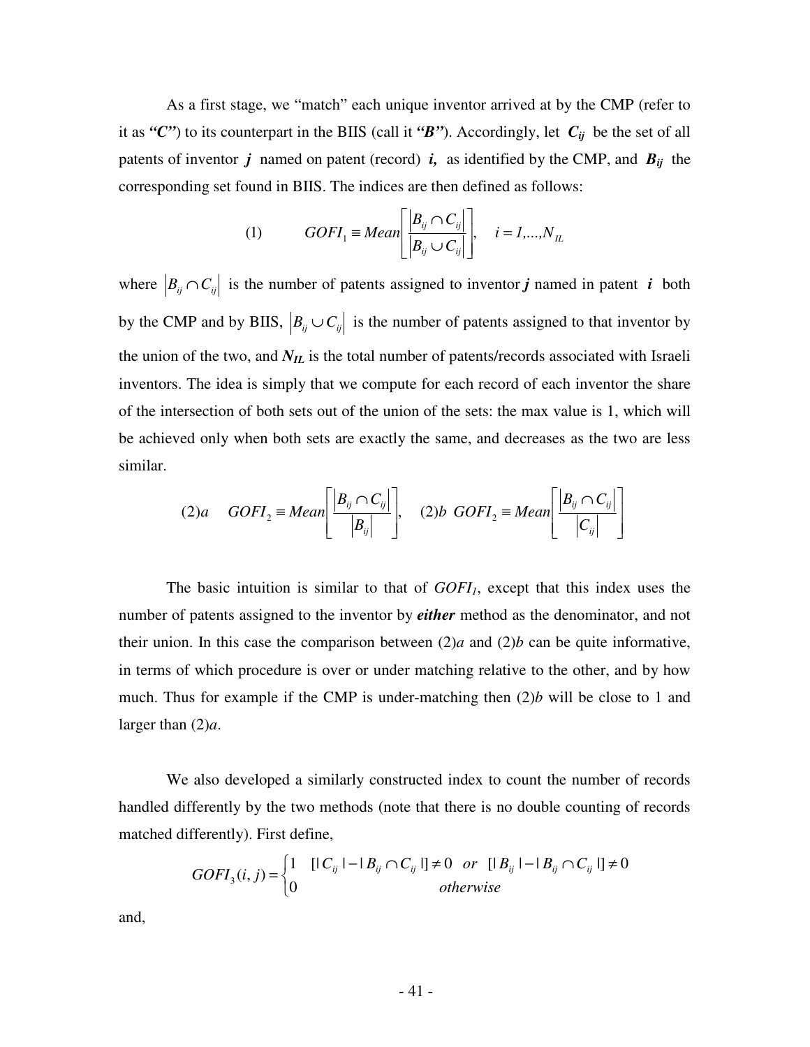As a first stage, we "match" each unique inventor arrived at by the CMP (refer to it as ***"C"***) to its counterpart in the BIIS (call it ***"B"***). Accordingly, let $C_{ij}$ be the set of all patents of inventor $j$ named on patent (record) $i$, as identified by the CMP, and $B_{ij}$ the corresponding set found in BIIS. The indices are then defined as follows:

$$(1) \qquad GOFI_1 \equiv Mean\left[\frac{\left|B_{ij} \cap C_{ij}\right|}{\left|B_{ij} \cup C_{ij}\right|}\right], \quad i = 1,...,N_{IL}$$

where $\left|B_{ij} \cap C_{ij}\right|$ is the number of patents assigned to inventor $j$ named in patent $i$ both by the CMP and by BIIS, $\left|B_{ij} \cup C_{ij}\right|$ is the number of patents assigned to that inventor by the union of the two, and $N_{IL}$ is the total number of patents/records associated with Israeli inventors. The idea is simply that we compute for each record of each inventor the share of the intersection of both sets out of the union of the sets: the max value is 1, which will be achieved only when both sets are exactly the same, and decreases as the two are less similar.

$$(2)a \quad GOFI_2 \equiv Mean\left[\frac{\left|B_{ij} \cap C_{ij}\right|}{\left|B_{ij}\right|}\right], \quad (2)b \;\; GOFI_2 \equiv Mean\left[\frac{\left|B_{ij} \cap C_{ij}\right|}{\left|C_{ij}\right|}\right]$$

The basic intuition is similar to that of $GOFI_1$, except that this index uses the number of patents assigned to the inventor by ***either*** method as the denominator, and not their union. In this case the comparison between (2)*a* and (2)*b* can be quite informative, in terms of which procedure is over or under matching relative to the other, and by how much. Thus for example if the CMP is under-matching then (2)*b* will be close to 1 and larger than (2)*a*.

We also developed a similarly constructed index to count the number of records handled differently by the two methods (note that there is no double counting of records matched differently). First define,

$$GOFI_3(i,j) = \begin{cases} 1 & [|C_{ij}| - |B_{ij} \cap C_{ij}|] \neq 0 \quad or \quad [|B_{ij}| - |B_{ij} \cap C_{ij}|] \neq 0 \\ 0 & otherwise \end{cases}$$

and,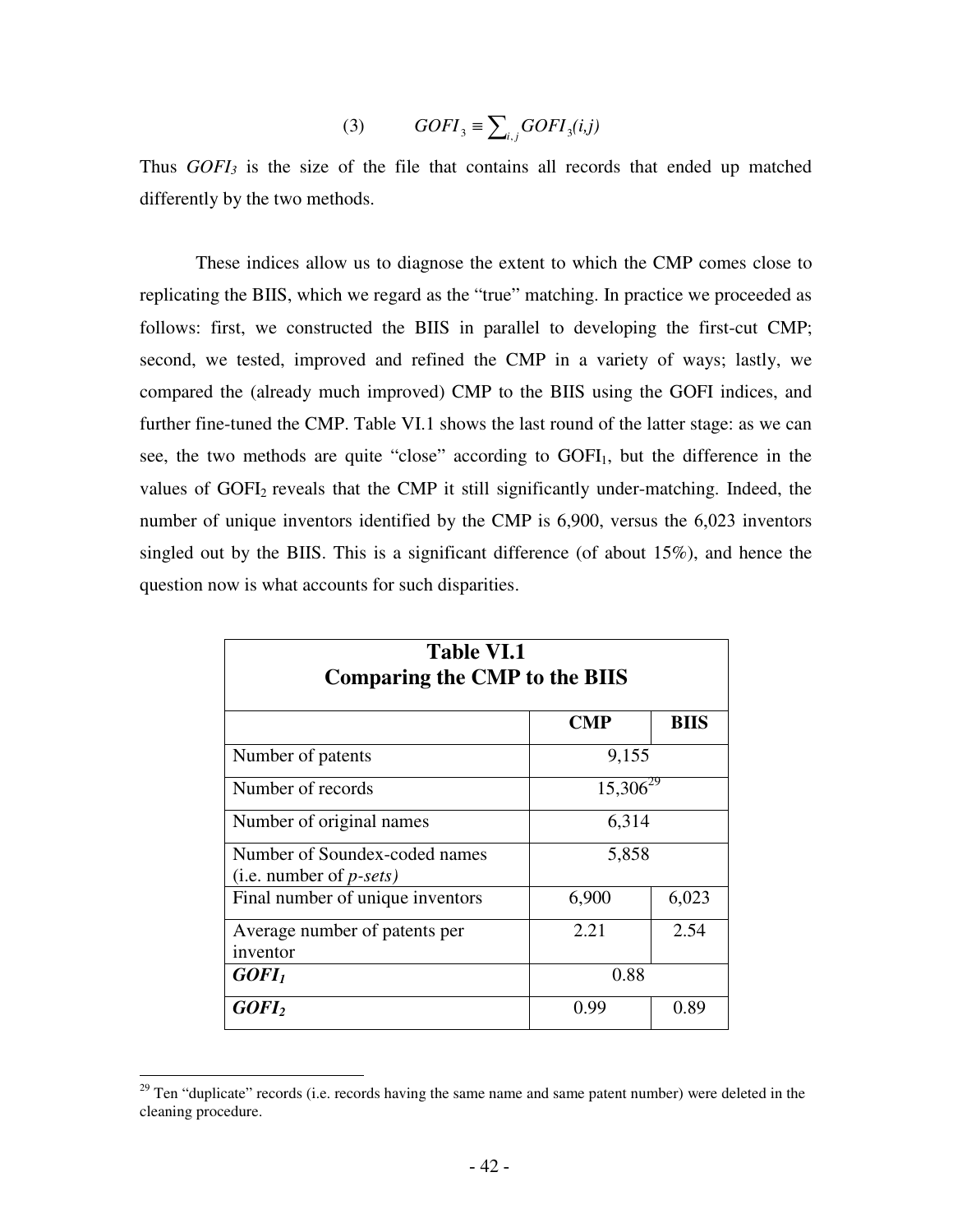$$(3) \qquad GOFI_3 \equiv \sum_{i,j} GOFI_3(i,j)$$

Thus $GOFI_3$ is the size of the file that contains all records that ended up matched differently by the two methods.

These indices allow us to diagnose the extent to which the CMP comes close to replicating the BIIS, which we regard as the "true" matching. In practice we proceeded as follows: first, we constructed the BIIS in parallel to developing the first-cut CMP; second, we tested, improved and refined the CMP in a variety of ways; lastly, we compared the (already much improved) CMP to the BIIS using the GOFI indices, and further fine-tuned the CMP. Table VI.1 shows the last round of the latter stage: as we can see, the two methods are quite "close" according to $GOFI_1$, but the difference in the values of $GOFI_2$ reveals that the CMP it still significantly under-matching. Indeed, the number of unique inventors identified by the CMP is 6,900, versus the 6,023 inventors singled out by the BIIS. This is a significant difference (of about 15%), and hence the question now is what accounts for such disparities.

**Table VI.1**
**Comparing the CMP to the BIIS**

| | CMP | BIIS |
|---|---|---|
| Number of patents | 9,155 | |
| Number of records | 15,306[29] | |
| Number of original names | 6,314 | |
| Number of Soundex-coded names (i.e. number of *p-sets)* | 5,858 | |
| Final number of unique inventors | 6,900 | 6,023 |
| Average number of patents per inventor | 2.21 | 2.54 |
| ***GOFI₁*** | 0.88 | |
| ***GOFI₂*** | 0.99 | 0.89 |

[29] Ten "duplicate" records (i.e. records having the same name and same patent number) were deleted in the cleaning procedure.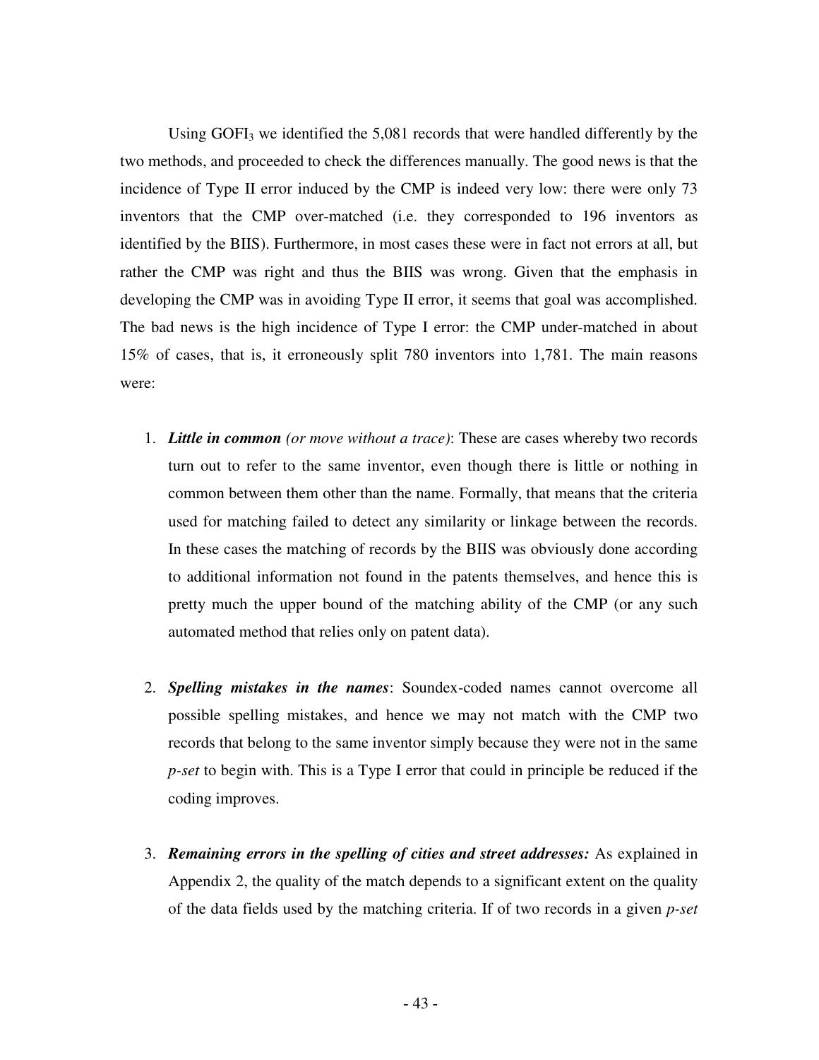Using $GOFI_3$ we identified the 5,081 records that were handled differently by the two methods, and proceeded to check the differences manually. The good news is that the incidence of Type II error induced by the CMP is indeed very low: there were only 73 inventors that the CMP over-matched (i.e. they corresponded to 196 inventors as identified by the BIIS). Furthermore, in most cases these were in fact not errors at all, but rather the CMP was right and thus the BIIS was wrong. Given that the emphasis in developing the CMP was in avoiding Type II error, it seems that goal was accomplished. The bad news is the high incidence of Type I error: the CMP under-matched in about 15% of cases, that is, it erroneously split 780 inventors into 1,781. The main reasons were:

1. ***Little in common*** *(or move without a trace)*: These are cases whereby two records turn out to refer to the same inventor, even though there is little or nothing in common between them other than the name. Formally, that means that the criteria used for matching failed to detect any similarity or linkage between the records. In these cases the matching of records by the BIIS was obviously done according to additional information not found in the patents themselves, and hence this is pretty much the upper bound of the matching ability of the CMP (or any such automated method that relies only on patent data).

2. ***Spelling mistakes in the names***: Soundex-coded names cannot overcome all possible spelling mistakes, and hence we may not match with the CMP two records that belong to the same inventor simply because they were not in the same *p-set* to begin with. This is a Type I error that could in principle be reduced if the coding improves.

3. ***Remaining errors in the spelling of cities and street addresses:*** As explained in Appendix 2, the quality of the match depends to a significant extent on the quality of the data fields used by the matching criteria. If of two records in a given *p-set*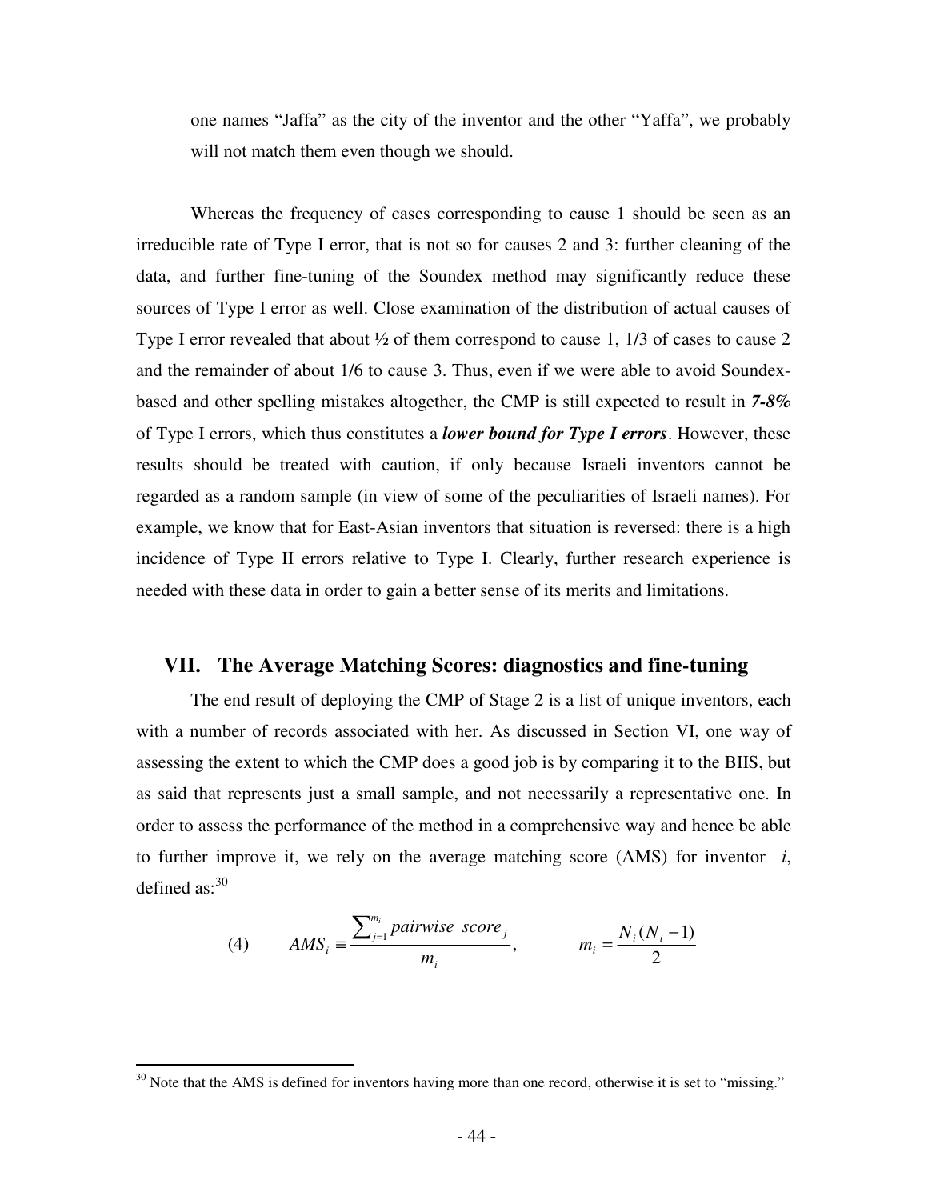one names "Jaffa" as the city of the inventor and the other "Yaffa", we probably will not match them even though we should.

Whereas the frequency of cases corresponding to cause 1 should be seen as an irreducible rate of Type I error, that is not so for causes 2 and 3: further cleaning of the data, and further fine-tuning of the Soundex method may significantly reduce these sources of Type I error as well. Close examination of the distribution of actual causes of Type I error revealed that about ½ of them correspond to cause 1, 1/3 of cases to cause 2 and the remainder of about 1/6 to cause 3. Thus, even if we were able to avoid Soundex-based and other spelling mistakes altogether, the CMP is still expected to result in ***7-8%*** of Type I errors, which thus constitutes a ***lower bound for Type I errors***. However, these results should be treated with caution, if only because Israeli inventors cannot be regarded as a random sample (in view of some of the peculiarities of Israeli names). For example, we know that for East-Asian inventors that situation is reversed: there is a high incidence of Type II errors relative to Type I. Clearly, further research experience is needed with these data in order to gain a better sense of its merits and limitations.

## VII. The Average Matching Scores: diagnostics and fine-tuning

The end result of deploying the CMP of Stage 2 is a list of unique inventors, each with a number of records associated with her. As discussed in Section VI, one way of assessing the extent to which the CMP does a good job is by comparing it to the BIIS, but as said that represents just a small sample, and not necessarily a representative one. In order to assess the performance of the method in a comprehensive way and hence be able to further improve it, we rely on the average matching score (AMS) for inventor $i$, defined as:[30]

$$(4) \qquad AMS_i \equiv \frac{\sum_{j=1}^{m_i} pairwise\ \ score_j}{m_i}, \qquad m_i = \frac{N_i(N_i - 1)}{2}$$

[30] Note that the AMS is defined for inventors having more than one record, otherwise it is set to "missing."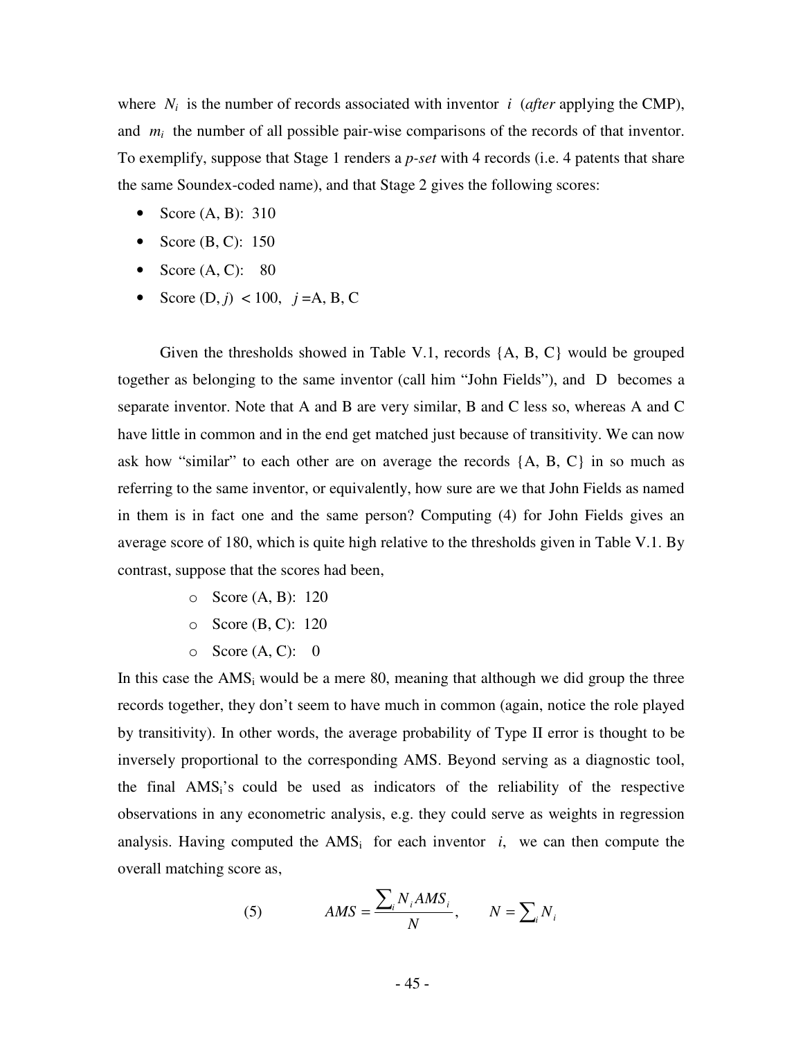where $N_i$ is the number of records associated with inventor $i$ (*after* applying the CMP), and $m_i$ the number of all possible pair-wise comparisons of the records of that inventor. To exemplify, suppose that Stage 1 renders a *p-set* with 4 records (i.e. 4 patents that share the same Soundex-coded name), and that Stage 2 gives the following scores:

- Score (A, B): 310
- Score (B, C): 150
- Score (A, C): 80
- Score (D, $j$) < 100, $j$ = A, B, C

Given the thresholds showed in Table V.1, records {A, B, C} would be grouped together as belonging to the same inventor (call him "John Fields"), and D becomes a separate inventor. Note that A and B are very similar, B and C less so, whereas A and C have little in common and in the end get matched just because of transitivity. We can now ask how "similar" to each other are on average the records {A, B, C} in so much as referring to the same inventor, or equivalently, how sure are we that John Fields as named in them is in fact one and the same person? Computing (4) for John Fields gives an average score of 180, which is quite high relative to the thresholds given in Table V.1. By contrast, suppose that the scores had been,

- Score (A, B): 120
- Score (B, C): 120
- Score (A, C): 0

In this case the $AMS_i$ would be a mere 80, meaning that although we did group the three records together, they don't seem to have much in common (again, notice the role played by transitivity). In other words, the average probability of Type II error is thought to be inversely proportional to the corresponding AMS. Beyond serving as a diagnostic tool, the final $AMS_i$'s could be used as indicators of the reliability of the respective observations in any econometric analysis, e.g. they could serve as weights in regression analysis. Having computed the $AMS_i$ for each inventor $i$, we can then compute the overall matching score as,

$$(5) \qquad AMS = \frac{\sum_i N_i AMS_i}{N}, \qquad N = \sum_i N_i$$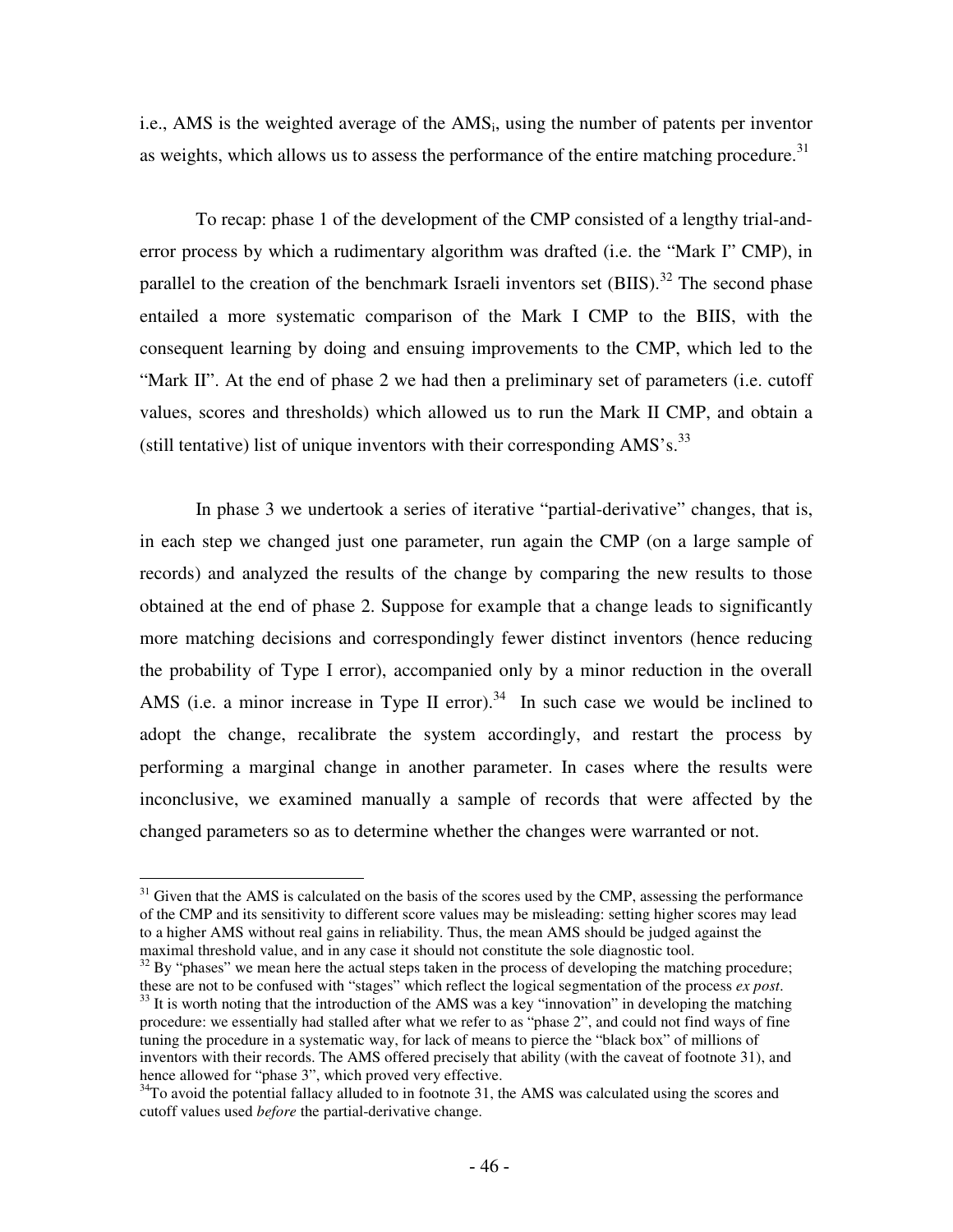i.e., AMS is the weighted average of the $AMS_i$, using the number of patents per inventor as weights, which allows us to assess the performance of the entire matching procedure.[31]

To recap: phase 1 of the development of the CMP consisted of a lengthy trial-and-error process by which a rudimentary algorithm was drafted (i.e. the "Mark I" CMP), in parallel to the creation of the benchmark Israeli inventors set (BIIS).[32] The second phase entailed a more systematic comparison of the Mark I CMP to the BIIS, with the consequent learning by doing and ensuing improvements to the CMP, which led to the "Mark II". At the end of phase 2 we had then a preliminary set of parameters (i.e. cutoff values, scores and thresholds) which allowed us to run the Mark II CMP, and obtain a (still tentative) list of unique inventors with their corresponding AMS's.[33]

In phase 3 we undertook a series of iterative "partial-derivative" changes, that is, in each step we changed just one parameter, run again the CMP (on a large sample of records) and analyzed the results of the change by comparing the new results to those obtained at the end of phase 2. Suppose for example that a change leads to significantly more matching decisions and correspondingly fewer distinct inventors (hence reducing the probability of Type I error), accompanied only by a minor reduction in the overall AMS (i.e. a minor increase in Type II error).[34] In such case we would be inclined to adopt the change, recalibrate the system accordingly, and restart the process by performing a marginal change in another parameter. In cases where the results were inconclusive, we examined manually a sample of records that were affected by the changed parameters so as to determine whether the changes were warranted or not.

---

[31] Given that the AMS is calculated on the basis of the scores used by the CMP, assessing the performance of the CMP and its sensitivity to different score values may be misleading: setting higher scores may lead to a higher AMS without real gains in reliability. Thus, the mean AMS should be judged against the maximal threshold value, and in any case it should not constitute the sole diagnostic tool.

[32] By "phases" we mean here the actual steps taken in the process of developing the matching procedure; these are not to be confused with "stages" which reflect the logical segmentation of the process *ex post*.

[33] It is worth noting that the introduction of the AMS was a key "innovation" in developing the matching procedure: we essentially had stalled after what we refer to as "phase 2", and could not find ways of fine tuning the procedure in a systematic way, for lack of means to pierce the "black box" of millions of inventors with their records. The AMS offered precisely that ability (with the caveat of footnote 31), and hence allowed for "phase 3", which proved very effective.

[34] To avoid the potential fallacy alluded to in footnote 31, the AMS was calculated using the scores and cutoff values used *before* the partial-derivative change.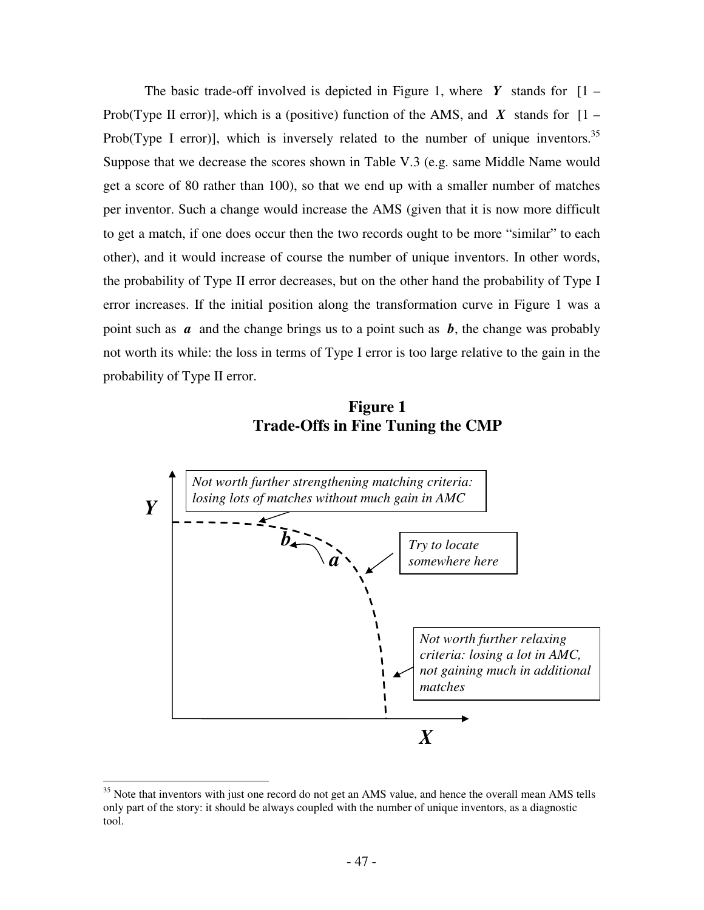The basic trade-off involved is depicted in Figure 1, where ***Y*** stands for [1 – Prob(Type II error)], which is a (positive) function of the AMS, and ***X*** stands for [1 – Prob(Type I error)], which is inversely related to the number of unique inventors.[35] Suppose that we decrease the scores shown in Table V.3 (e.g. same Middle Name would get a score of 80 rather than 100), so that we end up with a smaller number of matches per inventor. Such a change would increase the AMS (given that it is now more difficult to get a match, if one does occur then the two records ought to be more "similar" to each other), and it would increase of course the number of unique inventors. In other words, the probability of Type II error decreases, but on the other hand the probability of Type I error increases. If the initial position along the transformation curve in Figure 1 was a point such as ***a*** and the change brings us to a point such as ***b***, the change was probably not worth its while: the loss in terms of Type I error is too large relative to the gain in the probability of Type II error.

**Figure 1**
**Trade-Offs in Fine Tuning the CMP**

*Not worth further strengthening matching criteria: losing lots of matches without much gain in AMC*

*Try to locate somewhere here*

*Not worth further relaxing criteria: losing a lot in AMC, not gaining much in additional matches*

[35] Note that inventors with just one record do not get an AMS value, and hence the overall mean AMS tells only part of the story: it should be always coupled with the number of unique inventors, as a diagnostic tool.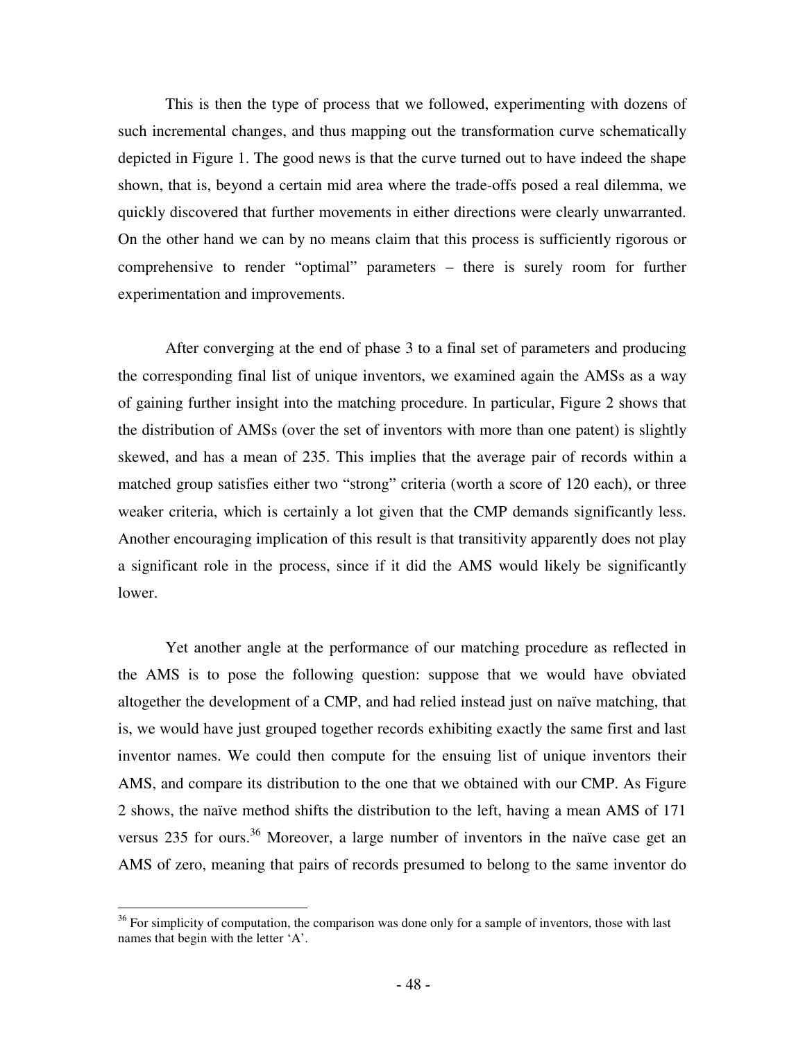This is then the type of process that we followed, experimenting with dozens of such incremental changes, and thus mapping out the transformation curve schematically depicted in Figure 1. The good news is that the curve turned out to have indeed the shape shown, that is, beyond a certain mid area where the trade-offs posed a real dilemma, we quickly discovered that further movements in either directions were clearly unwarranted. On the other hand we can by no means claim that this process is sufficiently rigorous or comprehensive to render "optimal" parameters – there is surely room for further experimentation and improvements.

After converging at the end of phase 3 to a final set of parameters and producing the corresponding final list of unique inventors, we examined again the AMSs as a way of gaining further insight into the matching procedure. In particular, Figure 2 shows that the distribution of AMSs (over the set of inventors with more than one patent) is slightly skewed, and has a mean of 235. This implies that the average pair of records within a matched group satisfies either two "strong" criteria (worth a score of 120 each), or three weaker criteria, which is certainly a lot given that the CMP demands significantly less. Another encouraging implication of this result is that transitivity apparently does not play a significant role in the process, since if it did the AMS would likely be significantly lower.

Yet another angle at the performance of our matching procedure as reflected in the AMS is to pose the following question: suppose that we would have obviated altogether the development of a CMP, and had relied instead just on naïve matching, that is, we would have just grouped together records exhibiting exactly the same first and last inventor names. We could then compute for the ensuing list of unique inventors their AMS, and compare its distribution to the one that we obtained with our CMP. As Figure 2 shows, the naïve method shifts the distribution to the left, having a mean AMS of 171 versus 235 for ours.[36] Moreover, a large number of inventors in the naïve case get an AMS of zero, meaning that pairs of records presumed to belong to the same inventor do

[36] For simplicity of computation, the comparison was done only for a sample of inventors, those with last names that begin with the letter 'A'.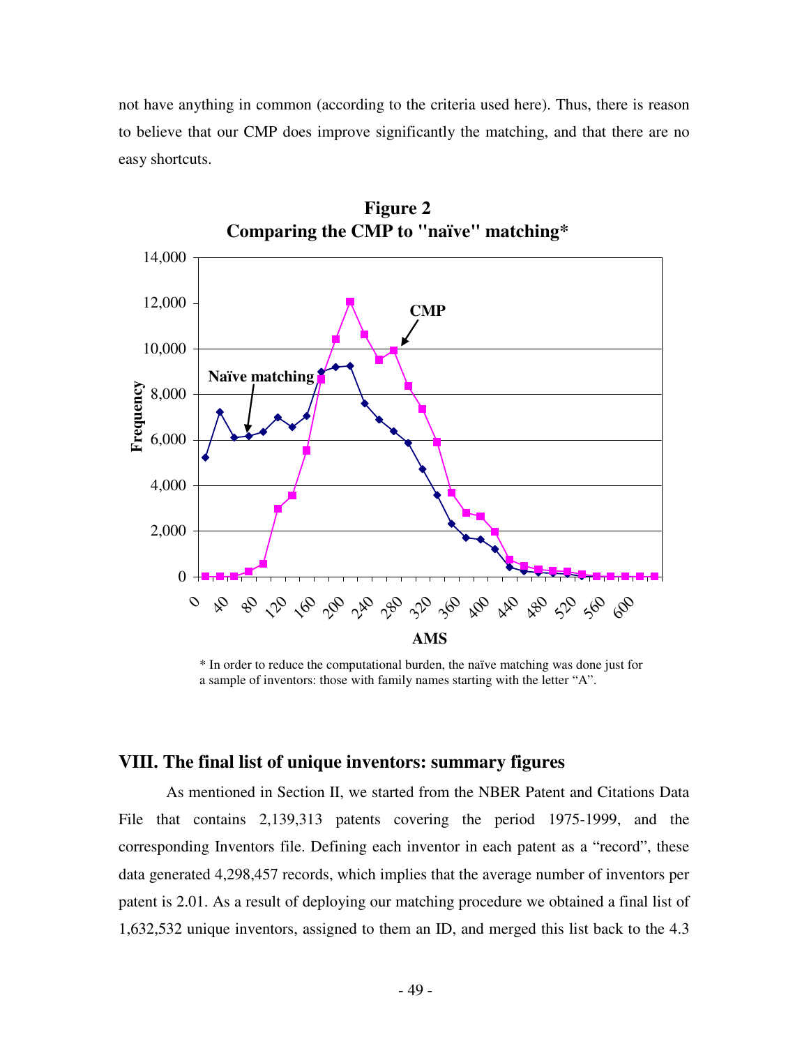not have anything in common (according to the criteria used here). Thus, there is reason to believe that our CMP does improve significantly the matching, and that there are no easy shortcuts.

**Figure 2**
**Comparing the CMP to "naïve" matching***

\* In order to reduce the computational burden, the naïve matching was done just for a sample of inventors: those with family names starting with the letter "A".

## VIII. The final list of unique inventors: summary figures

As mentioned in Section II, we started from the NBER Patent and Citations Data File that contains 2,139,313 patents covering the period 1975-1999, and the corresponding Inventors file. Defining each inventor in each patent as a "record", these data generated 4,298,457 records, which implies that the average number of inventors per patent is 2.01. As a result of deploying our matching procedure we obtained a final list of 1,632,532 unique inventors, assigned to them an ID, and merged this list back to the 4.3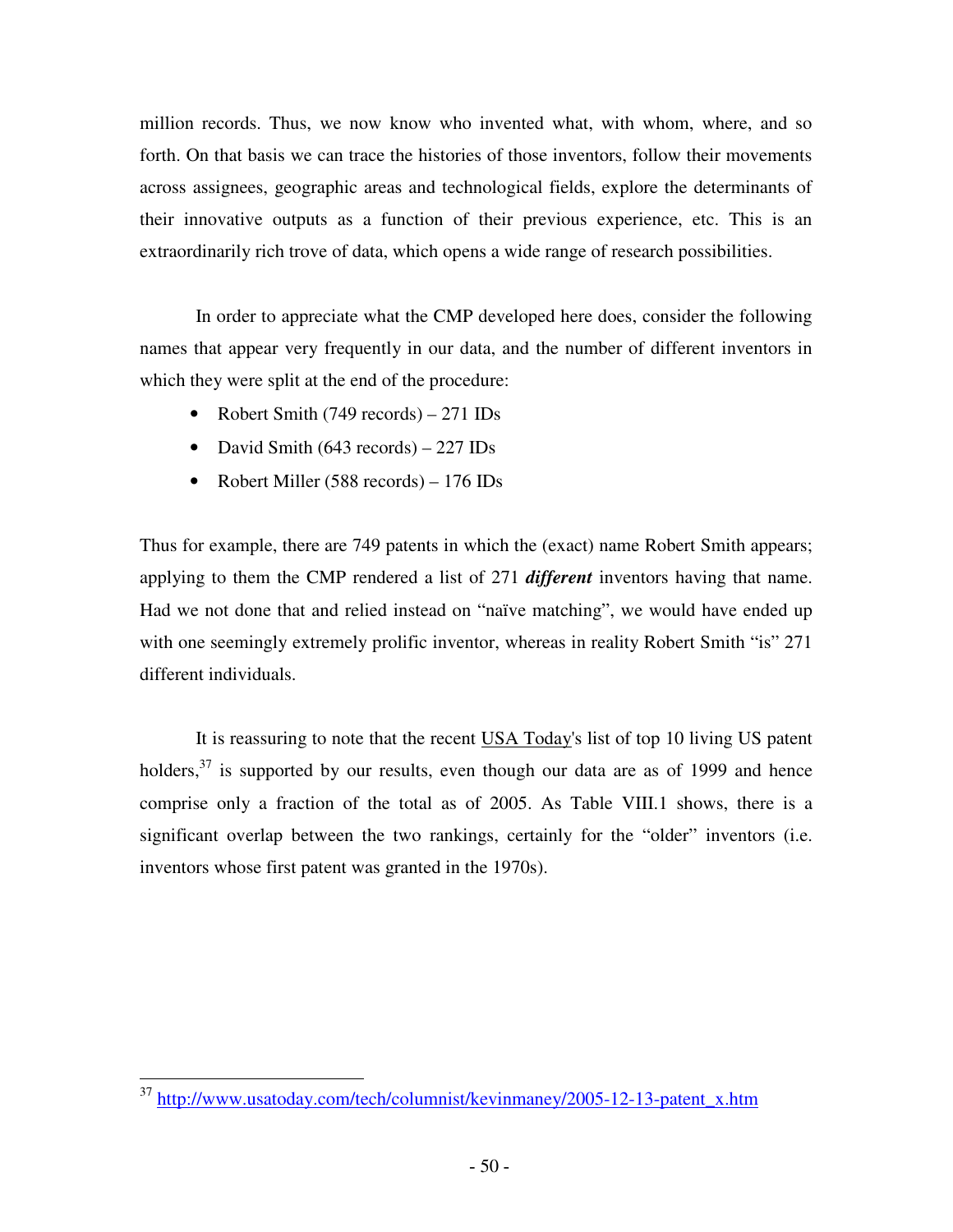million records. Thus, we now know who invented what, with whom, where, and so forth. On that basis we can trace the histories of those inventors, follow their movements across assignees, geographic areas and technological fields, explore the determinants of their innovative outputs as a function of their previous experience, etc. This is an extraordinarily rich trove of data, which opens a wide range of research possibilities.

In order to appreciate what the CMP developed here does, consider the following names that appear very frequently in our data, and the number of different inventors in which they were split at the end of the procedure:

- Robert Smith (749 records) – 271 IDs
- David Smith (643 records) – 227 IDs
- Robert Miller (588 records) – 176 IDs

Thus for example, there are 749 patents in which the (exact) name Robert Smith appears; applying to them the CMP rendered a list of 271 ***different*** inventors having that name. Had we not done that and relied instead on "naïve matching", we would have ended up with one seemingly extremely prolific inventor, whereas in reality Robert Smith "is" 271 different individuals.

It is reassuring to note that the recent USA Today's list of top 10 living US patent holders,[37] is supported by our results, even though our data are as of 1999 and hence comprise only a fraction of the total as of 2005. As Table VIII.1 shows, there is a significant overlap between the two rankings, certainly for the "older" inventors (i.e. inventors whose first patent was granted in the 1970s).

---

[37] http://www.usatoday.com/tech/columnist/kevinmaney/2005-12-13-patent_x.htm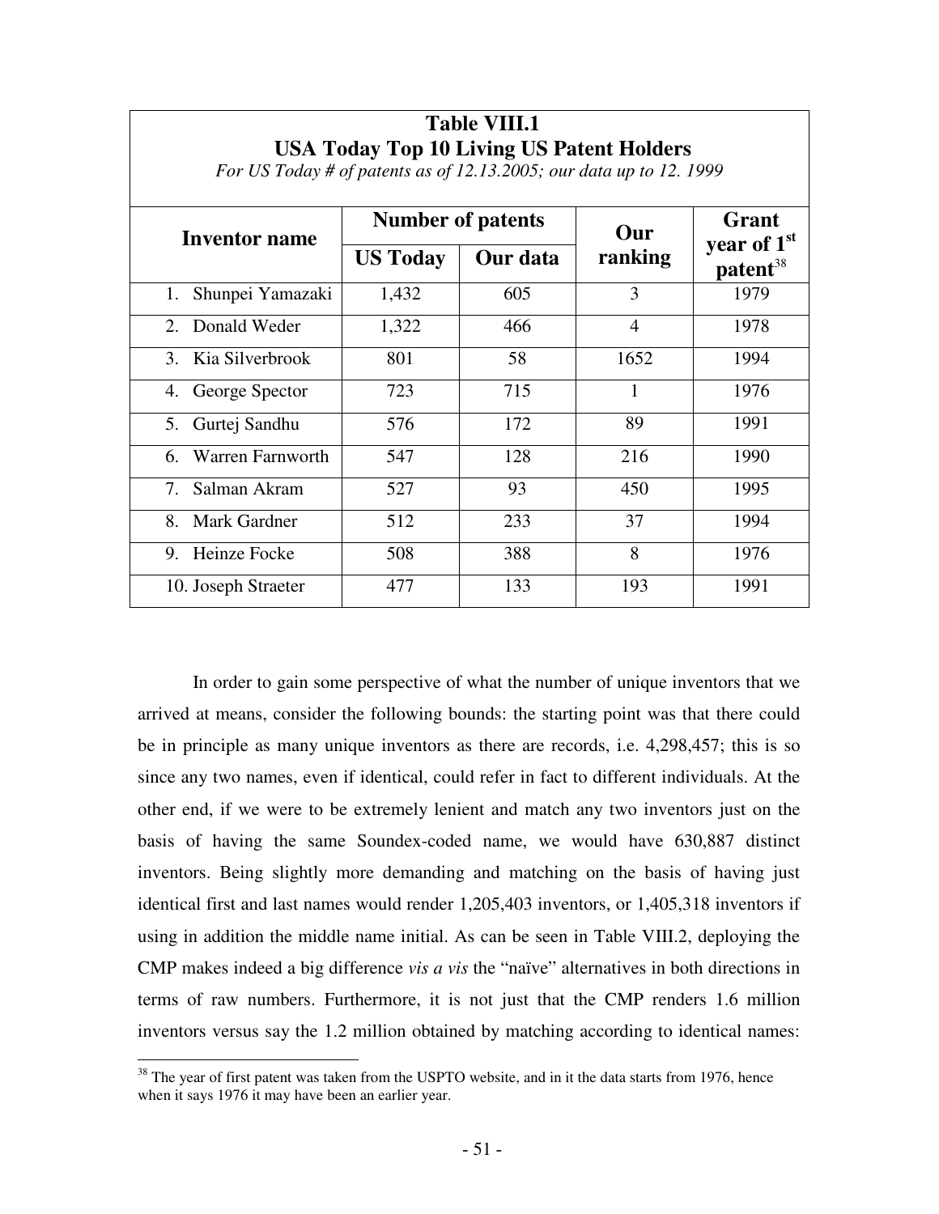**Table VIII.1**
**USA Today Top 10 Living US Patent Holders**
*For US Today # of patents as of 12.13.2005; our data up to 12. 1999*

| Inventor name | Number of patents | | Our ranking | Grant year of 1st patent[38] |
|---|---|---|---|---|
| | US Today | Our data | | |
| 1. Shunpei Yamazaki | 1,432 | 605 | 3 | 1979 |
| 2. Donald Weder | 1,322 | 466 | 4 | 1978 |
| 3. Kia Silverbrook | 801 | 58 | 1652 | 1994 |
| 4. George Spector | 723 | 715 | 1 | 1976 |
| 5. Gurtej Sandhu | 576 | 172 | 89 | 1991 |
| 6. Warren Farnworth | 547 | 128 | 216 | 1990 |
| 7. Salman Akram | 527 | 93 | 450 | 1995 |
| 8. Mark Gardner | 512 | 233 | 37 | 1994 |
| 9. Heinze Focke | 508 | 388 | 8 | 1976 |
| 10. Joseph Straeter | 477 | 133 | 193 | 1991 |

In order to gain some perspective of what the number of unique inventors that we arrived at means, consider the following bounds: the starting point was that there could be in principle as many unique inventors as there are records, i.e. 4,298,457; this is so since any two names, even if identical, could refer in fact to different individuals. At the other end, if we were to be extremely lenient and match any two inventors just on the basis of having the same Soundex-coded name, we would have 630,887 distinct inventors. Being slightly more demanding and matching on the basis of having just identical first and last names would render 1,205,403 inventors, or 1,405,318 inventors if using in addition the middle name initial. As can be seen in Table VIII.2, deploying the CMP makes indeed a big difference *vis a vis* the "naïve" alternatives in both directions in terms of raw numbers. Furthermore, it is not just that the CMP renders 1.6 million inventors versus say the 1.2 million obtained by matching according to identical names:

[38] The year of first patent was taken from the USPTO website, and in it the data starts from 1976, hence when it says 1976 it may have been an earlier year.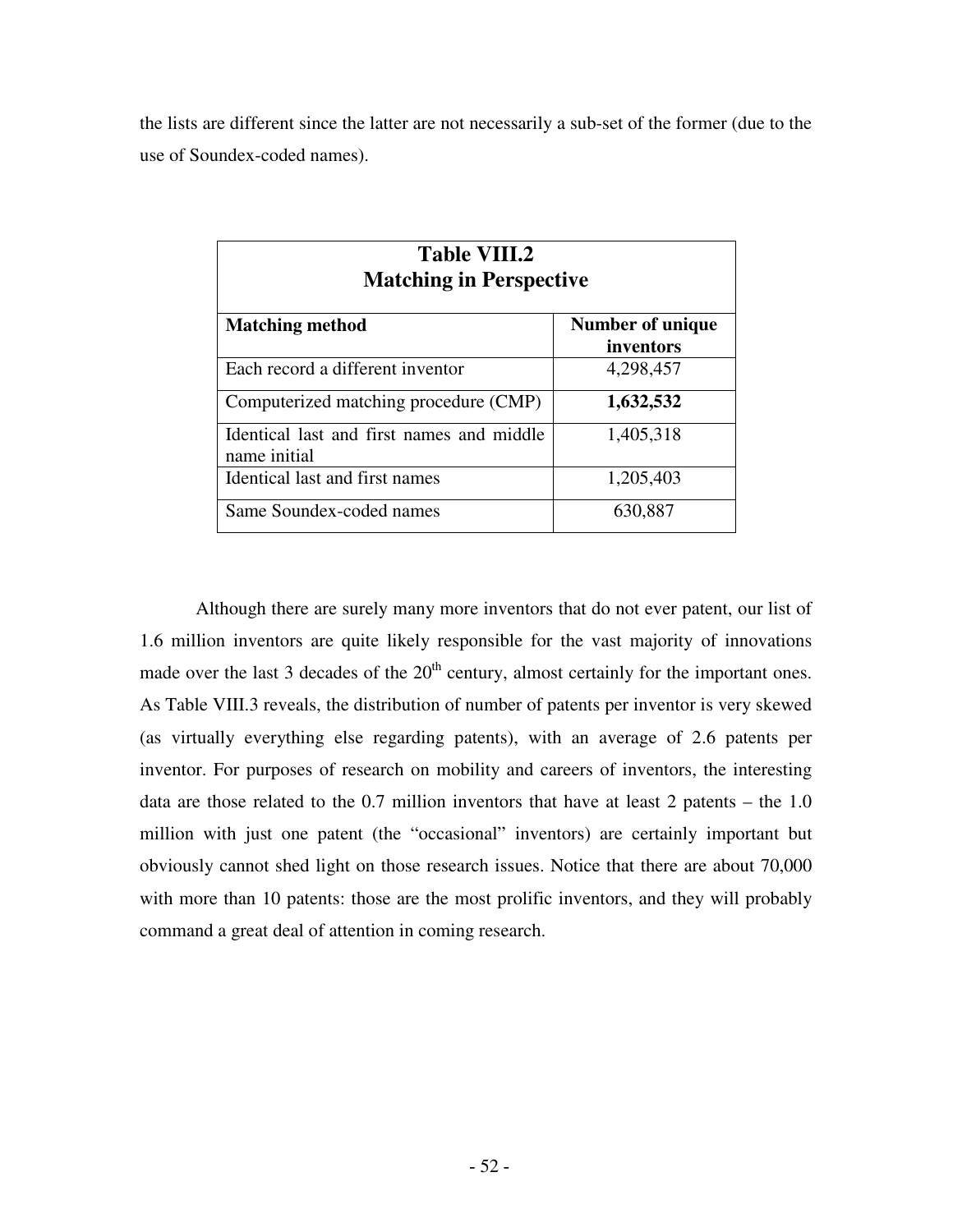the lists are different since the latter are not necessarily a sub-set of the former (due to the use of Soundex-coded names).

**Table VIII.2**
**Matching in Perspective**

| Matching method | Number of unique inventors |
|---|---|
| Each record a different inventor | 4,298,457 |
| Computerized matching procedure (CMP) | **1,632,532** |
| Identical last and first names and middle name initial | 1,405,318 |
| Identical last and first names | 1,205,403 |
| Same Soundex-coded names | 630,887 |

Although there are surely many more inventors that do not ever patent, our list of 1.6 million inventors are quite likely responsible for the vast majority of innovations made over the last 3 decades of the 20th century, almost certainly for the important ones. As Table VIII.3 reveals, the distribution of number of patents per inventor is very skewed (as virtually everything else regarding patents), with an average of 2.6 patents per inventor. For purposes of research on mobility and careers of inventors, the interesting data are those related to the 0.7 million inventors that have at least 2 patents – the 1.0 million with just one patent (the "occasional" inventors) are certainly important but obviously cannot shed light on those research issues. Notice that there are about 70,000 with more than 10 patents: those are the most prolific inventors, and they will probably command a great deal of attention in coming research.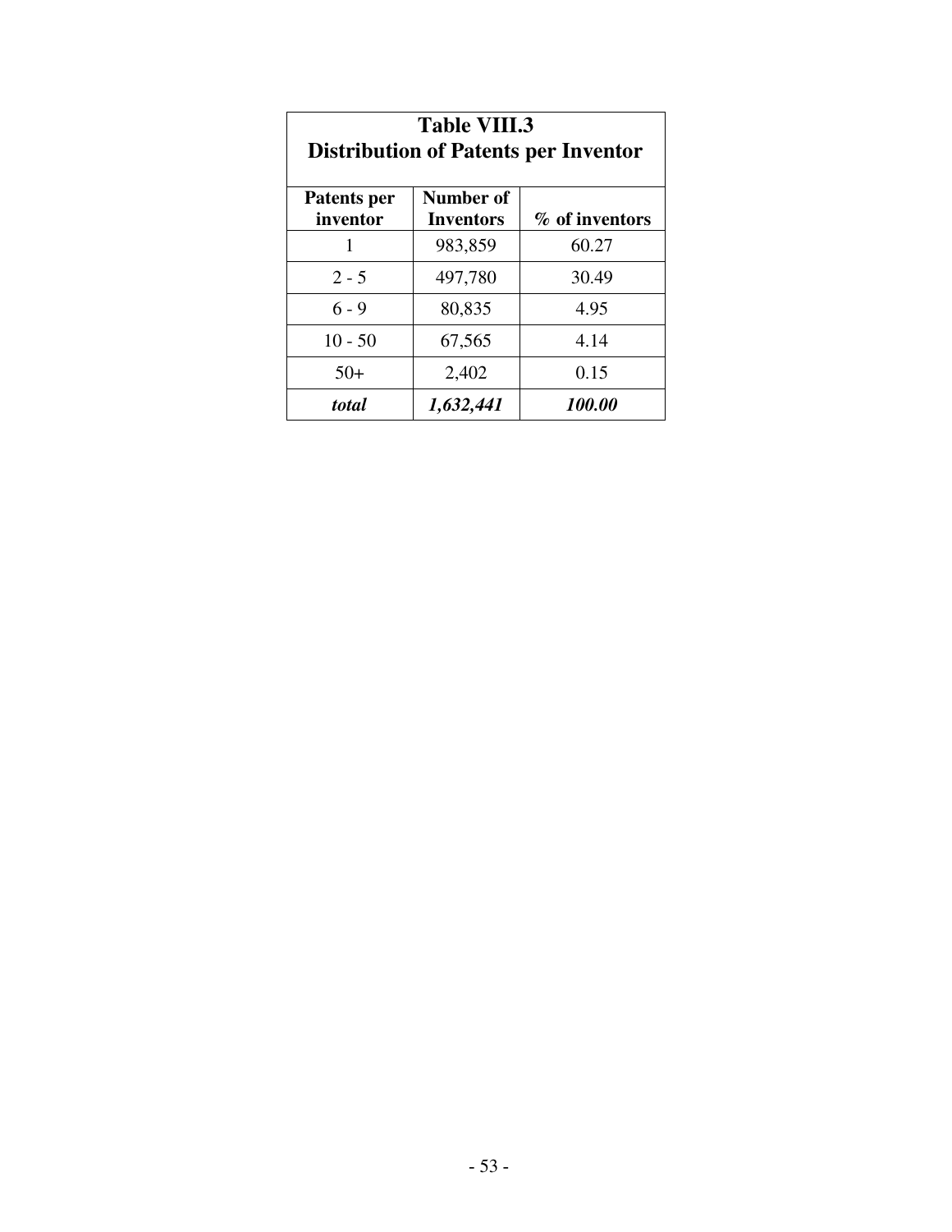**Table VIII.3**
**Distribution of Patents per Inventor**

| Patents per inventor | Number of Inventors | % of inventors |
|---|---|---|
| 1 | 983,859 | 60.27 |
| 2 - 5 | 497,780 | 30.49 |
| 6 - 9 | 80,835 | 4.95 |
| 10 - 50 | 67,565 | 4.14 |
| 50+ | 2,402 | 0.15 |
| ***total*** | ***1,632,441*** | ***100.00*** |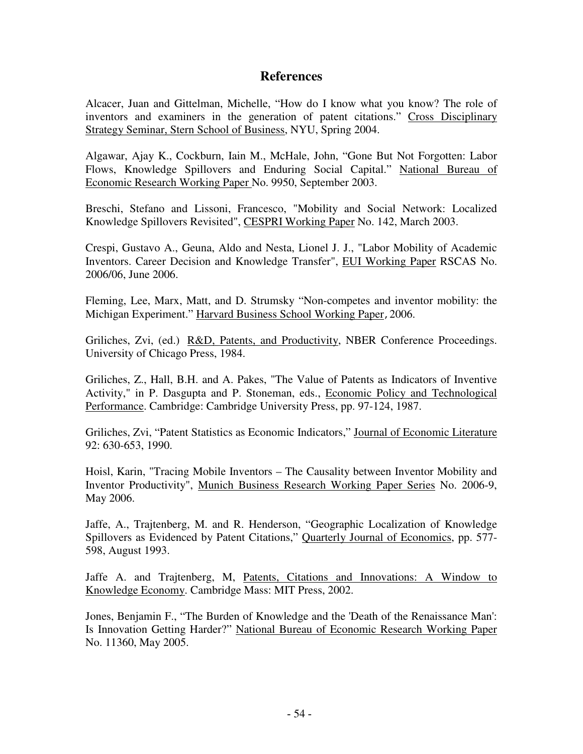## References

Alcacer, Juan and Gittelman, Michelle, “How do I know what you know? The role of inventors and examiners in the generation of patent citations.” Cross Disciplinary Strategy Seminar, Stern School of Business, NYU, Spring 2004.

Algawar, Ajay K., Cockburn, Iain M., McHale, John, “Gone But Not Forgotten: Labor Flows, Knowledge Spillovers and Enduring Social Capital.” National Bureau of Economic Research Working Paper No. 9950, September 2003.

Breschi, Stefano and Lissoni, Francesco, "Mobility and Social Network: Localized Knowledge Spillovers Revisited", CESPRI Working Paper No. 142, March 2003.

Crespi, Gustavo A., Geuna, Aldo and Nesta, Lionel J. J., "Labor Mobility of Academic Inventors. Career Decision and Knowledge Transfer", EUI Working Paper RSCAS No. 2006/06, June 2006.

Fleming, Lee, Marx, Matt, and D. Strumsky “Non-competes and inventor mobility: the Michigan Experiment.” Harvard Business School Working Paper, 2006.

Griliches, Zvi, (ed.) R&D, Patents, and Productivity, NBER Conference Proceedings. University of Chicago Press, 1984.

Griliches, Z., Hall, B.H. and A. Pakes, "The Value of Patents as Indicators of Inventive Activity," in P. Dasgupta and P. Stoneman, eds., Economic Policy and Technological Performance. Cambridge: Cambridge University Press, pp. 97-124, 1987.

Griliches, Zvi, “Patent Statistics as Economic Indicators,” Journal of Economic Literature 92: 630-653, 1990.

Hoisl, Karin, "Tracing Mobile Inventors – The Causality between Inventor Mobility and Inventor Productivity", Munich Business Research Working Paper Series No. 2006-9, May 2006.

Jaffe, A., Trajtenberg, M. and R. Henderson, “Geographic Localization of Knowledge Spillovers as Evidenced by Patent Citations,” Quarterly Journal of Economics, pp. 577-598, August 1993.

Jaffe A. and Trajtenberg, M, Patents, Citations and Innovations: A Window to Knowledge Economy. Cambridge Mass: MIT Press, 2002.

Jones, Benjamin F., “The Burden of Knowledge and the 'Death of the Renaissance Man': Is Innovation Getting Harder?” National Bureau of Economic Research Working Paper No. 11360, May 2005.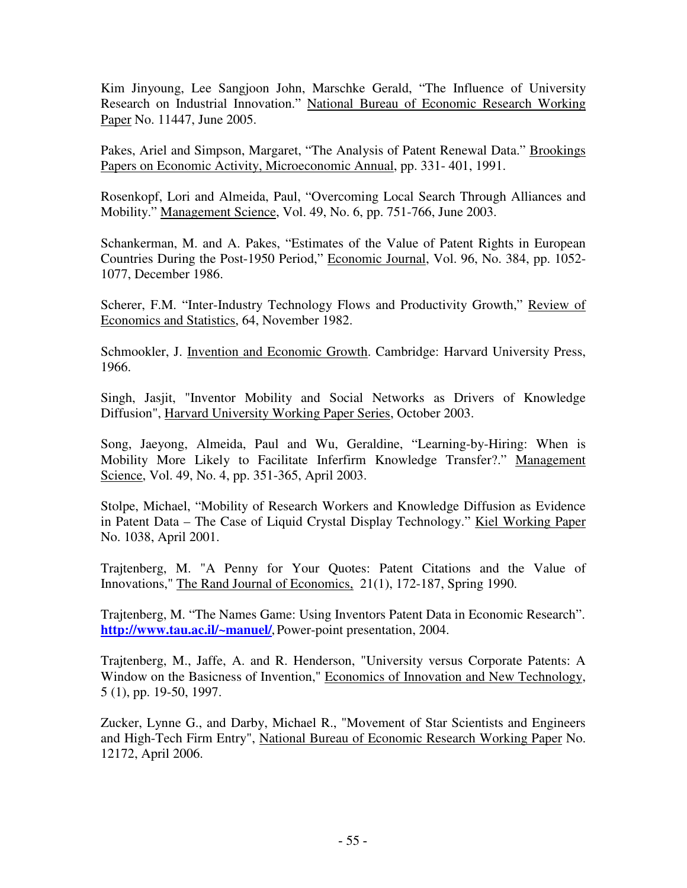Kim Jinyoung, Lee Sangjoon John, Marschke Gerald, "The Influence of University Research on Industrial Innovation." National Bureau of Economic Research Working Paper No. 11447, June 2005.

Pakes, Ariel and Simpson, Margaret, "The Analysis of Patent Renewal Data." Brookings Papers on Economic Activity, Microeconomic Annual, pp. 331- 401, 1991.

Rosenkopf, Lori and Almeida, Paul, "Overcoming Local Search Through Alliances and Mobility." Management Science, Vol. 49, No. 6, pp. 751-766, June 2003.

Schankerman, M. and A. Pakes, "Estimates of the Value of Patent Rights in European Countries During the Post-1950 Period," Economic Journal, Vol. 96, No. 384, pp. 1052-1077, December 1986.

Scherer, F.M. "Inter-Industry Technology Flows and Productivity Growth," Review of Economics and Statistics, 64, November 1982.

Schmookler, J. Invention and Economic Growth. Cambridge: Harvard University Press, 1966.

Singh, Jasjit, "Inventor Mobility and Social Networks as Drivers of Knowledge Diffusion", Harvard University Working Paper Series, October 2003.

Song, Jaeyong, Almeida, Paul and Wu, Geraldine, "Learning-by-Hiring: When is Mobility More Likely to Facilitate Inferfirm Knowledge Transfer?." Management Science, Vol. 49, No. 4, pp. 351-365, April 2003.

Stolpe, Michael, "Mobility of Research Workers and Knowledge Diffusion as Evidence in Patent Data – The Case of Liquid Crystal Display Technology." Kiel Working Paper No. 1038, April 2001.

Trajtenberg, M. "A Penny for Your Quotes: Patent Citations and the Value of Innovations," The Rand Journal of Economics, 21(1), 172-187, Spring 1990.

Trajtenberg, M. "The Names Game: Using Inventors Patent Data in Economic Research". **http://www.tau.ac.il/~manuel/**, Power-point presentation, 2004.

Trajtenberg, M., Jaffe, A. and R. Henderson, "University versus Corporate Patents: A Window on the Basicness of Invention," Economics of Innovation and New Technology, 5 (1), pp. 19-50, 1997.

Zucker, Lynne G., and Darby, Michael R., "Movement of Star Scientists and Engineers and High-Tech Firm Entry", National Bureau of Economic Research Working Paper No. 12172, April 2006.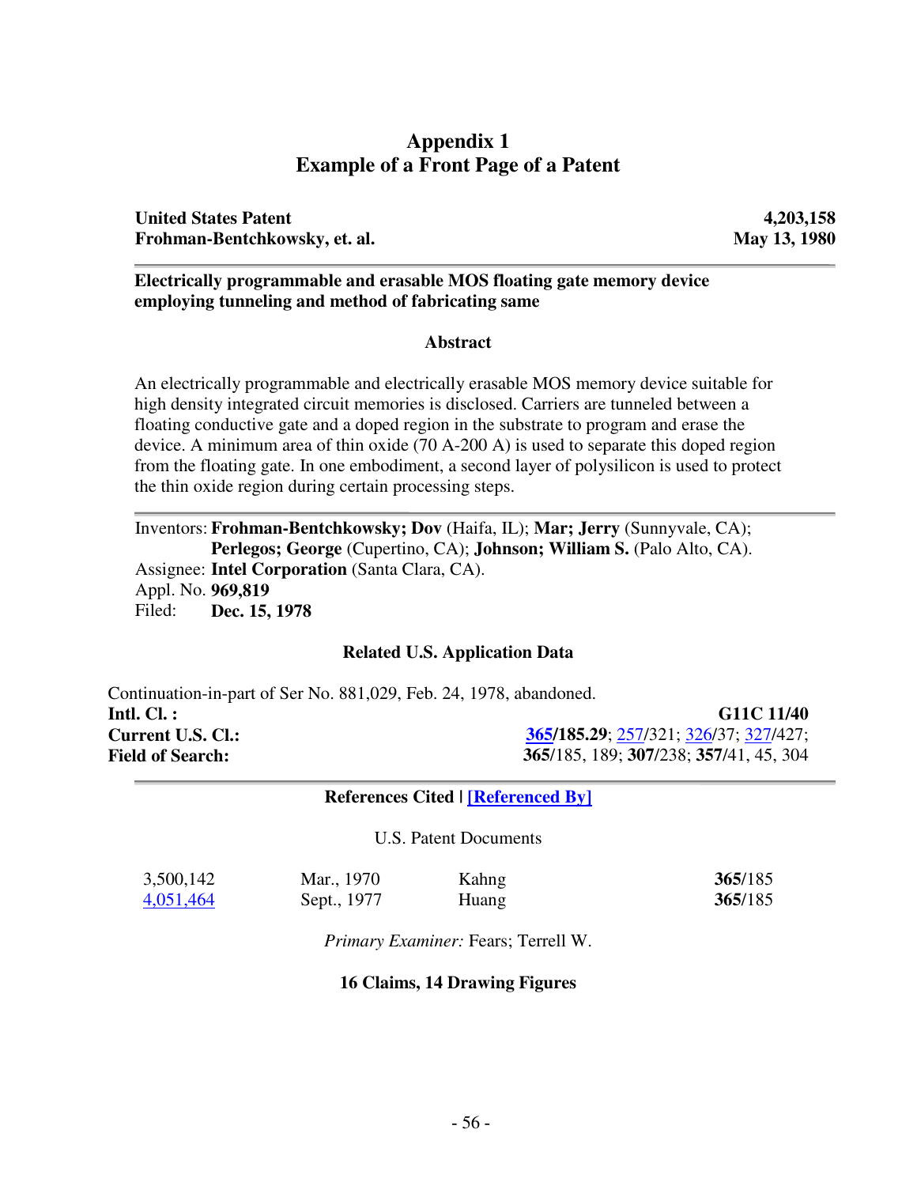# Appendix 1
# Example of a Front Page of a Patent

| **United States Patent** | **4,203,158** |
|---|---|
| **Frohman-Bentchkowsky, et. al.** | **May 13, 1980** |

**Electrically programmable and erasable MOS floating gate memory device employing tunneling and method of fabricating same**

### Abstract

An electrically programmable and electrically erasable MOS memory device suitable for high density integrated circuit memories is disclosed. Carriers are tunneled between a floating conductive gate and a doped region in the substrate to program and erase the device. A minimum area of thin oxide (70 A-200 A) is used to separate this doped region from the floating gate. In one embodiment, a second layer of polysilicon is used to protect the thin oxide region during certain processing steps.

Inventors: **Frohman-Bentchkowsky; Dov** (Haifa, IL); **Mar; Jerry** (Sunnyvale, CA); **Perlegos; George** (Cupertino, CA); **Johnson; William S.** (Palo Alto, CA).
Assignee: **Intel Corporation** (Santa Clara, CA).
Appl. No. **969,819**
Filed: **Dec. 15, 1978**

### Related U.S. Application Data

Continuation-in-part of Ser No. 881,029, Feb. 24, 1978, abandoned.

| | |
|---|---|
| **Intl. Cl. :** | **G11C 11/40** |
| **Current U.S. Cl.:** | **365/185.29**; 257/321; 326/37; 327/427; |
| **Field of Search:** | **365**/185, 189; **307**/238; **357**/41, 45, 304 |

### References Cited | [Referenced By]

U.S. Patent Documents

| | | | |
|---|---|---|---|
| 3,500,142 | Mar., 1970 | Kahng | **365**/185 |
| 4,051,464 | Sept., 1977 | Huang | **365**/185 |

*Primary Examiner:* Fears; Terrell W.

**16 Claims, 14 Drawing Figures**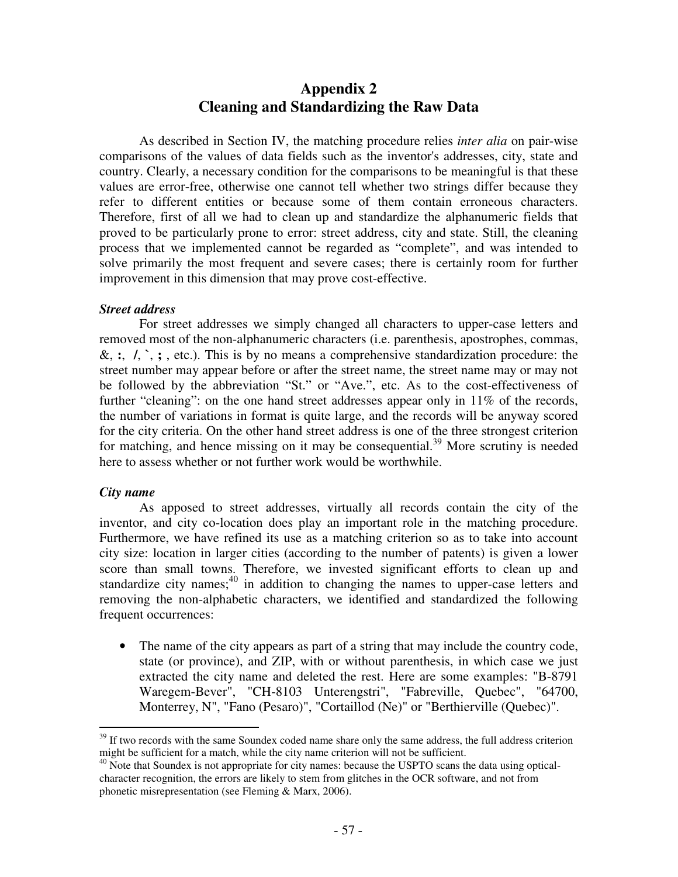# Appendix 2
# Cleaning and Standardizing the Raw Data

As described in Section IV, the matching procedure relies *inter alia* on pair-wise comparisons of the values of data fields such as the inventor's addresses, city, state and country. Clearly, a necessary condition for the comparisons to be meaningful is that these values are error-free, otherwise one cannot tell whether two strings differ because they refer to different entities or because some of them contain erroneous characters. Therefore, first of all we had to clean up and standardize the alphanumeric fields that proved to be particularly prone to error: street address, city and state. Still, the cleaning process that we implemented cannot be regarded as "complete", and was intended to solve primarily the most frequent and severe cases; there is certainly room for further improvement in this dimension that may prove cost-effective.

***Street address***

For street addresses we simply changed all characters to upper-case letters and removed most of the non-alphanumeric characters (i.e. parenthesis, apostrophes, commas, &, **:**, **/**, **`**, **;** , etc.). This is by no means a comprehensive standardization procedure: the street number may appear before or after the street name, the street name may or may not be followed by the abbreviation "St." or "Ave.", etc. As to the cost-effectiveness of further "cleaning": on the one hand street addresses appear only in 11% of the records, the number of variations in format is quite large, and the records will be anyway scored for the city criteria. On the other hand street address is one of the three strongest criterion for matching, and hence missing on it may be consequential.[39] More scrutiny is needed here to assess whether or not further work would be worthwhile.

***City name***

As apposed to street addresses, virtually all records contain the city of the inventor, and city co-location does play an important role in the matching procedure. Furthermore, we have refined its use as a matching criterion so as to take into account city size: location in larger cities (according to the number of patents) is given a lower score than small towns. Therefore, we invested significant efforts to clean up and standardize city names;[40] in addition to changing the names to upper-case letters and removing the non-alphabetic characters, we identified and standardized the following frequent occurrences:

- The name of the city appears as part of a string that may include the country code, state (or province), and ZIP, with or without parenthesis, in which case we just extracted the city name and deleted the rest. Here are some examples: "B-8791 Waregem-Bever", "CH-8103 Unterengstri", "Fabreville, Quebec", "64700, Monterrey, N", "Fano (Pesaro)", "Cortaillod (Ne)" or "Berthierville (Quebec)".

---

[39] If two records with the same Soundex coded name share only the same address, the full address criterion might be sufficient for a match, while the city name criterion will not be sufficient.

[40] Note that Soundex is not appropriate for city names: because the USPTO scans the data using optical-character recognition, the errors are likely to stem from glitches in the OCR software, and not from phonetic misrepresentation (see Fleming & Marx, 2006).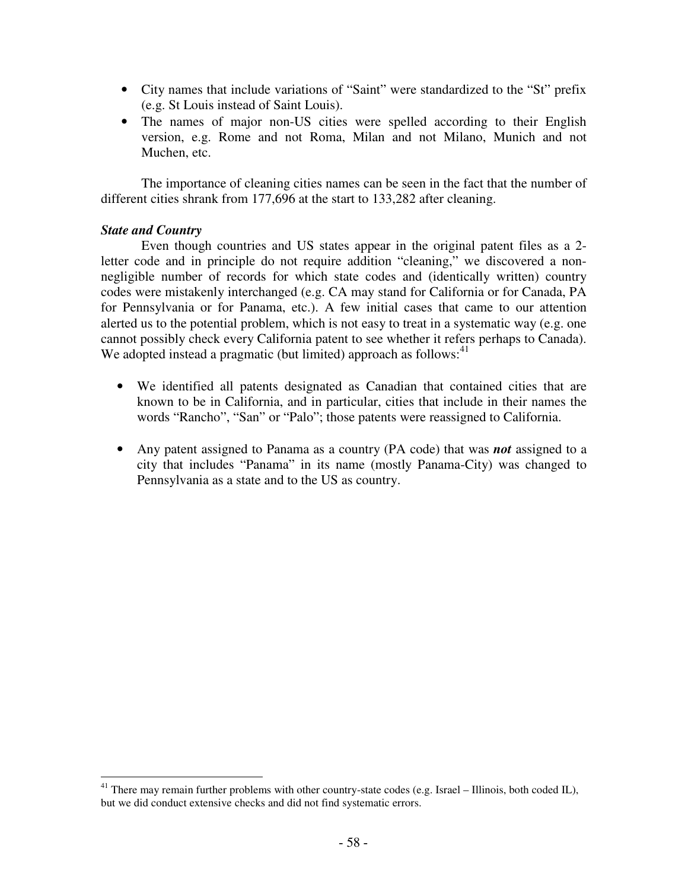- City names that include variations of "Saint" were standardized to the "St" prefix (e.g. St Louis instead of Saint Louis).
- The names of major non-US cities were spelled according to their English version, e.g. Rome and not Roma, Milan and not Milano, Munich and not Muchen, etc.

The importance of cleaning cities names can be seen in the fact that the number of different cities shrank from 177,696 at the start to 133,282 after cleaning.

***State and Country***

Even though countries and US states appear in the original patent files as a 2-letter code and in principle do not require addition "cleaning," we discovered a non-negligible number of records for which state codes and (identically written) country codes were mistakenly interchanged (e.g. CA may stand for California or for Canada, PA for Pennsylvania or for Panama, etc.). A few initial cases that came to our attention alerted us to the potential problem, which is not easy to treat in a systematic way (e.g. one cannot possibly check every California patent to see whether it refers perhaps to Canada). We adopted instead a pragmatic (but limited) approach as follows:[41]

- We identified all patents designated as Canadian that contained cities that are known to be in California, and in particular, cities that include in their names the words "Rancho", "San" or "Palo"; those patents were reassigned to California.

- Any patent assigned to Panama as a country (PA code) that was ***not*** assigned to a city that includes "Panama" in its name (mostly Panama-City) was changed to Pennsylvania as a state and to the US as country.

[41] There may remain further problems with other country-state codes (e.g. Israel – Illinois, both coded IL), but we did conduct extensive checks and did not find systematic errors.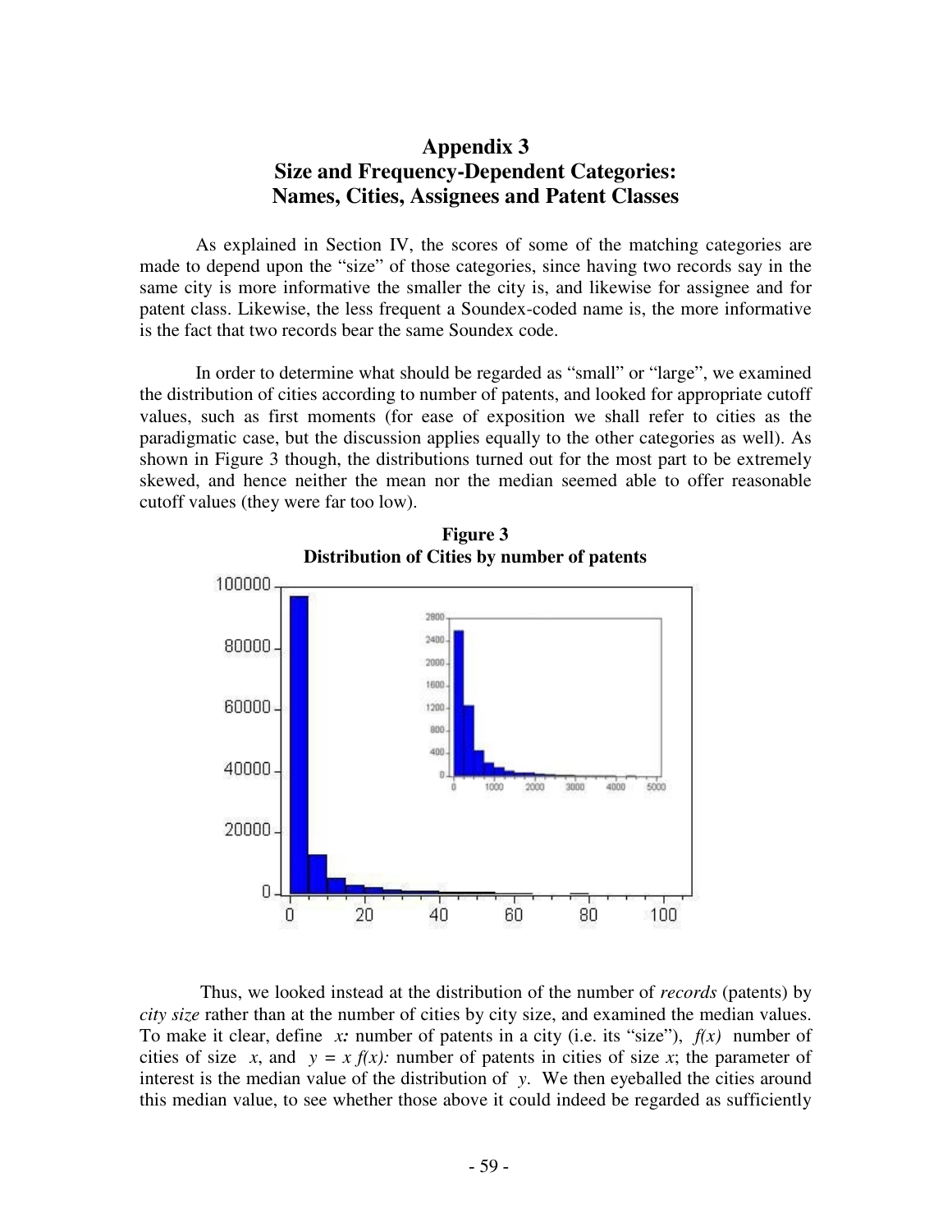# Appendix 3
# Size and Frequency-Dependent Categories: Names, Cities, Assignees and Patent Classes

As explained in Section IV, the scores of some of the matching categories are made to depend upon the "size" of those categories, since having two records say in the same city is more informative the smaller the city is, and likewise for assignee and for patent class. Likewise, the less frequent a Soundex-coded name is, the more informative is the fact that two records bear the same Soundex code.

In order to determine what should be regarded as "small" or "large", we examined the distribution of cities according to number of patents, and looked for appropriate cutoff values, such as first moments (for ease of exposition we shall refer to cities as the paradigmatic case, but the discussion applies equally to the other categories as well). As shown in Figure 3 though, the distributions turned out for the most part to be extremely skewed, and hence neither the mean nor the median seemed able to offer reasonable cutoff values (they were far too low).

**Figure 3**
**Distribution of Cities by number of patents**

Thus, we looked instead at the distribution of the number of *records* (patents) by *city size* rather than at the number of cities by city size, and examined the median values. To make it clear, define $x$: number of patents in a city (i.e. its "size"), $f(x)$ number of cities of size $x$, and $y = x\,f(x)$: number of patents in cities of size $x$; the parameter of interest is the median value of the distribution of $y$. We then eyeballed the cities around this median value, to see whether those above it could indeed be regarded as sufficiently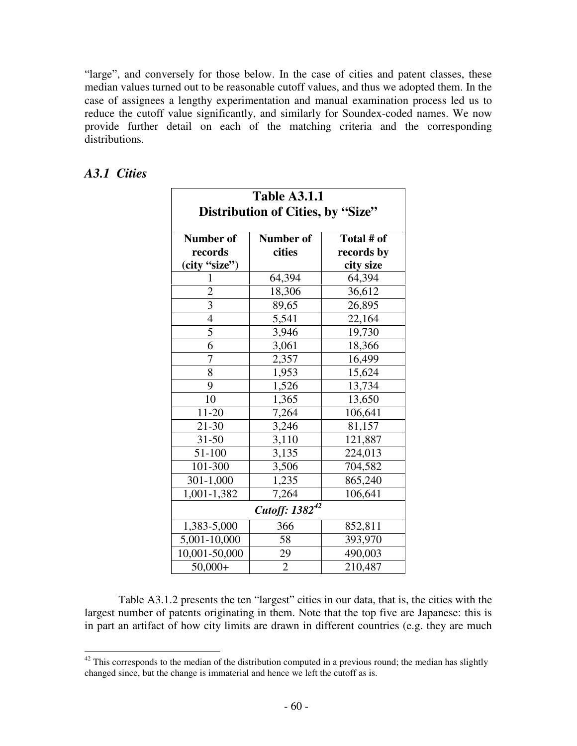"large", and conversely for those below. In the case of cities and patent classes, these median values turned out to be reasonable cutoff values, and thus we adopted them. In the case of assignees a lengthy experimentation and manual examination process led us to reduce the cutoff value significantly, and similarly for Soundex-coded names. We now provide further detail on each of the matching criteria and the corresponding distributions.

### *A3.1 Cities*

**Table A3.1.1**
**Distribution of Cities, by "Size"**

| Number of records (city "size") | Number of cities | Total # of records by city size |
|---|---|---|
| 1 | 64,394 | 64,394 |
| 2 | 18,306 | 36,612 |
| 3 | 89,65 | 26,895 |
| 4 | 5,541 | 22,164 |
| 5 | 3,946 | 19,730 |
| 6 | 3,061 | 18,366 |
| 7 | 2,357 | 16,499 |
| 8 | 1,953 | 15,624 |
| 9 | 1,526 | 13,734 |
| 10 | 1,365 | 13,650 |
| 11-20 | 7,264 | 106,641 |
| 21-30 | 3,246 | 81,157 |
| 31-50 | 3,110 | 121,887 |
| 51-100 | 3,135 | 224,013 |
| 101-300 | 3,506 | 704,582 |
| 301-1,000 | 1,235 | 865,240 |
| 1,001-1,382 | 7,264 | 106,641 |
| ***Cutoff: 1382***[42] | | |
| 1,383-5,000 | 366 | 852,811 |
| 5,001-10,000 | 58 | 393,970 |
| 10,001-50,000 | 29 | 490,003 |
| 50,000+ | 2 | 210,487 |

Table A3.1.2 presents the ten "largest" cities in our data, that is, the cities with the largest number of patents originating in them. Note that the top five are Japanese: this is in part an artifact of how city limits are drawn in different countries (e.g. they are much

[42] This corresponds to the median of the distribution computed in a previous round; the median has slightly changed since, but the change is immaterial and hence we left the cutoff as is.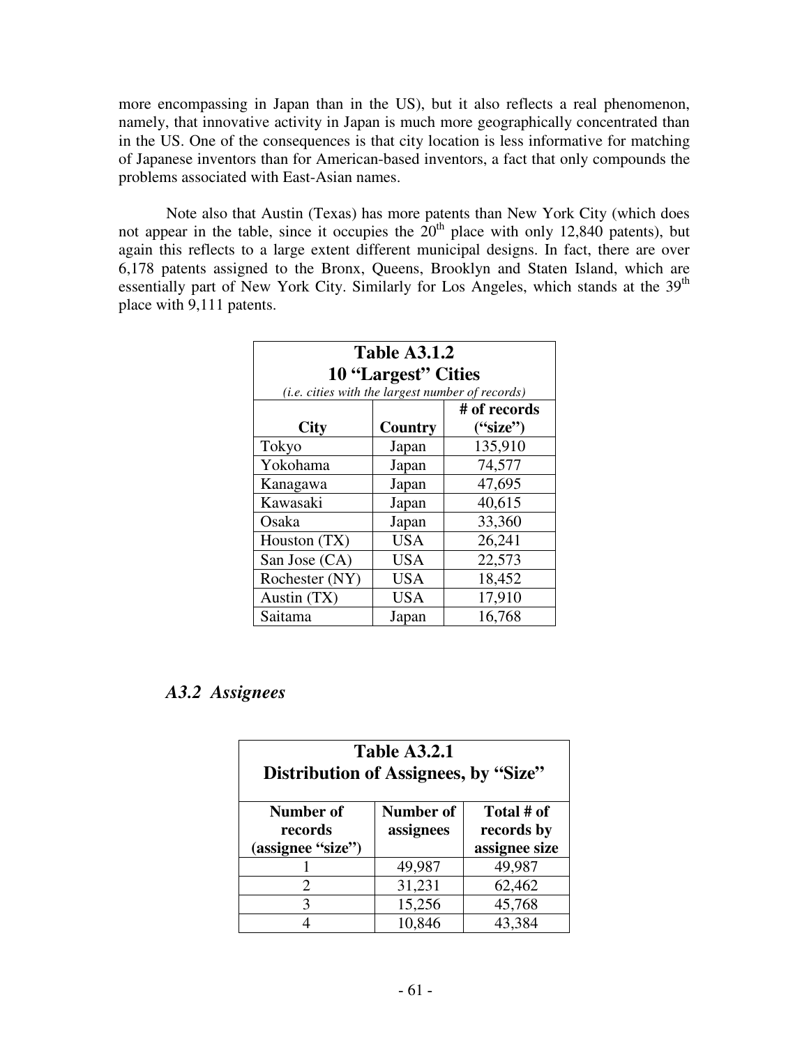more encompassing in Japan than in the US), but it also reflects a real phenomenon, namely, that innovative activity in Japan is much more geographically concentrated than in the US. One of the consequences is that city location is less informative for matching of Japanese inventors than for American-based inventors, a fact that only compounds the problems associated with East-Asian names.

Note also that Austin (Texas) has more patents than New York City (which does not appear in the table, since it occupies the 20th place with only 12,840 patents), but again this reflects to a large extent different municipal designs. In fact, there are over 6,178 patents assigned to the Bronx, Queens, Brooklyn and Staten Island, which are essentially part of New York City. Similarly for Los Angeles, which stands at the 39th place with 9,111 patents.

**Table A3.1.2**
**10 "Largest" Cities**
*(i.e. cities with the largest number of records)*

| City | Country | # of records ("size") |
|---|---|---|
| Tokyo | Japan | 135,910 |
| Yokohama | Japan | 74,577 |
| Kanagawa | Japan | 47,695 |
| Kawasaki | Japan | 40,615 |
| Osaka | Japan | 33,360 |
| Houston (TX) | USA | 26,241 |
| San Jose (CA) | USA | 22,573 |
| Rochester (NY) | USA | 18,452 |
| Austin (TX) | USA | 17,910 |
| Saitama | Japan | 16,768 |

### *A3.2 Assignees*

**Table A3.2.1**
**Distribution of Assignees, by "Size"**

| Number of records (assignee "size") | Number of assignees | Total # of records by assignee size |
|---|---|---|
| 1 | 49,987 | 49,987 |
| 2 | 31,231 | 62,462 |
| 3 | 15,256 | 45,768 |
| 4 | 10,846 | 43,384 |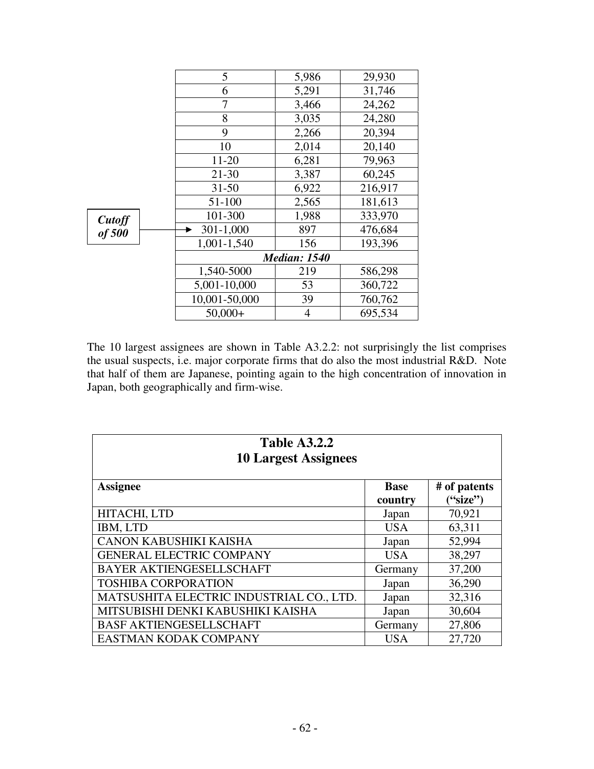| | | |
|---|---|---|
| 5 | 5,986 | 29,930 |
| 6 | 5,291 | 31,746 |
| 7 | 3,466 | 24,262 |
| 8 | 3,035 | 24,280 |
| 9 | 2,266 | 20,394 |
| 10 | 2,014 | 20,140 |
| 11-20 | 6,281 | 79,963 |
| 21-30 | 3,387 | 60,245 |
| 31-50 | 6,922 | 216,917 |
| 51-100 | 2,565 | 181,613 |
| 101-300 | 1,988 | 333,970 |
| 301-1,000 | 897 | 476,684 |
| 1,001-1,540 | 156 | 193,396 |
| ***Median: 1540*** | | |
| 1,540-5000 | 219 | 586,298 |
| 5,001-10,000 | 53 | 360,722 |
| 10,001-50,000 | 39 | 760,762 |
| 50,000+ | 4 | 695,534 |

***Cutoff of 500*** → 301-1,000

The 10 largest assignees are shown in Table A3.2.2: not surprisingly the list comprises the usual suspects, i.e. major corporate firms that do also the most industrial R&D. Note that half of them are Japanese, pointing again to the high concentration of innovation in Japan, both geographically and firm-wise.

**Table A3.2.2**
**10 Largest Assignees**

| Assignee | Base country | # of patents ("size") |
|---|---|---|
| HITACHI, LTD | Japan | 70,921 |
| IBM, LTD | USA | 63,311 |
| CANON KABUSHIKI KAISHA | Japan | 52,994 |
| GENERAL ELECTRIC COMPANY | USA | 38,297 |
| BAYER AKTIENGESELLSCHAFT | Germany | 37,200 |
| TOSHIBA CORPORATION | Japan | 36,290 |
| MATSUSHITA ELECTRIC INDUSTRIAL CO., LTD. | Japan | 32,316 |
| MITSUBISHI DENKI KABUSHIKI KAISHA | Japan | 30,604 |
| BASF AKTIENGESELLSCHAFT | Germany | 27,806 |
| EASTMAN KODAK COMPANY | USA | 27,720 |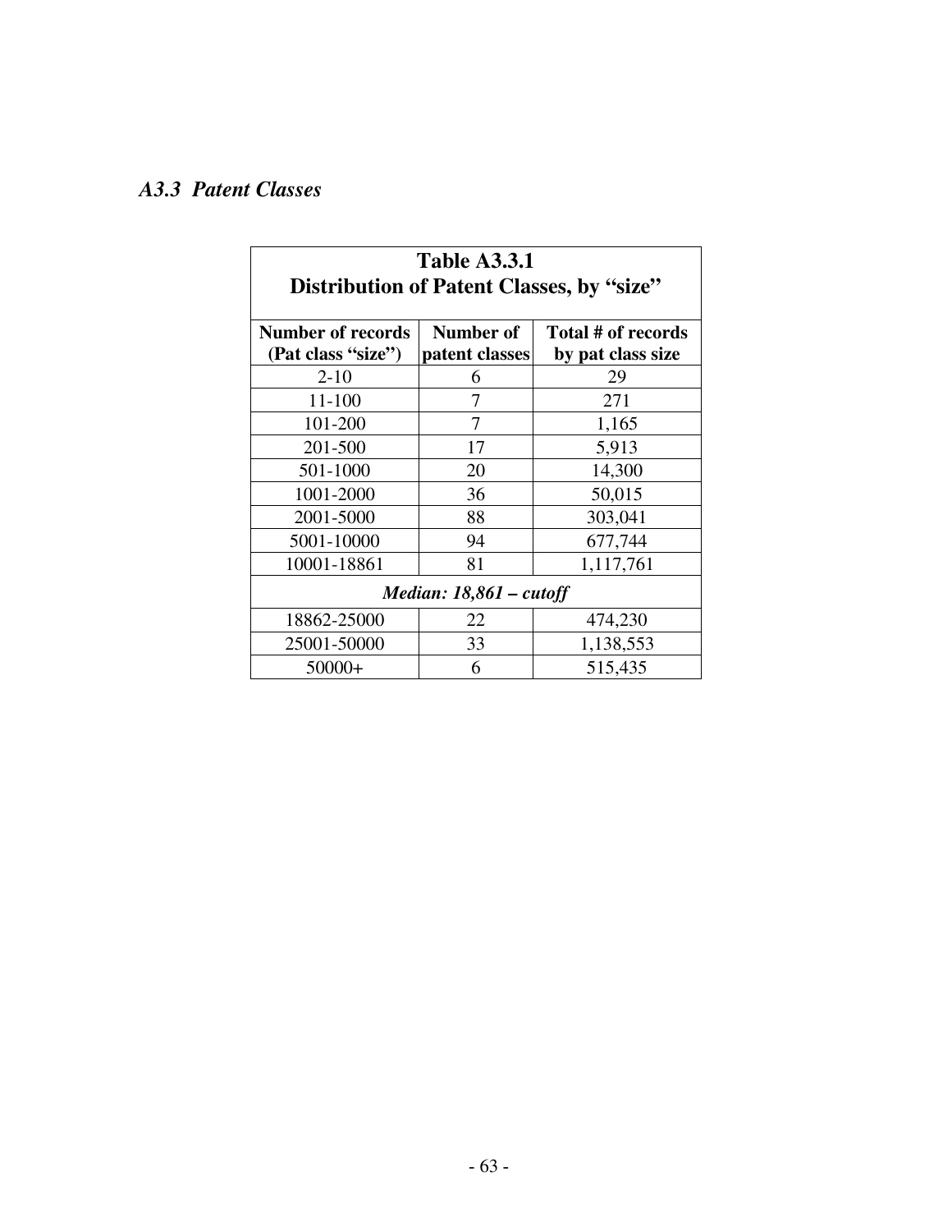### *A3.3 Patent Classes*

| Table A3.3.1<br>Distribution of Patent Classes, by "size" | | |
|---|---|---|
| **Number of records (Pat class "size")** | **Number of patent classes** | **Total # of records by pat class size** |
| 2-10 | 6 | 29 |
| 11-100 | 7 | 271 |
| 101-200 | 7 | 1,165 |
| 201-500 | 17 | 5,913 |
| 501-1000 | 20 | 14,300 |
| 1001-2000 | 36 | 50,015 |
| 2001-5000 | 88 | 303,041 |
| 5001-10000 | 94 | 677,744 |
| 10001-18861 | 81 | 1,117,761 |
| ***Median: 18,861 – cutoff*** | | |
| 18862-25000 | 22 | 474,230 |
| 25001-50000 | 33 | 1,138,553 |
| 50000+ | 6 | 515,435 |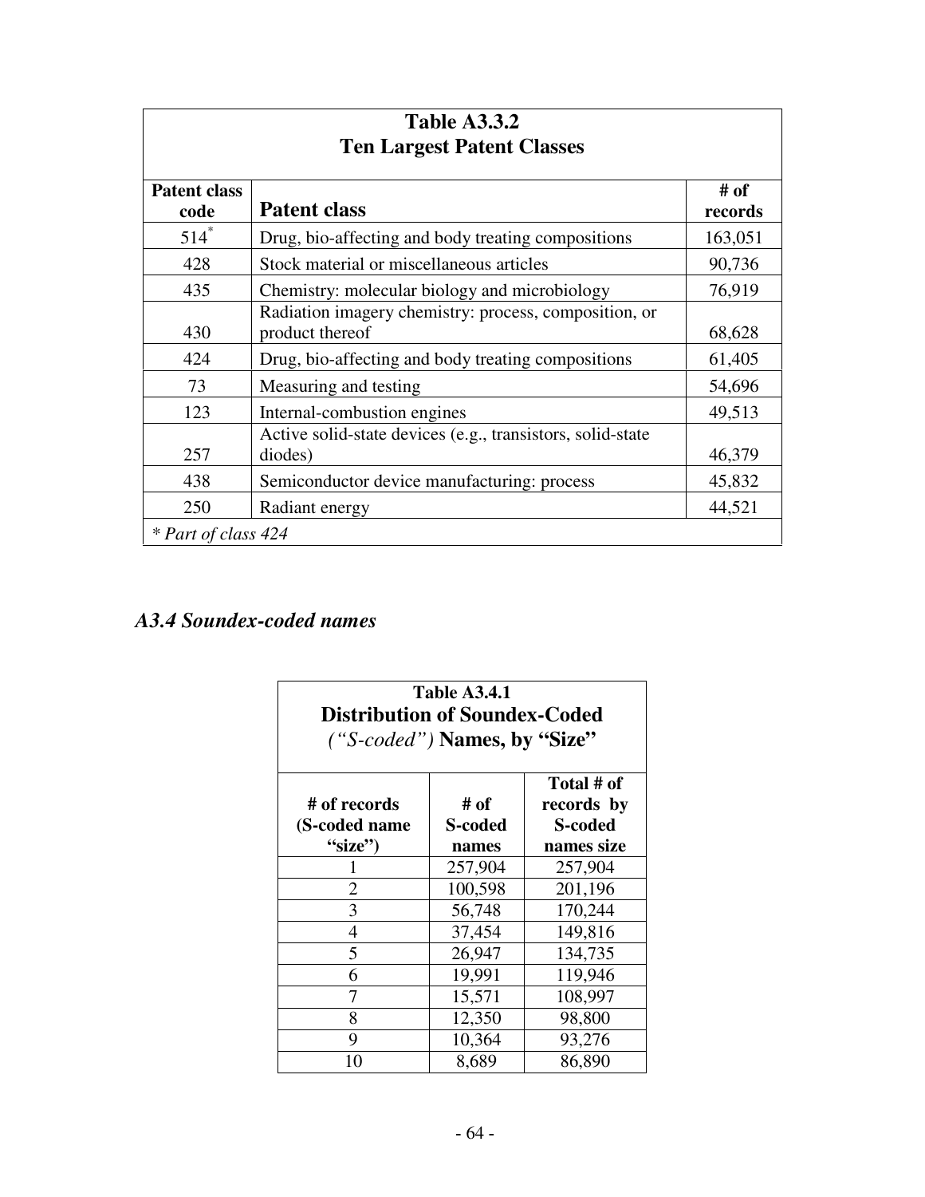**Table A3.3.2**
**Ten Largest Patent Classes**

| Patent class code | Patent class | # of records |
|---|---|---|
| 514* | Drug, bio-affecting and body treating compositions | 163,051 |
| 428 | Stock material or miscellaneous articles | 90,736 |
| 435 | Chemistry: molecular biology and microbiology | 76,919 |
| 430 | Radiation imagery chemistry: process, composition, or product thereof | 68,628 |
| 424 | Drug, bio-affecting and body treating compositions | 61,405 |
| 73 | Measuring and testing | 54,696 |
| 123 | Internal-combustion engines | 49,513 |
| 257 | Active solid-state devices (e.g., transistors, solid-state diodes) | 46,379 |
| 438 | Semiconductor device manufacturing: process | 45,832 |
| 250 | Radiant energy | 44,521 |

*\* Part of class 424*

## *A3.4 Soundex-coded names*

**Table A3.4.1**
**Distribution of Soundex-Coded *("S-coded")* Names, by "Size"**

| # of records (S-coded name "size") | # of S-coded names | Total # of records by S-coded names size |
|---|---|---|
| 1 | 257,904 | 257,904 |
| 2 | 100,598 | 201,196 |
| 3 | 56,748 | 170,244 |
| 4 | 37,454 | 149,816 |
| 5 | 26,947 | 134,735 |
| 6 | 19,991 | 119,946 |
| 7 | 15,571 | 108,997 |
| 8 | 12,350 | 98,800 |
| 9 | 10,364 | 93,276 |
| 10 | 8,689 | 86,890 |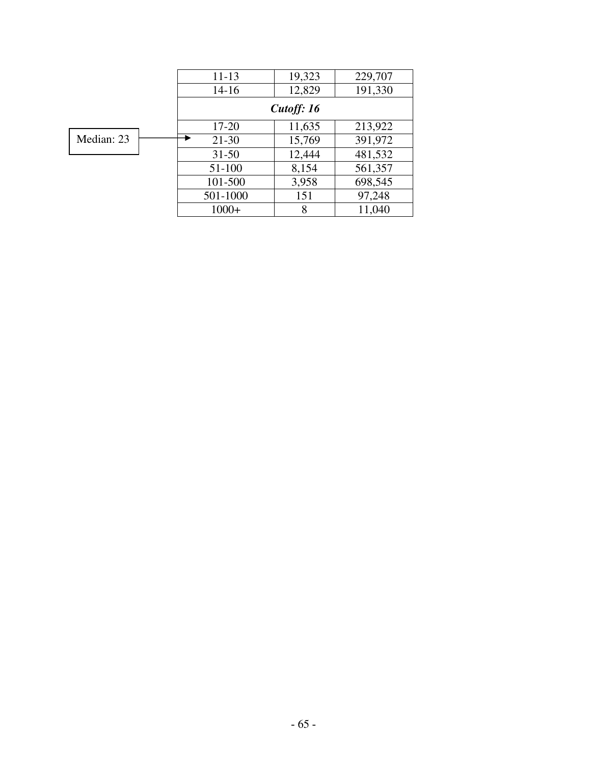| 11-13 | 19,323 | 229,707 |
| --- | --- | --- |
| 14-16 | 12,829 | 191,330 |
| ***Cutoff: 16*** | | |
| 17-20 | 11,635 | 213,922 |
| 21-30 | 15,769 | 391,972 |
| 31-50 | 12,444 | 481,532 |
| 51-100 | 8,154 | 561,357 |
| 101-500 | 3,958 | 698,545 |
| 501-1000 | 151 | 97,248 |
| 1000+ | 8 | 11,040 |

Median: 23 (arrow pointing to row 21-30)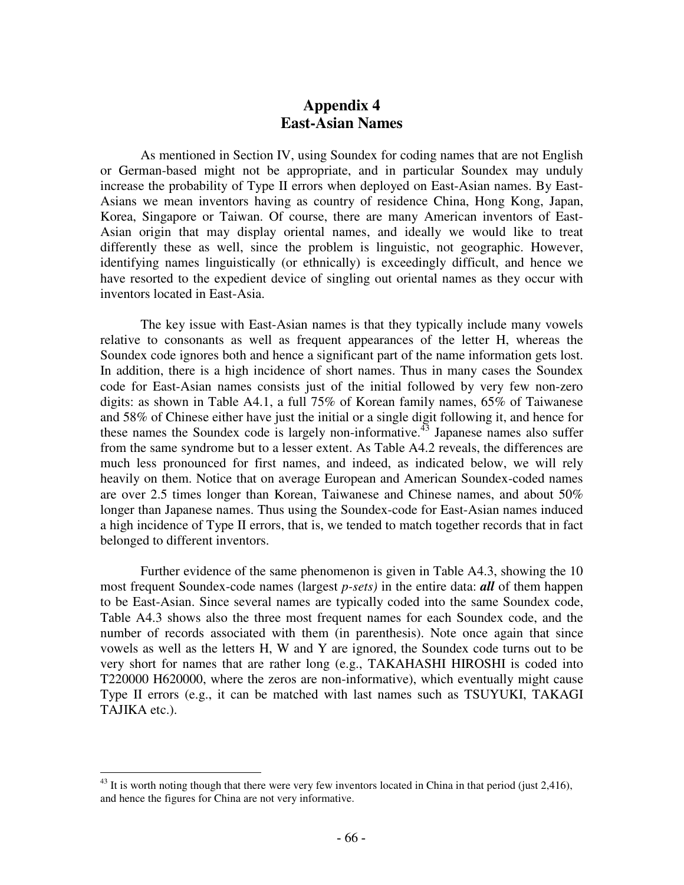# Appendix 4
# East-Asian Names

As mentioned in Section IV, using Soundex for coding names that are not English or German-based might not be appropriate, and in particular Soundex may unduly increase the probability of Type II errors when deployed on East-Asian names. By East-Asians we mean inventors having as country of residence China, Hong Kong, Japan, Korea, Singapore or Taiwan. Of course, there are many American inventors of East-Asian origin that may display oriental names, and ideally we would like to treat differently these as well, since the problem is linguistic, not geographic. However, identifying names linguistically (or ethnically) is exceedingly difficult, and hence we have resorted to the expedient device of singling out oriental names as they occur with inventors located in East-Asia.

The key issue with East-Asian names is that they typically include many vowels relative to consonants as well as frequent appearances of the letter H, whereas the Soundex code ignores both and hence a significant part of the name information gets lost. In addition, there is a high incidence of short names. Thus in many cases the Soundex code for East-Asian names consists just of the initial followed by very few non-zero digits: as shown in Table A4.1, a full 75% of Korean family names, 65% of Taiwanese and 58% of Chinese either have just the initial or a single digit following it, and hence for these names the Soundex code is largely non-informative.[43] Japanese names also suffer from the same syndrome but to a lesser extent. As Table A4.2 reveals, the differences are much less pronounced for first names, and indeed, as indicated below, we will rely heavily on them. Notice that on average European and American Soundex-coded names are over 2.5 times longer than Korean, Taiwanese and Chinese names, and about 50% longer than Japanese names. Thus using the Soundex-code for East-Asian names induced a high incidence of Type II errors, that is, we tended to match together records that in fact belonged to different inventors.

Further evidence of the same phenomenon is given in Table A4.3, showing the 10 most frequent Soundex-code names (largest *p-sets)* in the entire data: ***all*** of them happen to be East-Asian. Since several names are typically coded into the same Soundex code, Table A4.3 shows also the three most frequent names for each Soundex code, and the number of records associated with them (in parenthesis). Note once again that since vowels as well as the letters H, W and Y are ignored, the Soundex code turns out to be very short for names that are rather long (e.g., TAKAHASHI HIROSHI is coded into T220000 H620000, where the zeros are non-informative), which eventually might cause Type II errors (e.g., it can be matched with last names such as TSUYUKI, TAKAGI TAJIKA etc.).

---

[43] It is worth noting though that there were very few inventors located in China in that period (just 2,416), and hence the figures for China are not very informative.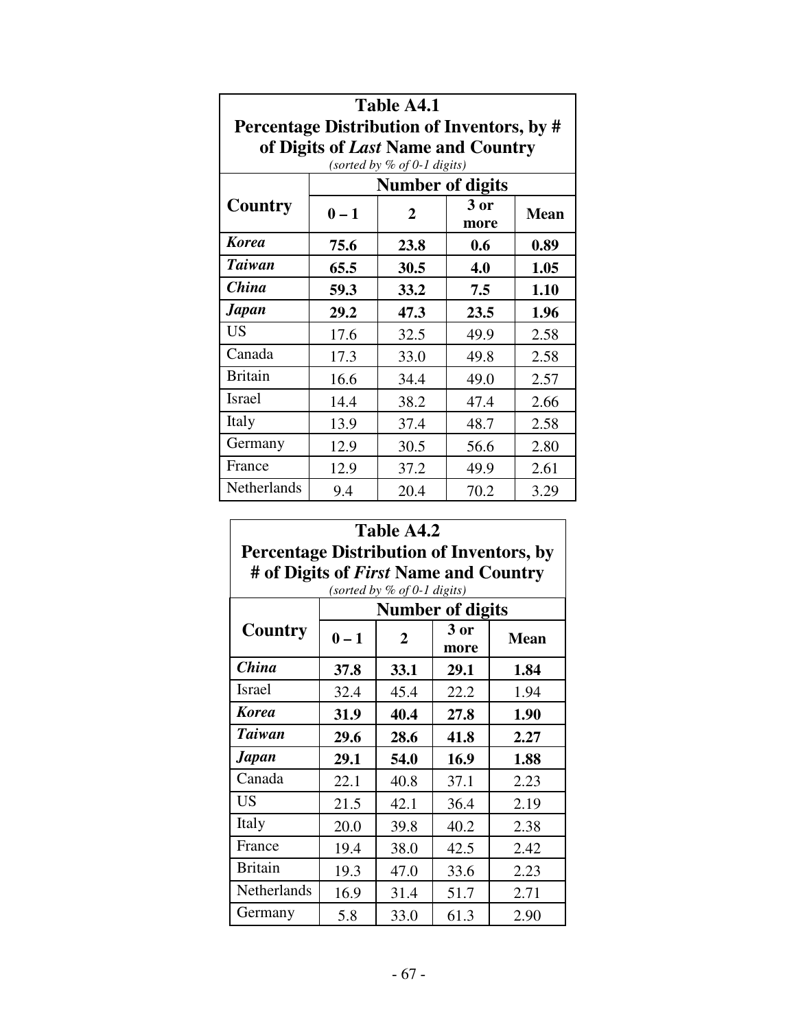**Table A4.1**
**Percentage Distribution of Inventors, by # of Digits of *Last* Name and Country**
*(sorted by % of 0-1 digits)*

| Country | Number of digits | | | |
|---|---|---|---|---|
| | 0 – 1 | 2 | 3 or more | Mean |
| ***Korea*** | **75.6** | **23.8** | **0.6** | **0.89** |
| ***Taiwan*** | **65.5** | **30.5** | **4.0** | **1.05** |
| ***China*** | **59.3** | **33.2** | **7.5** | **1.10** |
| ***Japan*** | **29.2** | **47.3** | **23.5** | **1.96** |
| US | 17.6 | 32.5 | 49.9 | 2.58 |
| Canada | 17.3 | 33.0 | 49.8 | 2.58 |
| Britain | 16.6 | 34.4 | 49.0 | 2.57 |
| Israel | 14.4 | 38.2 | 47.4 | 2.66 |
| Italy | 13.9 | 37.4 | 48.7 | 2.58 |
| Germany | 12.9 | 30.5 | 56.6 | 2.80 |
| France | 12.9 | 37.2 | 49.9 | 2.61 |
| Netherlands | 9.4 | 20.4 | 70.2 | 3.29 |

**Table A4.2**
**Percentage Distribution of Inventors, by # of Digits of *First* Name and Country**
*(sorted by % of 0-1 digits)*

| Country | Number of digits | | | |
|---|---|---|---|---|
| | 0 – 1 | 2 | 3 or more | Mean |
| ***China*** | **37.8** | **33.1** | **29.1** | **1.84** |
| Israel | 32.4 | 45.4 | 22.2 | 1.94 |
| ***Korea*** | **31.9** | **40.4** | **27.8** | **1.90** |
| ***Taiwan*** | **29.6** | **28.6** | **41.8** | **2.27** |
| ***Japan*** | **29.1** | **54.0** | **16.9** | **1.88** |
| Canada | 22.1 | 40.8 | 37.1 | 2.23 |
| US | 21.5 | 42.1 | 36.4 | 2.19 |
| Italy | 20.0 | 39.8 | 40.2 | 2.38 |
| France | 19.4 | 38.0 | 42.5 | 2.42 |
| Britain | 19.3 | 47.0 | 33.6 | 2.23 |
| Netherlands | 16.9 | 31.4 | 51.7 | 2.71 |
| Germany | 5.8 | 33.0 | 61.3 | 2.90 |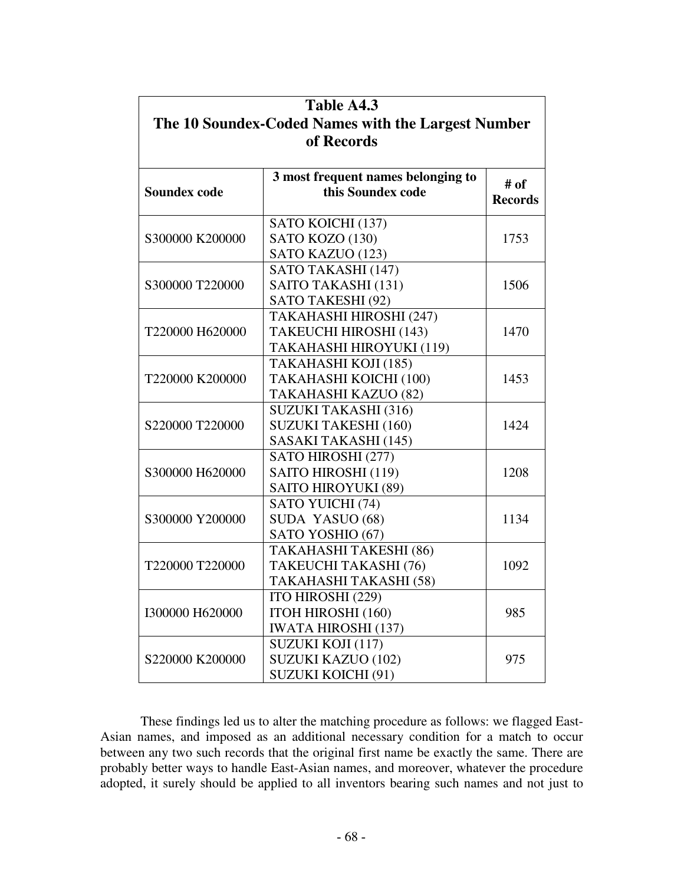**Table A4.3**
**The 10 Soundex-Coded Names with the Largest Number of Records**

| Soundex code | 3 most frequent names belonging to this Soundex code | # of Records |
|---|---|---|
| S300000 K200000 | SATO KOICHI (137)<br>SATO KOZO (130)<br>SATO KAZUO (123) | 1753 |
| S300000 T220000 | SATO TAKASHI (147)<br>SAITO TAKASHI (131)<br>SATO TAKESHI (92) | 1506 |
| T220000 H620000 | TAKAHASHI HIROSHI (247)<br>TAKEUCHI HIROSHI (143)<br>TAKAHASHI HIROYUKI (119) | 1470 |
| T220000 K200000 | TAKAHASHI KOJI (185)<br>TAKAHASHI KOICHI (100)<br>TAKAHASHI KAZUO (82) | 1453 |
| S220000 T220000 | SUZUKI TAKASHI (316)<br>SUZUKI TAKESHI (160)<br>SASAKI TAKASHI (145) | 1424 |
| S300000 H620000 | SATO HIROSHI (277)<br>SAITO HIROSHI (119)<br>SAITO HIROYUKI (89) | 1208 |
| S300000 Y200000 | SATO YUICHI (74)<br>SUDA YASUO (68)<br>SATO YOSHIO (67) | 1134 |
| T220000 T220000 | TAKAHASHI TAKESHI (86)<br>TAKEUCHI TAKASHI (76)<br>TAKAHASHI TAKASHI (58) | 1092 |
| I300000 H620000 | ITO HIROSHI (229)<br>ITOH HIROSHI (160)<br>IWATA HIROSHI (137) | 985 |
| S220000 K200000 | SUZUKI KOJI (117)<br>SUZUKI KAZUO (102)<br>SUZUKI KOICHI (91) | 975 |

These findings led us to alter the matching procedure as follows: we flagged East-Asian names, and imposed as an additional necessary condition for a match to occur between any two such records that the original first name be exactly the same. There are probably better ways to handle East-Asian names, and moreover, whatever the procedure adopted, it surely should be applied to all inventors bearing such names and not just to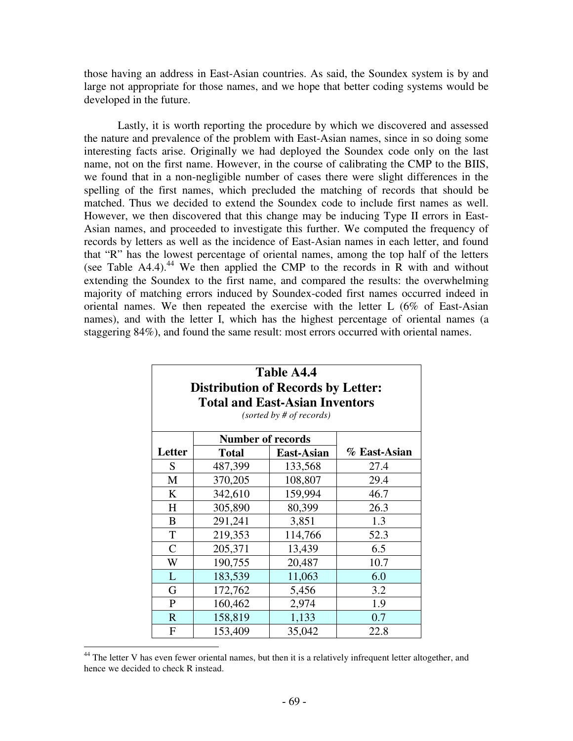those having an address in East-Asian countries. As said, the Soundex system is by and large not appropriate for those names, and we hope that better coding systems would be developed in the future.

Lastly, it is worth reporting the procedure by which we discovered and assessed the nature and prevalence of the problem with East-Asian names, since in so doing some interesting facts arise. Originally we had deployed the Soundex code only on the last name, not on the first name. However, in the course of calibrating the CMP to the BIIS, we found that in a non-negligible number of cases there were slight differences in the spelling of the first names, which precluded the matching of records that should be matched. Thus we decided to extend the Soundex code to include first names as well. However, we then discovered that this change may be inducing Type II errors in East-Asian names, and proceeded to investigate this further. We computed the frequency of records by letters as well as the incidence of East-Asian names in each letter, and found that "R" has the lowest percentage of oriental names, among the top half of the letters (see Table A4.4).[44] We then applied the CMP to the records in R with and without extending the Soundex to the first name, and compared the results: the overwhelming majority of matching errors induced by Soundex-coded first names occurred indeed in oriental names. We then repeated the exercise with the letter L (6% of East-Asian names), and with the letter I, which has the highest percentage of oriental names (a staggering 84%), and found the same result: most errors occurred with oriental names.

**Table A4.4**
**Distribution of Records by Letter: Total and East-Asian Inventors**
*(sorted by # of records)*

| Letter | Number of records | | % East-Asian |
|---|---|---|---|
| | Total | East-Asian | |
| S | 487,399 | 133,568 | 27.4 |
| M | 370,205 | 108,807 | 29.4 |
| K | 342,610 | 159,994 | 46.7 |
| H | 305,890 | 80,399 | 26.3 |
| B | 291,241 | 3,851 | 1.3 |
| T | 219,353 | 114,766 | 52.3 |
| C | 205,371 | 13,439 | 6.5 |
| W | 190,755 | 20,487 | 10.7 |
| L | 183,539 | 11,063 | 6.0 |
| G | 172,762 | 5,456 | 3.2 |
| P | 160,462 | 2,974 | 1.9 |
| R | 158,819 | 1,133 | 0.7 |
| F | 153,409 | 35,042 | 22.8 |

[44] The letter V has even fewer oriental names, but then it is a relatively infrequent letter altogether, and hence we decided to check R instead.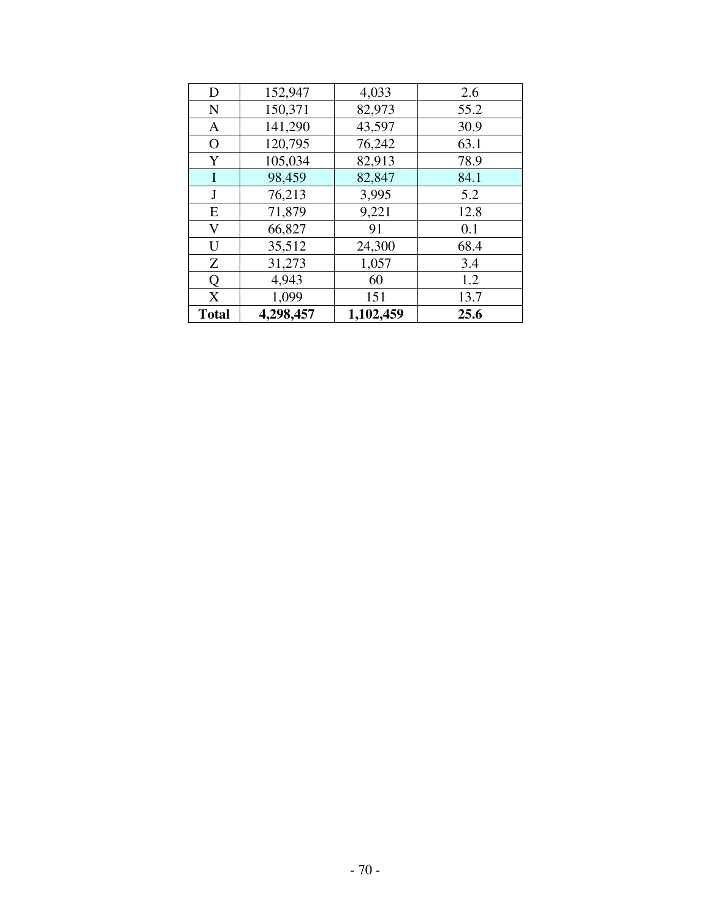| D | 152,947 | 4,033 | 2.6 |
|---|---|---|---|
| N | 150,371 | 82,973 | 55.2 |
| A | 141,290 | 43,597 | 30.9 |
| O | 120,795 | 76,242 | 63.1 |
| Y | 105,034 | 82,913 | 78.9 |
| I | 98,459 | 82,847 | 84.1 |
| J | 76,213 | 3,995 | 5.2 |
| E | 71,879 | 9,221 | 12.8 |
| V | 66,827 | 91 | 0.1 |
| U | 35,512 | 24,300 | 68.4 |
| Z | 31,273 | 1,057 | 3.4 |
| Q | 4,943 | 60 | 1.2 |
| X | 1,099 | 151 | 13.7 |
| **Total** | **4,298,457** | **1,102,459** | **25.6** |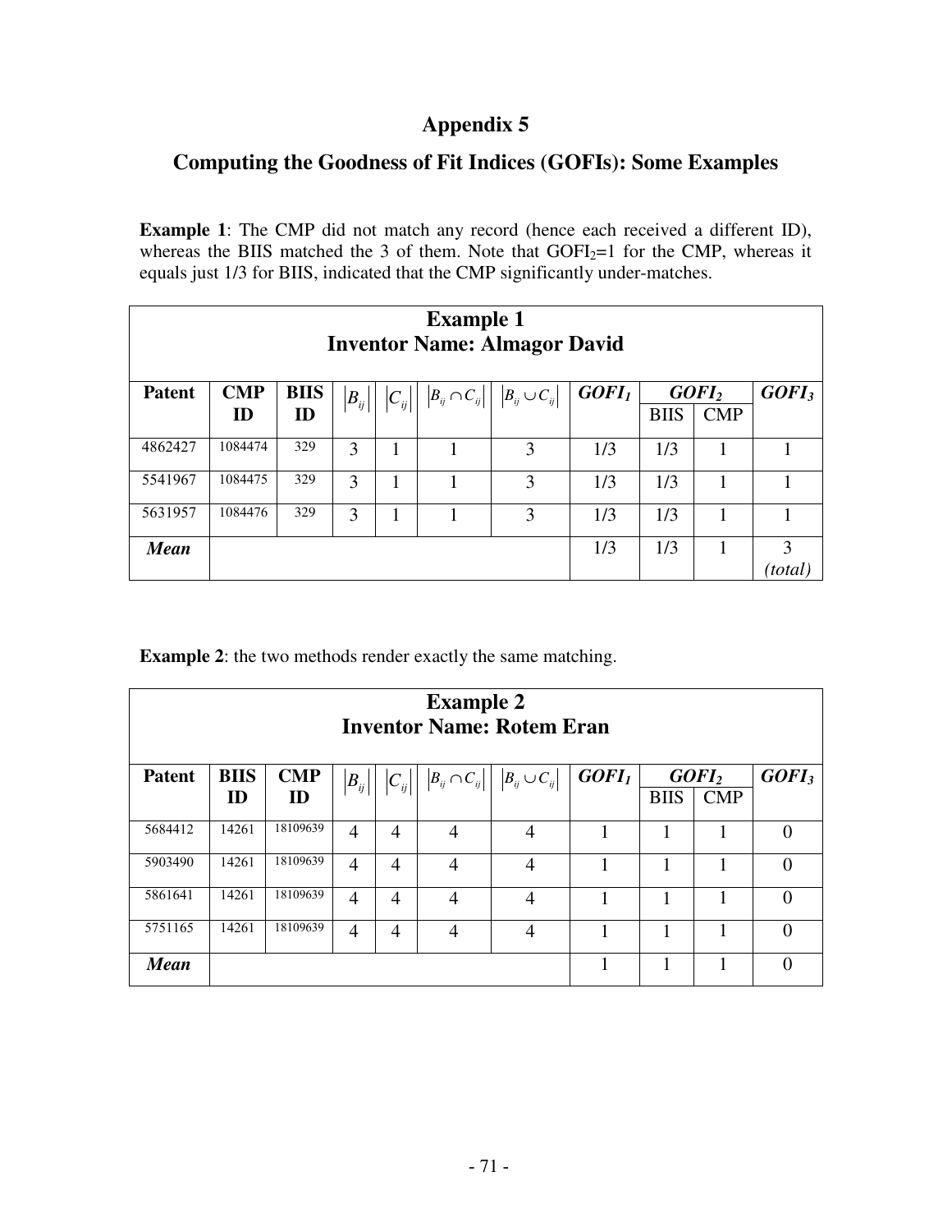# Appendix 5

## Computing the Goodness of Fit Indices (GOFIs): Some Examples

**Example 1**: The CMP did not match any record (hence each received a different ID), whereas the BIIS matched the 3 of them. Note that $GOFI_2$=1 for the CMP, whereas it equals just 1/3 for BIIS, indicated that the CMP significantly under-matches.

| **Example 1<br>Inventor Name: Almagor David** | | | | | | | | | | |
|---|---|---|---|---|---|---|---|---|---|---|
| **Patent** | **CMP ID** | **BIIS ID** | $\lvert B_{ij}\rvert$ | $\lvert C_{ij}\rvert$ | $\lvert B_{ij} \cap C_{ij}\rvert$ | $\lvert B_{ij} \cup C_{ij}\rvert$ | ***GOFI₁*** | ***GOFI₂*** | | ***GOFI₃*** |
| | | | | | | | | BIIS | CMP | |
| 4862427 | 1084474 | 329 | 3 | 1 | 1 | 3 | 1/3 | 1/3 | 1 | 1 |
| 5541967 | 1084475 | 329 | 3 | 1 | 1 | 3 | 1/3 | 1/3 | 1 | 1 |
| 5631957 | 1084476 | 329 | 3 | 1 | 1 | 3 | 1/3 | 1/3 | 1 | 1 |
| ***Mean*** | | | | | | | 1/3 | 1/3 | 1 | 3 *(total)* |

**Example 2**: the two methods render exactly the same matching.

| **Example 2<br>Inventor Name: Rotem Eran** | | | | | | | | | | |
|---|---|---|---|---|---|---|---|---|---|---|
| **Patent** | **BIIS ID** | **CMP ID** | $\lvert B_{ij}\rvert$ | $\lvert C_{ij}\rvert$ | $\lvert B_{ij} \cap C_{ij}\rvert$ | $\lvert B_{ij} \cup C_{ij}\rvert$ | ***GOFI₁*** | ***GOFI₂*** | | ***GOFI₃*** |
| | | | | | | | | BIIS | CMP | |
| 5684412 | 14261 | 18109639 | 4 | 4 | 4 | 4 | 1 | 1 | 1 | 0 |
| 5903490 | 14261 | 18109639 | 4 | 4 | 4 | 4 | 1 | 1 | 1 | 0 |
| 5861641 | 14261 | 18109639 | 4 | 4 | 4 | 4 | 1 | 1 | 1 | 0 |
| 5751165 | 14261 | 18109639 | 4 | 4 | 4 | 4 | 1 | 1 | 1 | 0 |
| ***Mean*** | | | | | | | 1 | 1 | 1 | 0 |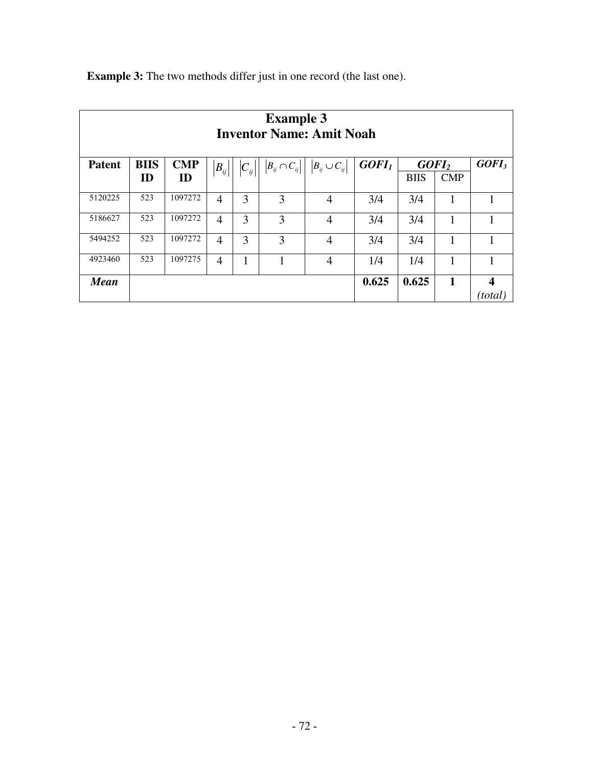**Example 3:** The two methods differ just in one record (the last one).

| Example 3<br>Inventor Name: Amit Noah | | | | | | | | | | |
|---|---|---|---|---|---|---|---|---|---|---|
| **Patent** | **BIIS ID** | **CMP ID** | $\lvert B_{ij} \rvert$ | $\lvert C_{ij} \rvert$ | $\lvert B_{ij} \cap C_{ij} \rvert$ | $\lvert B_{ij} \cup C_{ij} \rvert$ | ***GOFI₁*** | ***GOFI₂*** | | ***GOFI₃*** |
| | | | | | | | | BIIS | CMP | |
| 5120225 | 523 | 1097272 | 4 | 3 | 3 | 4 | 3/4 | 3/4 | 1 | 1 |
| 5186627 | 523 | 1097272 | 4 | 3 | 3 | 4 | 3/4 | 3/4 | 1 | 1 |
| 5494252 | 523 | 1097272 | 4 | 3 | 3 | 4 | 3/4 | 3/4 | 1 | 1 |
| 4923460 | 523 | 1097275 | 4 | 1 | 1 | 4 | 1/4 | 1/4 | 1 | 1 |
| ***Mean*** | | | | | | | **0.625** | **0.625** | **1** | **4** *(total)* |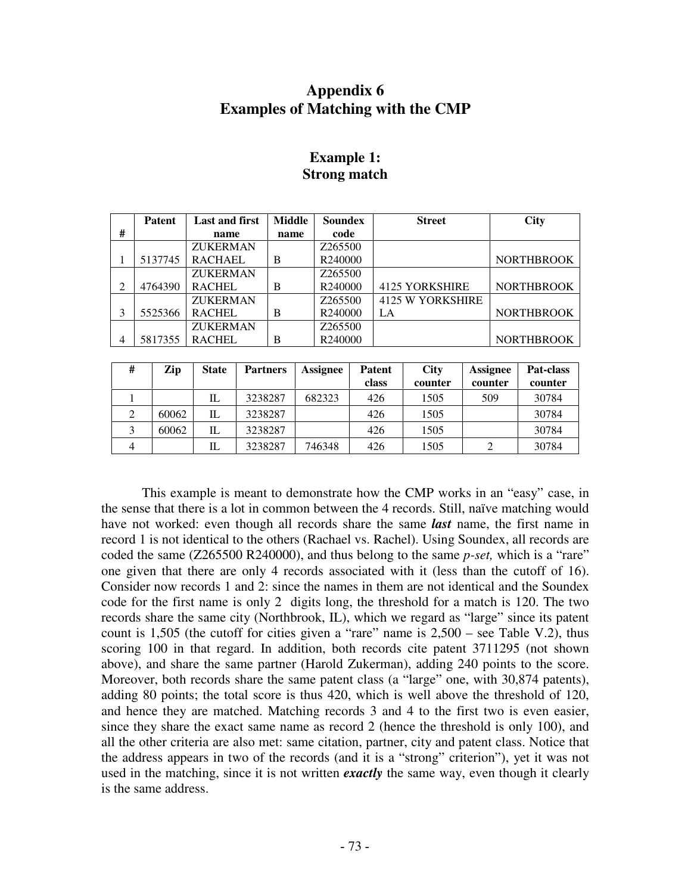# Appendix 6
# Examples of Matching with the CMP

## Example 1:
## Strong match

| # | Patent | Last and first name | Middle name | Soundex code | Street | City |
|---|---|---|---|---|---|---|
| 1 | 5137745 | ZUKERMAN RACHAEL | B | Z265500 R240000 | | NORTHBROOK |
| 2 | 4764390 | ZUKERMAN RACHEL | B | Z265500 R240000 | 4125 YORKSHIRE | NORTHBROOK |
| 3 | 5525366 | ZUKERMAN RACHEL | B | Z265500 R240000 | 4125 W YORKSHIRE LA | NORTHBROOK |
| 4 | 5817355 | ZUKERMAN RACHEL | B | Z265500 R240000 | | NORTHBROOK |

| # | Zip | State | Partners | Assignee | Patent class | City counter | Assignee counter | Pat-class counter |
|---|---|---|---|---|---|---|---|---|
| 1 | | IL | 3238287 | 682323 | 426 | 1505 | 509 | 30784 |
| 2 | 60062 | IL | 3238287 | | 426 | 1505 | | 30784 |
| 3 | 60062 | IL | 3238287 | | 426 | 1505 | | 30784 |
| 4 | | IL | 3238287 | 746348 | 426 | 1505 | 2 | 30784 |

This example is meant to demonstrate how the CMP works in an "easy" case, in the sense that there is a lot in common between the 4 records. Still, naïve matching would have not worked: even though all records share the same ***last*** name, the first name in record 1 is not identical to the others (Rachael vs. Rachel). Using Soundex, all records are coded the same (Z265500 R240000), and thus belong to the same *p-set,* which is a "rare" one given that there are only 4 records associated with it (less than the cutoff of 16). Consider now records 1 and 2: since the names in them are not identical and the Soundex code for the first name is only 2 digits long, the threshold for a match is 120. The two records share the same city (Northbrook, IL), which we regard as "large" since its patent count is 1,505 (the cutoff for cities given a "rare" name is 2,500 – see Table V.2), thus scoring 100 in that regard. In addition, both records cite patent 3711295 (not shown above), and share the same partner (Harold Zukerman), adding 240 points to the score. Moreover, both records share the same patent class (a "large" one, with 30,874 patents), adding 80 points; the total score is thus 420, which is well above the threshold of 120, and hence they are matched. Matching records 3 and 4 to the first two is even easier, since they share the exact same name as record 2 (hence the threshold is only 100), and all the other criteria are also met: same citation, partner, city and patent class. Notice that the address appears in two of the records (and it is a "strong" criterion"), yet it was not used in the matching, since it is not written ***exactly*** the same way, even though it clearly is the same address.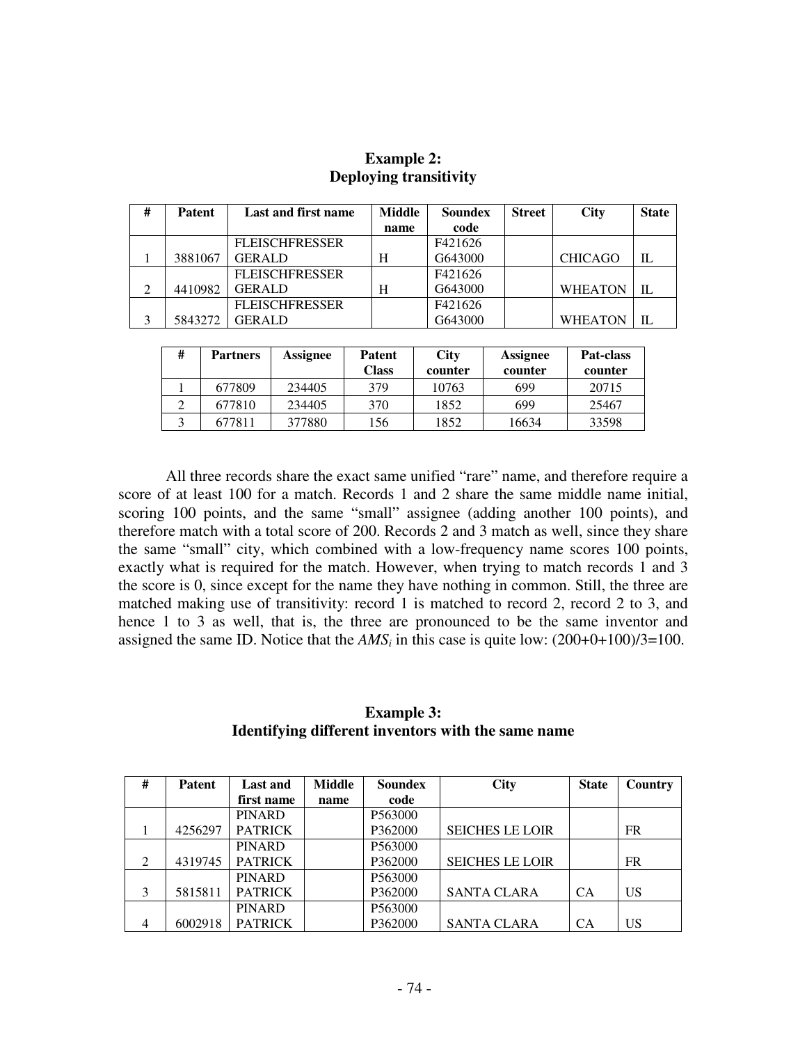**Example 2:**
**Deploying transitivity**

| # | Patent | Last and first name | Middle name | Soundex code | Street | City | State |
|---|---|---|---|---|---|---|---|
| 1 | 3881067 | FLEISCHFRESSER GERALD | H | F421626 G643000 | | CHICAGO | IL |
| 2 | 4410982 | FLEISCHFRESSER GERALD | H | F421626 G643000 | | WHEATON | IL |
| 3 | 5843272 | FLEISCHFRESSER GERALD | | F421626 G643000 | | WHEATON | IL |

| # | Partners | Assignee | Patent Class | City counter | Assignee counter | Pat-class counter |
|---|---|---|---|---|---|---|
| 1 | 677809 | 234405 | 379 | 10763 | 699 | 20715 |
| 2 | 677810 | 234405 | 370 | 1852 | 699 | 25467 |
| 3 | 677811 | 377880 | 156 | 1852 | 16634 | 33598 |

All three records share the exact same unified "rare" name, and therefore require a score of at least 100 for a match. Records 1 and 2 share the same middle name initial, scoring 100 points, and the same "small" assignee (adding another 100 points), and therefore match with a total score of 200. Records 2 and 3 match as well, since they share the same "small" city, which combined with a low-frequency name scores 100 points, exactly what is required for the match. However, when trying to match records 1 and 3 the score is 0, since except for the name they have nothing in common. Still, the three are matched making use of transitivity: record 1 is matched to record 2, record 2 to 3, and hence 1 to 3 as well, that is, the three are pronounced to be the same inventor and assigned the same ID. Notice that the $AMS_i$ in this case is quite low: (200+0+100)/3=100.

**Example 3:**
**Identifying different inventors with the same name**

| # | Patent | Last and first name | Middle name | Soundex code | City | State | Country |
|---|---|---|---|---|---|---|---|
| 1 | 4256297 | PINARD PATRICK | | P563000 P362000 | SEICHES LE LOIR | | FR |
| 2 | 4319745 | PINARD PATRICK | | P563000 P362000 | SEICHES LE LOIR | | FR |
| 3 | 5815811 | PINARD PATRICK | | P563000 P362000 | SANTA CLARA | CA | US |
| 4 | 6002918 | PINARD PATRICK | | P563000 P362000 | SANTA CLARA | CA | US |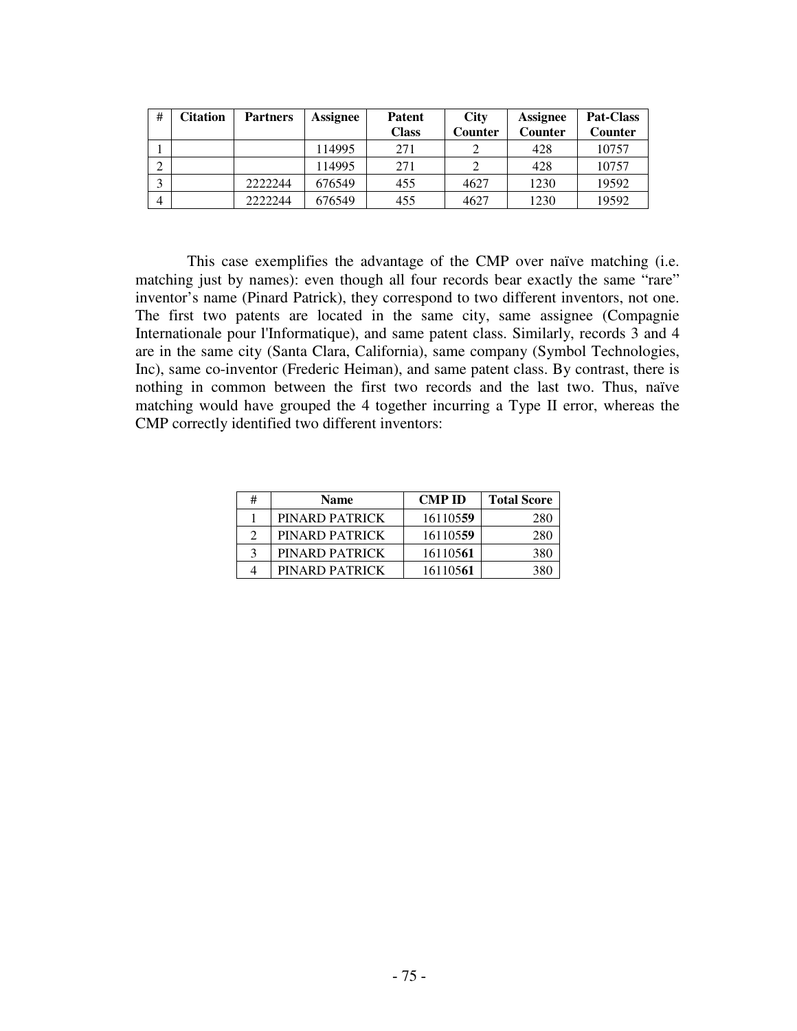| # | Citation | Partners | Assignee | Patent Class | City Counter | Assignee Counter | Pat-Class Counter |
|---|---|---|---|---|---|---|---|
| 1 | | | 114995 | 271 | 2 | 428 | 10757 |
| 2 | | | 114995 | 271 | 2 | 428 | 10757 |
| 3 | | 2222244 | 676549 | 455 | 4627 | 1230 | 19592 |
| 4 | | 2222244 | 676549 | 455 | 4627 | 1230 | 19592 |

This case exemplifies the advantage of the CMP over naïve matching (i.e. matching just by names): even though all four records bear exactly the same "rare" inventor's name (Pinard Patrick), they correspond to two different inventors, not one. The first two patents are located in the same city, same assignee (Compagnie Internationale pour l'Informatique), and same patent class. Similarly, records 3 and 4 are in the same city (Santa Clara, California), same company (Symbol Technologies, Inc), same co-inventor (Frederic Heiman), and same patent class. By contrast, there is nothing in common between the first two records and the last two. Thus, naïve matching would have grouped the 4 together incurring a Type II error, whereas the CMP correctly identified two different inventors:

| # | Name | CMP ID | Total Score |
|---|---|---|---|
| 1 | PINARD PATRICK | 161105**59** | 280 |
| 2 | PINARD PATRICK | 161105**59** | 280 |
| 3 | PINARD PATRICK | 161105**61** | 380 |
| 4 | PINARD PATRICK | 161105**61** | 380 |